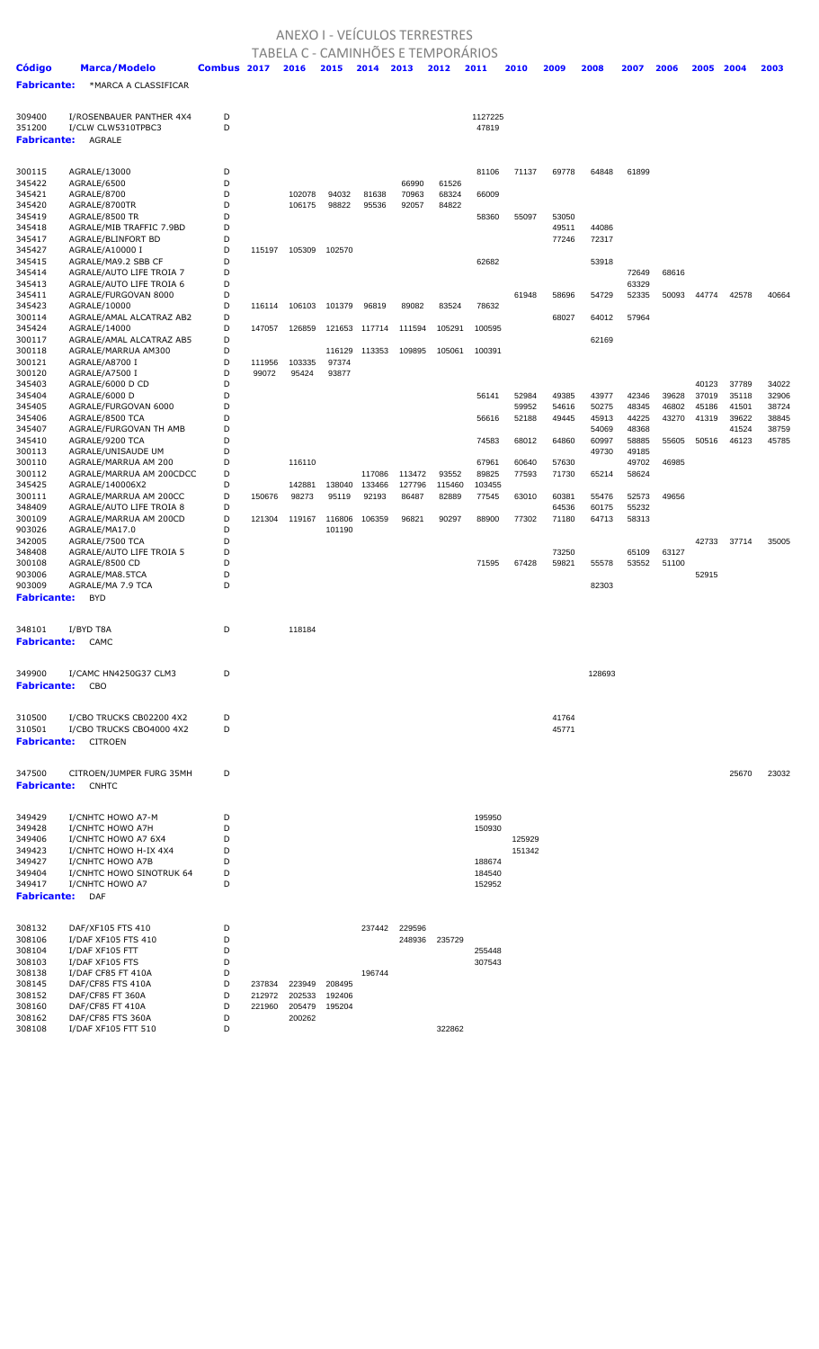# ANEXO I - VEÍCULOS TERRESTRES

## TABELA C - CAMINHÕES E TEMPORÁRIOS

| Código | Marca/Modelo | Combus | 2017 | 2016 | 2015 | 2014 | 2013 | 2012 | 2011 | 2010 | 2009 | 2008 | 2007 | 2006 | 2005 | 2004 | 2003 |
|---|---|---|---|---|---|---|---|---|---|---|---|---|---|---|---|---|---|
| **Fabricante:** | *MARCA A CLASSIFICAR | | | | | | | | | | | | | | | | |
| 309400 | I/ROSENBAUER PANTHER 4X4 | D | | | | | | | 1127225 | | | | | | | | |
| 351200 | I/CLW CLW5310TPBC3 | D | | | | | | | 47819 | | | | | | | | |
| **Fabricante:** | AGRALE | | | | | | | | | | | | | | | | |
| 300115 | AGRALE/13000 | D | | | | | | | 81106 | 71137 | 69778 | 64848 | 61899 | | | | |
| 345422 | AGRALE/6500 | D | | | | | 66990 | 61526 | | | | | | | | | |
| 345421 | AGRALE/8700 | D | | 102078 | 94032 | 81638 | 70963 | 68324 | 66009 | | | | | | | | |
| 345420 | AGRALE/8700TR | D | | 106175 | 98822 | 95536 | 92057 | 84822 | | | | | | | | | |
| 345419 | AGRALE/8500 TR | D | | | | | | | 58360 | 55097 | 53050 | | | | | | |
| 345418 | AGRALE/MIB TRAFFIC 7.9BD | D | | | | | | | | | 49511 | 44086 | | | | | |
| 345417 | AGRALE/BLINFORT BD | D | | | | | | | | | 77246 | 72317 | | | | | |
| 345427 | AGRALE/A10000 I | D | 115197 | 105309 | 102570 | | | | | | | | | | | | |
| 345415 | AGRALE/MA9.2 SBB CF | D | | | | | | | 62682 | | | 53918 | | | | | |
| 345414 | AGRALE/AUTO LIFE TROIA 7 | D | | | | | | | | | | | 72649 | 68616 | | | |
| 345413 | AGRALE/AUTO LIFE TROIA 6 | D | | | | | | | | | | | 63329 | | | | |
| 345411 | AGRALE/FURGOVAN 8000 | D | | | | | | | | 61948 | 58696 | 54729 | 52335 | 50093 | 44774 | 42578 | 40664 |
| 345423 | AGRALE/10000 | D | 116114 | 106103 | 101379 | 96819 | 89082 | 83524 | 78632 | | | | | | | | |
| 300114 | AGRALE/AMAL ALCATRAZ AB2 | D | | | | | | | | | 68027 | 64012 | 57964 | | | | |
| 345424 | AGRALE/14000 | D | 147057 | 126859 | 121653 | 117714 | 111594 | 105291 | 100595 | | | | | | | | |
| 300117 | AGRALE/AMAL ALCATRAZ AB5 | D | | | | | | | | | | 62169 | | | | | |
| 300118 | AGRALE/MARRUA AM300 | D | | | 116129 | 113353 | 109895 | 105061 | 100391 | | | | | | | | |
| 300121 | AGRALE/A8700 I | D | 111956 | 103335 | 97374 | | | | | | | | | | | | |
| 300120 | AGRALE/A7500 I | D | 99072 | 95424 | 93877 | | | | | | | | | | | | |
| 345403 | AGRALE/6000 D CD | D | | | | | | | | | | | | | 40123 | 37789 | 34022 |
| 345404 | AGRALE/6000 D | D | | | | | | | 56141 | 52984 | 49385 | 43977 | 42346 | 39628 | 37019 | 35118 | 32906 |
| 345405 | AGRALE/FURGOVAN 6000 | D | | | | | | | | 59952 | 54616 | 50275 | 48345 | 46802 | 45186 | 41501 | 38724 |
| 345406 | AGRALE/8500 TCA | D | | | | | | | 56616 | 52188 | 49445 | 45913 | 44225 | 43270 | 41319 | 39622 | 38845 |
| 345407 | AGRALE/FURGOVAN TH AMB | D | | | | | | | | | | 54069 | 48368 | | | 41524 | 38759 |
| 345410 | AGRALE/9200 TCA | D | | | | | | | 74583 | 68012 | 64860 | 60997 | 58885 | 55605 | 50516 | 46123 | 45785 |
| 300113 | AGRALE/UNISAUDE UM | D | | | | | | | | | | 49730 | 49185 | | | | |
| 300110 | AGRALE/MARRUA AM 200 | D | | 116110 | | | | | 67961 | 60640 | 57630 | | 49702 | 46985 | | | |
| 300112 | AGRALE/MARRUA AM 200CDCC | D | | | | 117086 | 113472 | 93552 | 89825 | 77593 | 71730 | 65214 | 58624 | | | | |
| 345425 | AGRALE/140006X2 | D | | 142881 | 138040 | 133466 | 127796 | 115460 | 103455 | | | | | | | | |
| 300111 | AGRALE/MARRUA AM 200CC | D | 150676 | 98273 | 95119 | 92193 | 86487 | 82889 | 77545 | 63010 | 60381 | 55476 | 52573 | 49656 | | | |
| 348409 | AGRALE/AUTO LIFE TROIA 8 | D | | | | | | | | | 64536 | 60175 | 55232 | | | | |
| 300109 | AGRALE/MARRUA AM 200CD | D | 121304 | 119167 | 116806 | 106359 | 96821 | 90297 | 88900 | 77302 | 71180 | 64713 | 58313 | | | | |
| 903026 | AGRALE/MA17.0 | D | | | 101190 | | | | | | | | | | | | |
| 342005 | AGRALE/7500 TCA | D | | | | | | | | | | | | | 42733 | 37714 | 35005 |
| 348408 | AGRALE/AUTO LIFE TROIA 5 | D | | | | | | | | | 73250 | | 65109 | 63127 | | | |
| 300108 | AGRALE/8500 CD | D | | | | | | | 71595 | 67428 | 59821 | 55578 | 53552 | 51100 | | | |
| 903006 | AGRALE/MA8.5TCA | D | | | | | | | | | | | | | 52915 | | |
| 903009 | AGRALE/MA 7.9 TCA | D | | | | | | | | | | 82303 | | | | | |
| **Fabricante:** | BYD | | | | | | | | | | | | | | | | |
| 348101 | I/BYD T8A | D | | 118184 | | | | | | | | | | | | | |
| **Fabricante:** | CAMC | | | | | | | | | | | | | | | | |
| 349900 | I/CAMC HN4250G37 CLM3 | D | | | | | | | | | | 128693 | | | | | |
| **Fabricante:** | CBO | | | | | | | | | | | | | | | | |
| 310500 | I/CBO TRUCKS CB02200 4X2 | D | | | | | | | | | 41764 | | | | | | |
| 310501 | I/CBO TRUCKS CBO4000 4X2 | D | | | | | | | | | 45771 | | | | | | |
| **Fabricante:** | CITROEN | | | | | | | | | | | | | | | | |
| 347500 | CITROEN/JUMPER FURG 35MH | D | | | | | | | | | | | | | | 25670 | 23032 |
| **Fabricante:** | CNHTC | | | | | | | | | | | | | | | | |
| 349429 | I/CNHTC HOWO A7-M | D | | | | | | | 195950 | | | | | | | | |
| 349428 | I/CNHTC HOWO A7H | D | | | | | | | 150930 | | | | | | | | |
| 349406 | I/CNHTC HOWO A7 6X4 | D | | | | | | | | 125929 | | | | | | | |
| 349423 | I/CNHTC HOWO H-IX 4X4 | D | | | | | | | | 151342 | | | | | | | |
| 349427 | I/CNHTC HOWO A7B | D | | | | | | | 188674 | | | | | | | | |
| 349404 | I/CNHTC HOWO SINOTRUK 64 | D | | | | | | | 184540 | | | | | | | | |
| 349417 | I/CNHTC HOWO A7 | D | | | | | | | 152952 | | | | | | | | |
| **Fabricante:** | DAF | | | | | | | | | | | | | | | | |
| 308132 | DAF/XF105 FTS 410 | D | | | | 237442 | 229596 | | | | | | | | | | |
| 308106 | I/DAF XF105 FTS 410 | D | | | | | 248936 | 235729 | | | | | | | | | |
| 308104 | I/DAF XF105 FTT | D | | | | | | | 255448 | | | | | | | | |
| 308103 | I/DAF XF105 FTS | D | | | | | | | 307543 | | | | | | | | |
| 308138 | I/DAF CF85 FT 410A | D | | | | 196744 | | | | | | | | | | | |
| 308145 | DAF/CF85 FTS 410A | D | 237834 | 223949 | 208495 | | | | | | | | | | | | |
| 308152 | DAF/CF85 FT 360A | D | 212972 | 202533 | 192406 | | | | | | | | | | | | |
| 308160 | DAF/CF85 FT 410A | D | 221960 | 205479 | 195204 | | | | | | | | | | | | |
| 308162 | DAF/CF85 FTS 360A | D | | 200262 | | | | | | | | | | | | | |
| 308108 | I/DAF XF105 FTT 510 | D | | | | | | 322862 | | | | | | | | | |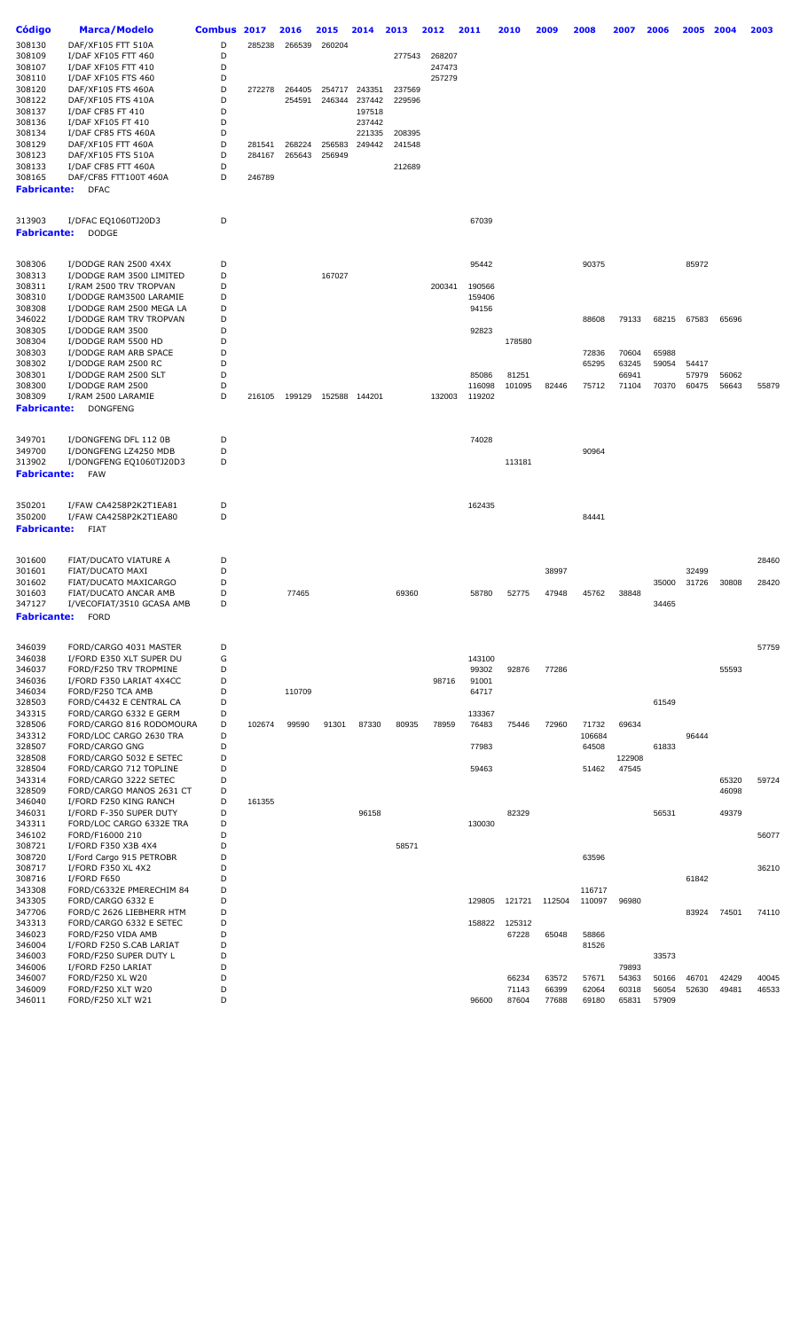| Código | Marca/Modelo | Combus | 2017 | 2016 | 2015 | 2014 | 2013 | 2012 | 2011 | 2010 | 2009 | 2008 | 2007 | 2006 | 2005 | 2004 | 2003 |
|---|---|---|---|---|---|---|---|---|---|---|---|---|---|---|---|---|---|
| 308130 | DAF/XF105 FTT 510A | D | 285238 | 266539 | 260204 | | | | | | | | | | | | |
| 308109 | I/DAF XF105 FTT 460 | D | | | | | 277543 | 268207 | | | | | | | | | |
| 308107 | I/DAF XF105 FTT 410 | D | | | | | | 247473 | | | | | | | | | |
| 308110 | I/DAF XF105 FTS 460 | D | | | | | | 257279 | | | | | | | | | |
| 308120 | DAF/XF105 FTS 460A | D | 272278 | 264405 | 254717 | 243351 | 237569 | | | | | | | | | | |
| 308122 | DAF/XF105 FTS 410A | D | | 254591 | 246344 | 237442 | 229596 | | | | | | | | | | |
| 308137 | I/DAF CF85 FT 410 | D | | | | 197518 | | | | | | | | | | | |
| 308136 | I/DAF XF105 FT 410 | D | | | | 237442 | | | | | | | | | | | |
| 308134 | I/DAF CF85 FTS 460A | D | | | | 221335 | 208395 | | | | | | | | | | |
| 308129 | DAF/XF105 FTT 460A | D | 281541 | 268224 | 256583 | 249442 | 241548 | | | | | | | | | | |
| 308123 | DAF/XF105 FTS 510A | D | 284167 | 265643 | 256949 | | | | | | | | | | | | |
| 308133 | I/DAF CF85 FTT 460A | D | | | | | 212689 | | | | | | | | | | |
| 308165 | DAF/CF85 FTT100T 460A | D | 246789 | | | | | | | | | | | | | | |
| **Fabricante:** | **DFAC** | | | | | | | | | | | | | | | | |
| 313903 | I/DFAC EQ1060TJ20D3 | D | | | | | | | 67039 | | | | | | | | |
| **Fabricante:** | **DODGE** | | | | | | | | | | | | | | | | |
| 308306 | I/DODGE RAN 2500 4X4X | D | | | | | | | 95442 | | | 90375 | | | 85972 | | |
| 308313 | I/DODGE RAM 3500 LIMITED | D | | | 167027 | | | | | | | | | | | | |
| 308311 | I/RAM 2500 TRV TROPVAN | D | | | | | | 200341 | 190566 | | | | | | | | |
| 308310 | I/DODGE RAM3500 LARAMIE | D | | | | | | | 159406 | | | | | | | | |
| 308308 | I/DODGE RAM 2500 MEGA LA | D | | | | | | | 94156 | | | | | | | | |
| 346022 | I/DODGE RAM TRV TROPVAN | D | | | | | | | | | | 88608 | 79133 | 68215 | 67583 | 65696 | |
| 308305 | I/DODGE RAM 3500 | D | | | | | | | 92823 | | | | | | | | |
| 308304 | I/DODGE RAM 5500 HD | D | | | | | | | | 178580 | | | | | | | |
| 308303 | I/DODGE RAM ARB SPACE | D | | | | | | | | | | 72836 | 70604 | 65988 | | | |
| 308302 | I/DODGE RAM 2500 RC | D | | | | | | | | | | 65295 | 63245 | 59054 | 54417 | | |
| 308301 | I/DODGE RAM 2500 SLT | D | | | | | | | 85086 | 81251 | | | 66941 | | 57979 | 56062 | |
| 308300 | I/DODGE RAM 2500 | D | | | | | | | 116098 | 101095 | 82446 | 75712 | 71104 | 70370 | 60475 | 56643 | 55879 |
| 308309 | I/RAM 2500 LARAMIE | D | 216105 | 199129 | 152588 | 144201 | | 132003 | 119202 | | | | | | | | |
| **Fabricante:** | **DONGFENG** | | | | | | | | | | | | | | | | |
| 349701 | I/DONGFENG DFL 112 0B | D | | | | | | | 74028 | | | | | | | | |
| 349700 | I/DONGFENG LZ4250 MDB | D | | | | | | | | | | 90964 | | | | | |
| 313902 | I/DONGFENG EQ1060TJ20D3 | D | | | | | | | | 113181 | | | | | | | |
| **Fabricante:** | **FAW** | | | | | | | | | | | | | | | | |
| 350201 | I/FAW CA4258P2K2T1EA81 | D | | | | | | | 162435 | | | | | | | | |
| 350200 | I/FAW CA4258P2K2T1EA80 | D | | | | | | | | | | 84441 | | | | | |
| **Fabricante:** | **FIAT** | | | | | | | | | | | | | | | | |
| 301600 | FIAT/DUCATO VIATURE A | D | | | | | | | | | | | | | | | 28460 |
| 301601 | FIAT/DUCATO MAXI | D | | | | | | | | | 38997 | | | | 32499 | | |
| 301602 | FIAT/DUCATO MAXICARGO | D | | | | | | | | | | | | 35000 | 31726 | 30808 | 28420 |
| 301603 | FIAT/DUCATO ANCAR AMB | D | | 77465 | | | 69360 | | 58780 | 52775 | 47948 | 45762 | 38848 | | | | |
| 347127 | I/VECOFIAT/3510 GCASA AMB | D | | | | | | | | | | | | 34465 | | | |
| **Fabricante:** | **FORD** | | | | | | | | | | | | | | | | |
| 346039 | FORD/CARGO 4031 MASTER | D | | | | | | | | | | | | | | | 57759 |
| 346038 | I/FORD E350 XLT SUPER DU | G | | | | | | | 143100 | | | | | | | | |
| 346037 | FORD/F250 TRV TROPMINE | D | | | | | | | 99302 | 92876 | 77286 | | | | | 55593 | |
| 346036 | I/FORD F350 LARIAT 4X4CC | D | | | | | | 98716 | 91001 | | | | | | | | |
| 346034 | FORD/F250 TCA AMB | D | | 110709 | | | | | 64717 | | | | | | | | |
| 328503 | FORD/C4432 E CENTRAL CA | D | | | | | | | | | | | | 61549 | | | |
| 343315 | FORD/CARGO 6332 E GERM | D | | | | | | | 133367 | | | | | | | | |
| 328506 | FORD/CARGO 816 RODOMOURA | D | 102674 | 99590 | 91301 | 87330 | 80935 | 78959 | 76483 | 75446 | 72960 | 71732 | 69634 | | | | |
| 343312 | FORD/LOC CARGO 2630 TRA | D | | | | | | | | | | 106684 | | | 96444 | | |
| 328507 | FORD/CARGO GNG | D | | | | | | | 77983 | | | 64508 | | 61833 | | | |
| 328508 | FORD/CARGO 5032 E SETEC | D | | | | | | | | | | | 122908 | | | | |
| 328504 | FORD/CARGO 712 TOPLINE | D | | | | | | | 59463 | | | 51462 | 47545 | | | | |
| 343314 | FORD/CARGO 3222 SETEC | D | | | | | | | | | | | | | | 65320 | 59724 |
| 328509 | FORD/CARGO MANOS 2631 CT | D | | | | | | | | | | | | | | 46098 | |
| 346040 | I/FORD F250 KING RANCH | D | 161355 | | | | | | | | | | | | | | |
| 346031 | I/FORD F-350 SUPER DUTY | D | | | | 96158 | | | | 82329 | | | | 56531 | | 49379 | |
| 343311 | FORD/LOC CARGO 6332E TRA | D | | | | | | | 130030 | | | | | | | | |
| 346102 | FORD/F16000 210 | D | | | | | | | | | | | | | | | 56077 |
| 308721 | I/FORD F350 X3B 4X4 | D | | | | | 58571 | | | | | | | | | | |
| 308720 | I/Ford Cargo 915 PETROBR | D | | | | | | | | | | 63596 | | | | | |
| 308717 | I/FORD F350 XL 4X2 | D | | | | | | | | | | | | | | | 36210 |
| 308716 | I/FORD F650 | D | | | | | | | | | | | | | 61842 | | |
| 343308 | FORD/C6332E PMERECHIM 84 | D | | | | | | | | | | 116717 | | | | | |
| 343305 | FORD/CARGO 6332 E | D | | | | | | | 129805 | 121721 | 112504 | 110097 | 96980 | | | | |
| 347706 | FORD/C 2626 LIEBHERR HTM | D | | | | | | | | | | | | | 83924 | 74501 | 74110 |
| 343313 | FORD/CARGO 6332 E SETEC | D | | | | | | | 158822 | 125312 | | | | | | | |
| 346023 | FORD/F250 VIDA AMB | D | | | | | | | | 67228 | 65048 | 58866 | | | | | |
| 346004 | I/FORD F250 S.CAB LARIAT | D | | | | | | | | | | 81526 | | | | | |
| 346003 | FORD/F250 SUPER DUTY L | D | | | | | | | | | | | | 33573 | | | |
| 346006 | I/FORD F250 LARIAT | D | | | | | | | | | | | 79893 | | | | |
| 346007 | FORD/F250 XL W20 | D | | | | | | | | 66234 | 63572 | 57671 | 54363 | 50166 | 46701 | 42429 | 40045 |
| 346009 | FORD/F250 XLT W20 | D | | | | | | | | 71143 | 66399 | 62064 | 60318 | 56054 | 52630 | 49481 | 46533 |
| 346011 | FORD/F250 XLT W21 | D | | | | | | | 96600 | 87604 | 77688 | 69180 | 65831 | 57909 | | | |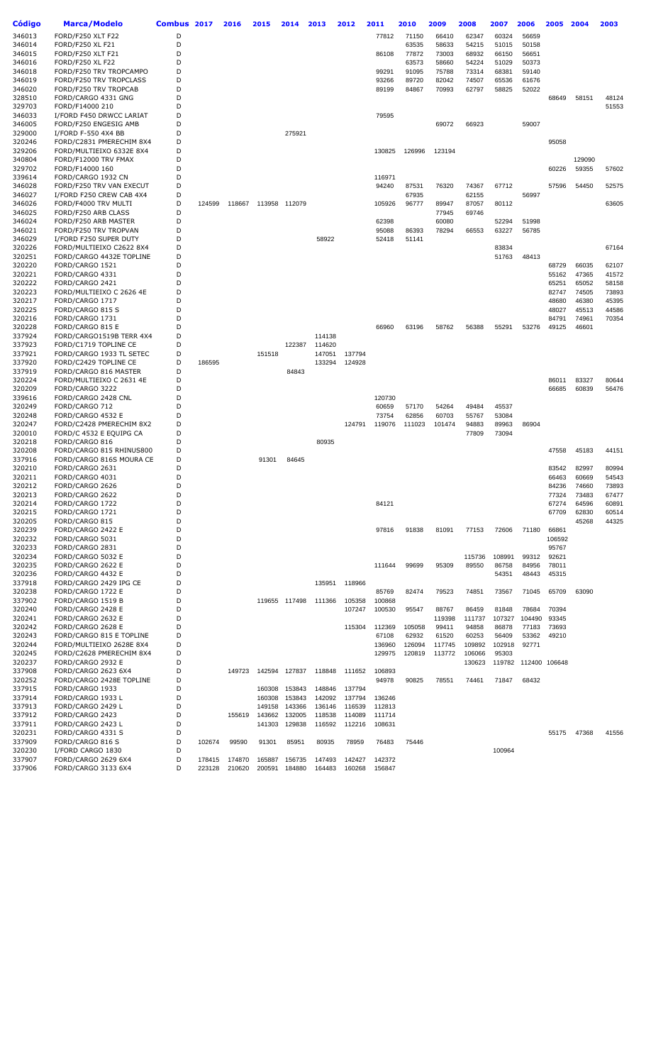| Código | Marca/Modelo | Combus | 2017 | 2016 | 2015 | 2014 | 2013 | 2012 | 2011 | 2010 | 2009 | 2008 | 2007 | 2006 | 2005 | 2004 | 2003 |
|---|---|---|---|---|---|---|---|---|---|---|---|---|---|---|---|---|---|
| 346013 | FORD/F250 XLT F22 | D | | | | | | | 77812 | 71150 | 66410 | 62347 | 60324 | 56659 | | | |
| 346014 | FORD/F250 XL F21 | D | | | | | | | | 63535 | 58633 | 54215 | 51015 | 50158 | | | |
| 346015 | FORD/F250 XLT F21 | D | | | | | | | 86108 | 77872 | 73003 | 68932 | 66150 | 56651 | | | |
| 346016 | FORD/F250 XL F22 | D | | | | | | | | 63573 | 58660 | 54224 | 51029 | 50373 | | | |
| 346018 | FORD/F250 TRV TROPCAMPO | D | | | | | | | 99291 | 91095 | 75788 | 73314 | 68381 | 59140 | | | |
| 346019 | FORD/F250 TRV TROPCLASS | D | | | | | | | 93266 | 89720 | 82042 | 74507 | 65536 | 61676 | | | |
| 346020 | FORD/F250 TRV TROPCAB | D | | | | | | | 89199 | 84867 | 70993 | 62797 | 58825 | 52022 | | | |
| 328510 | FORD/CARGO 4331 GNG | D | | | | | | | | | | | | | 68649 | 58151 | 48124 |
| 329703 | FORD/F14000 210 | D | | | | | | | | | | | | | | | 51553 |
| 346033 | I/FORD F450 DRWCC LARIAT | D | | | | | | | 79595 | | | | | | | | |
| 346005 | FORD/F250 ENGESIG AMB | D | | | | | | | | | 69072 | 66923 | | 59007 | | | |
| 329000 | I/FORD F-550 4X4 BB | D | | | | 275921 | | | | | | | | | | | |
| 320246 | FORD/C2831 PMERECHIM 8X4 | D | | | | | | | | | | | | | 95058 | | |
| 329206 | FORD/MULTIEIXO 6332E 8X4 | D | | | | | | | 130825 | 126996 | 123194 | | | | | | |
| 340804 | FORD/F12000 TRV FMAX | D | | | | | | | | | | | | | | 129090 | |
| 329702 | FORD/F14000 160 | D | | | | | | | | | | | | | 60226 | 59355 | 57602 |
| 339614 | FORD/CARGO 1932 CN | D | | | | | | | 116971 | | | | | | | | |
| 346028 | FORD/F250 TRV VAN EXECUT | D | | | | | | | 94240 | 87531 | 76320 | 74367 | 67712 | | 57596 | 54450 | 52575 |
| 346027 | I/FORD F250 CREW CAB 4X4 | D | | | | | | | | 67935 | | 62155 | | 56997 | | | |
| 346026 | FORD/F4000 TRV MULTI | D | 124599 | 118667 | 113958 | 112079 | | | 105926 | 96777 | 89947 | 87057 | 80112 | | | | 63605 |
| 346025 | FORD/F250 ARB CLASS | D | | | | | | | | | 77945 | 69746 | | | | | |
| 346024 | FORD/F250 ARB MASTER | D | | | | | | | 62398 | | 60080 | | 52294 | 51998 | | | |
| 346021 | FORD/F250 TRV TROPVAN | D | | | | | | | 95088 | 86393 | 78294 | 66553 | 63227 | 56785 | | | |
| 346029 | I/FORD F250 SUPER DUTY | D | | | | | 58922 | | 52418 | 51141 | | | | | | | |
| 320226 | FORD/MULTIEIXO C2622 8X4 | D | | | | | | | | | | | 83834 | | | | 67164 |
| 320251 | FORD/CARGO 4432E TOPLINE | D | | | | | | | | | | | 51763 | 48413 | | | |
| 320220 | FORD/CARGO 1521 | D | | | | | | | | | | | | | 68729 | 66035 | 62107 |
| 320221 | FORD/CARGO 4331 | D | | | | | | | | | | | | | 55162 | 47365 | 41572 |
| 320222 | FORD/CARGO 2421 | D | | | | | | | | | | | | | 65251 | 65052 | 58158 |
| 320223 | FORD/MULTIEIXO C 2626 4E | D | | | | | | | | | | | | | 82747 | 74505 | 73893 |
| 320217 | FORD/CARGO 1717 | D | | | | | | | | | | | | | 48680 | 46380 | 45395 |
| 320225 | FORD/CARGO 815 S | D | | | | | | | | | | | | | 48027 | 45513 | 44586 |
| 320216 | FORD/CARGO 1731 | D | | | | | | | | | | | | | 84791 | 74961 | 70354 |
| 320228 | FORD/CARGO 815 E | D | | | | | | | 66960 | 63196 | 58762 | 56388 | 55291 | 53276 | 49125 | 46601 | |
| 337924 | FORD/CARGO1519B TERR 4X4 | D | | | | | 114138 | | | | | | | | | | |
| 337923 | FORD/C1719 TOPLINE CE | D | | | | 122387 | 114620 | | | | | | | | | | |
| 337921 | FORD/CARGO 1933 TL SETEC | D | | | 151518 | | 147051 | 137794 | | | | | | | | | |
| 337920 | FORD/C2429 TOPLINE CE | D | 186595 | | | | 133294 | 124928 | | | | | | | | | |
| 337919 | FORD/CARGO 816 MASTER | D | | | | 84843 | | | | | | | | | | | |
| 320224 | FORD/MULTIEIXO C 2631 4E | D | | | | | | | | | | | | | 86011 | 83327 | 80644 |
| 320209 | FORD/CARGO 3222 | D | | | | | | | | | | | | | 66685 | 60839 | 56476 |
| 339616 | FORD/CARGO 2428 CNL | D | | | | | | | 120730 | | | | | | | | |
| 320249 | FORD/CARGO 712 | D | | | | | | | 60659 | 57170 | 54264 | 49484 | 45537 | | | | |
| 320248 | FORD/CARGO 4532 E | D | | | | | | | 73754 | 62856 | 60703 | 55767 | 53084 | | | | |
| 320247 | FORD/C2428 PMERECHIM 8X2 | D | | | | | | 124791 | 119076 | 111023 | 101474 | 94883 | 89963 | 86904 | | | |
| 320010 | FORD/C 4532 E EQUIPG CA | D | | | | | | | | | | 77809 | 73094 | | | | |
| 320218 | FORD/CARGO 816 | D | | | | | 80935 | | | | | | | | | | |
| 320208 | FORD/CARGO 815 RHINUS800 | D | | | | | | | | | | | | | 47558 | 45183 | 44151 |
| 337916 | FORD/CARGO 816S MOURA CE | D | | | 91301 | 84645 | | | | | | | | | | | |
| 320210 | FORD/CARGO 2631 | D | | | | | | | | | | | | | 83542 | 82997 | 80994 |
| 320211 | FORD/CARGO 4031 | D | | | | | | | | | | | | | 66463 | 60669 | 54543 |
| 320212 | FORD/CARGO 2626 | D | | | | | | | | | | | | | 84236 | 74660 | 73893 |
| 320213 | FORD/CARGO 2622 | D | | | | | | | | | | | | | 77324 | 73483 | 67477 |
| 320214 | FORD/CARGO 1722 | D | | | | | | | 84121 | | | | | | 67274 | 64596 | 60891 |
| 320215 | FORD/CARGO 1721 | D | | | | | | | | | | | | | 67709 | 62830 | 60514 |
| 320205 | FORD/CARGO 815 | D | | | | | | | | | | | | | | 45268 | 44325 |
| 320239 | FORD/CARGO 2422 E | D | | | | | | | 97816 | 91838 | 81091 | 77153 | 72606 | 71180 | 66861 | | |
| 320232 | FORD/CARGO 5031 | D | | | | | | | | | | | | | 106592 | | |
| 320233 | FORD/CARGO 2831 | D | | | | | | | | | | | | | 95767 | | |
| 320234 | FORD/CARGO 5032 E | D | | | | | | | | | | 115736 | 108991 | 99312 | 92621 | | |
| 320235 | FORD/CARGO 2622 E | D | | | | | | | 111644 | 99699 | 95309 | 89550 | 86758 | 84956 | 78011 | | |
| 320236 | FORD/CARGO 4432 E | D | | | | | | | | | | | 54351 | 48443 | 45315 | | |
| 337918 | FORD/CARGO 2429 IPG CE | D | | | | | 135951 | 118966 | | | | | | | | | |
| 320238 | FORD/CARGO 1722 E | D | | | | | | | 85769 | 82474 | 79523 | 74851 | 73567 | 71045 | 65709 | 63090 | |
| 337902 | FORD/CARGO 1519 B | D | | | 119655 | 117498 | 111366 | 105358 | 100868 | | | | | | | | |
| 320240 | FORD/CARGO 2428 E | D | | | | | | 107247 | 100530 | 95547 | 88767 | 86459 | 81848 | 78684 | 70394 | | |
| 320241 | FORD/CARGO 2632 E | D | | | | | | | | | 119398 | 111737 | 107327 | 104490 | 93345 | | |
| 320242 | FORD/CARGO 2628 E | D | | | | | | 115304 | 112369 | 105058 | 99411 | 94858 | 86878 | 77183 | 73693 | | |
| 320243 | FORD/CARGO 815 E TOPLINE | D | | | | | | | 67108 | 62932 | 61520 | 60253 | 56409 | 53362 | 49210 | | |
| 320244 | FORD/MULTIEIXO 2628E 8X4 | D | | | | | | | 136960 | 126094 | 117745 | 109892 | 102918 | 92771 | | | |
| 320245 | FORD/C2628 PMERECHIM 8X4 | D | | | | | | | 129975 | 120819 | 113772 | 106066 | 95303 | | | | |
| 320237 | FORD/CARGO 2932 E | D | | | | | | | | | | 130623 | 119782 | 112400 | 106648 | | |
| 337908 | FORD/CARGO 2623 6X4 | D | | | 149723 | 142594 | 127837 | 118848 | 111652 | 106893 | | | | | | | |
| 320252 | FORD/CARGO 2428E TOPLINE | D | | | | | | | 94978 | 90825 | 78551 | 74461 | 71847 | 68432 | | | |
| 337915 | FORD/CARGO 1933 | D | | | 160308 | 153843 | 148846 | 137794 | | | | | | | | | |
| 337914 | FORD/CARGO 1933 L | D | | | 160308 | 153843 | 142092 | 137794 | 136246 | | | | | | | | |
| 337913 | FORD/CARGO 2429 L | D | | | 149158 | 143366 | 136146 | 116539 | 112813 | | | | | | | | |
| 337912 | FORD/CARGO 2423 | D | | 155619 | 143662 | 132005 | 118538 | 114089 | 111714 | | | | | | | | |
| 337911 | FORD/CARGO 2423 L | D | | | 141303 | 129838 | 116592 | 112216 | 108631 | | | | | | | | |
| 320231 | FORD/CARGO 4331 S | D | | | | | | | | | | | | | 55175 | 47368 | 41556 |
| 337909 | FORD/CARGO 816 S | D | 102674 | 99590 | 91301 | 85951 | 80935 | 78959 | 76483 | 75446 | | | | | | | |
| 320230 | I/FORD CARGO 1830 | D | | | | | | | | | | | 100964 | | | | |
| 337907 | FORD/CARGO 2629 6X4 | D | 178415 | 174870 | 165887 | 156735 | 147493 | 142427 | 142372 | | | | | | | | |
| 337906 | FORD/CARGO 3133 6X4 | D | 223128 | 210620 | 200591 | 184880 | 164483 | 160268 | 156847 | | | | | | | | |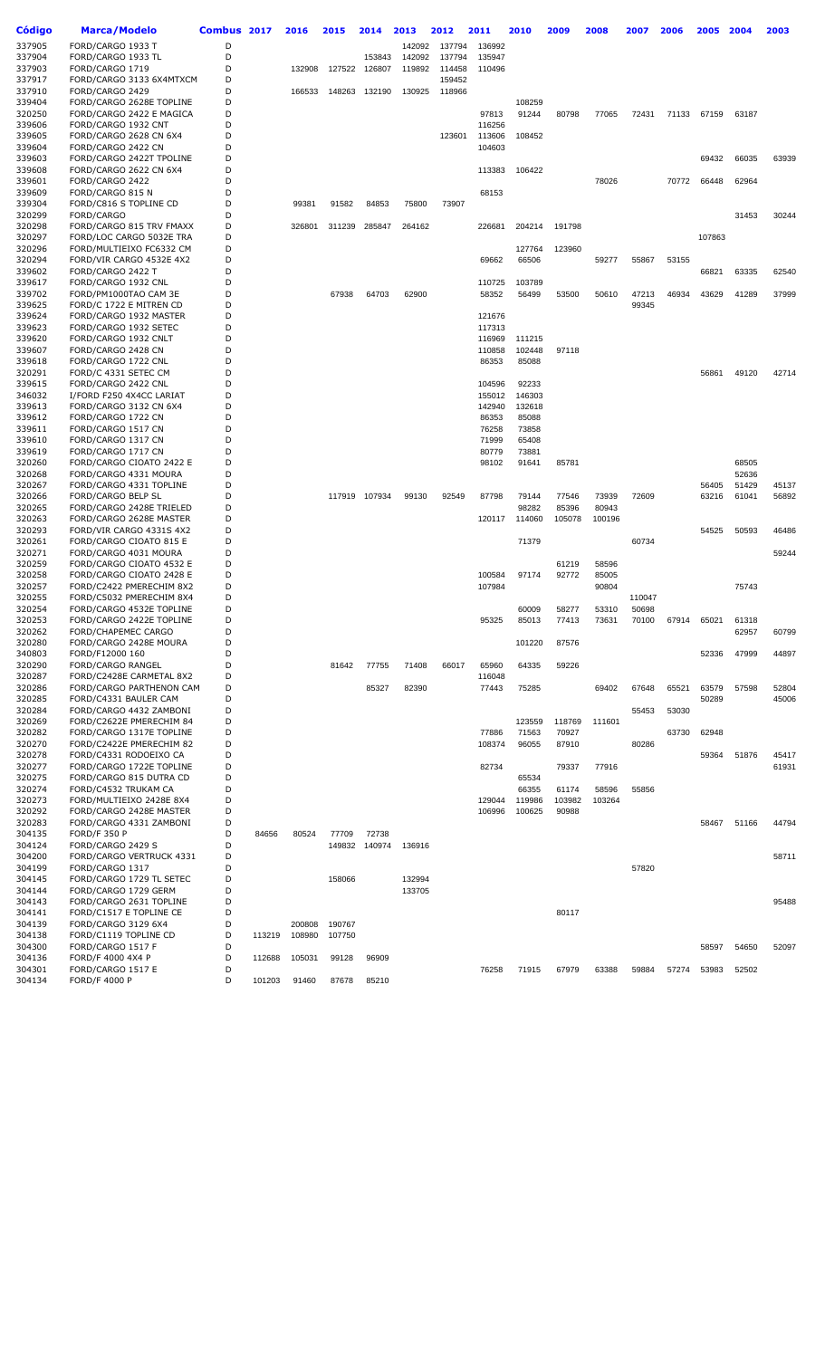| Código | Marca/Modelo | Combus | 2017 | 2016 | 2015 | 2014 | 2013 | 2012 | 2011 | 2010 | 2009 | 2008 | 2007 | 2006 | 2005 | 2004 | 2003 |
|---|---|---|---|---|---|---|---|---|---|---|---|---|---|---|---|---|---|
| 337905 | FORD/CARGO 1933 T | D | | | | | 142092 | 137794 | 136992 | | | | | | | | |
| 337904 | FORD/CARGO 1933 TL | D | | | | 153843 | 142092 | 137794 | 135947 | | | | | | | | |
| 337903 | FORD/CARGO 1719 | D | | 132908 | 127522 | 126807 | 119892 | 114458 | 110496 | | | | | | | | |
| 337917 | FORD/CARGO 3133 6X4MTXCM | D | | | | | | 159452 | | | | | | | | | |
| 337910 | FORD/CARGO 2429 | D | | 166533 | 148263 | 132190 | 130925 | 118966 | | | | | | | | | |
| 339404 | FORD/CARGO 2628E TOPLINE | D | | | | | | | | 108259 | | | | | | | |
| 320250 | FORD/CARGO 2422 E MAGICA | D | | | | | | | 97813 | 91244 | 80798 | 77065 | 72431 | 71133 | 67159 | 63187 | |
| 339606 | FORD/CARGO 1932 CNT | D | | | | | | | 116256 | | | | | | | | |
| 339605 | FORD/CARGO 2628 CN 6X4 | D | | | | | | 123601 | 113606 | 108452 | | | | | | | |
| 339604 | FORD/CARGO 2422 CN | D | | | | | | | 104603 | | | | | | | | |
| 339603 | FORD/CARGO 2422T TPOLINE | D | | | | | | | | | | | | | 69432 | 66035 | 63939 |
| 339608 | FORD/CARGO 2622 CN 6X4 | D | | | | | | | 113383 | 106422 | | | | | | | |
| 339601 | FORD/CARGO 2422 | D | | | | | | | | | | 78026 | | 70772 | 66448 | 62964 | |
| 339609 | FORD/CARGO 815 N | D | | | | | | | 68153 | | | | | | | | |
| 339304 | FORD/C816 S TOPLINE CD | D | | 99381 | 91582 | 84853 | 75800 | 73907 | | | | | | | | | |
| 320299 | FORD/CARGO | D | | | | | | | | | | | | | | 31453 | 30244 |
| 320298 | FORD/CARGO 815 TRV FMAXX | D | | 326801 | 311239 | 285847 | 264162 | | 226681 | 204214 | 191798 | | | | | | |
| 320297 | FORD/LOC CARGO 5032E TRA | D | | | | | | | | | | | | | 107863 | | |
| 320296 | FORD/MULTIEIXO FC6332 CM | D | | | | | | | | 127764 | 123960 | | | | | | |
| 320294 | FORD/VIR CARGO 4532E 4X2 | D | | | | | | | 69662 | 66506 | | 59277 | 55867 | 53155 | | | |
| 339602 | FORD/CARGO 2422 T | D | | | | | | | | | | | | | 66821 | 63335 | 62540 |
| 339617 | FORD/CARGO 1932 CNL | D | | | | | | | 110725 | 103789 | | | | | | | |
| 339702 | FORD/PM1000TAO CAM 3E | D | | | 67938 | 64703 | 62900 | | 58352 | 56499 | 53500 | 50610 | 47213 | 46934 | 43629 | 41289 | 37999 |
| 339625 | FORD/C 1722 E MITREN CD | D | | | | | | | | | | | 99345 | | | | |
| 339624 | FORD/CARGO 1932 MASTER | D | | | | | | | 121676 | | | | | | | | |
| 339623 | FORD/CARGO 1932 SETEC | D | | | | | | | 117313 | | | | | | | | |
| 339620 | FORD/CARGO 1932 CNLT | D | | | | | | | 116969 | 111215 | | | | | | | |
| 339607 | FORD/CARGO 2428 CN | D | | | | | | | 110858 | 102448 | 97118 | | | | | | |
| 339618 | FORD/CARGO 1722 CNL | D | | | | | | | 86353 | 85088 | | | | | | | |
| 320291 | FORD/C 4331 SETEC CM | D | | | | | | | | | | | | | 56861 | 49120 | 42714 |
| 339615 | FORD/CARGO 2422 CNL | D | | | | | | | 104596 | 92233 | | | | | | | |
| 346032 | I/FORD F250 4X4CC LARIAT | D | | | | | | | 155012 | 146303 | | | | | | | |
| 339613 | FORD/CARGO 3132 CN 6X4 | D | | | | | | | 142940 | 132618 | | | | | | | |
| 339612 | FORD/CARGO 1722 CN | D | | | | | | | 86353 | 85088 | | | | | | | |
| 339611 | FORD/CARGO 1517 CN | D | | | | | | | 76258 | 73858 | | | | | | | |
| 339610 | FORD/CARGO 1317 CN | D | | | | | | | 71999 | 65408 | | | | | | | |
| 339619 | FORD/CARGO 1717 CN | D | | | | | | | 80779 | 73881 | | | | | | | |
| 320260 | FORD/CARGO CIOATO 2422 E | D | | | | | | | 98102 | 91641 | 85781 | | | | | 68505 | |
| 320268 | FORD/CARGO 4331 MOURA | D | | | | | | | | | | | | | | 52636 | |
| 320267 | FORD/CARGO 4331 TOPLINE | D | | | | | | | | | | | | | 56405 | 51429 | 45137 |
| 320266 | FORD/CARGO BELP SL | D | | | 117919 | 107934 | 99130 | 92549 | 87798 | 79144 | 77546 | 73939 | 72609 | | 63216 | 61041 | 56892 |
| 320265 | FORD/CARGO 2428E TRIELED | D | | | | | | | | 98282 | 85396 | 80943 | | | | | |
| 320263 | FORD/CARGO 2628E MASTER | D | | | | | | | 120117 | 114060 | 105078 | 100196 | | | | | |
| 320293 | FORD/VIR CARGO 4331S 4X2 | D | | | | | | | | | | | | | 54525 | 50593 | 46486 |
| 320261 | FORD/CARGO CIOATO 815 E | D | | | | | | | | 71379 | | | 60734 | | | | |
| 320271 | FORD/CARGO 4031 MOURA | D | | | | | | | | | | | | | | | 59244 |
| 320259 | FORD/CARGO CIOATO 4532 E | D | | | | | | | | | 61219 | 58596 | | | | | |
| 320258 | FORD/CARGO CIOATO 2428 E | D | | | | | | | 100584 | 97174 | 92772 | 85005 | | | | | |
| 320257 | FORD/C2422 PMERECHIM 8X2 | D | | | | | | | 107984 | | | 90804 | | | | 75743 | |
| 320255 | FORD/C5032 PMERECHIM 8X4 | D | | | | | | | | | | | 110047 | | | | |
| 320254 | FORD/CARGO 4532E TOPLINE | D | | | | | | | | 60009 | 58277 | 53310 | 50698 | | | | |
| 320253 | FORD/CARGO 2422E TOPLINE | D | | | | | | | 95325 | 85013 | 77413 | 73631 | 70100 | 67914 | 65021 | 61318 | |
| 320262 | FORD/CHAPEMEC CARGO | D | | | | | | | | | | | | | | 62957 | 60799 |
| 320280 | FORD/CARGO 2428E MOURA | D | | | | | | | | 101220 | 87576 | | | | | | |
| 340803 | FORD/F12000 160 | D | | | | | | | | | | | | | 52336 | 47999 | 44897 |
| 320290 | FORD/CARGO RANGEL | D | | | 81642 | 77755 | 71408 | 66017 | 65960 | 64335 | 59226 | | | | | | |
| 320287 | FORD/C2428E CARMETAL 8X2 | D | | | | | | | 116048 | | | | | | | | |
| 320286 | FORD/CARGO PARTHENON CAM | D | | | | 85327 | 82390 | | 77443 | 75285 | | 69402 | 67648 | 65521 | 63579 | 57598 | 52804 |
| 320285 | FORD/C4331 BAULER CAM | D | | | | | | | | | | | | | 50289 | | 45006 |
| 320284 | FORD/CARGO 4432 ZAMBONI | D | | | | | | | | | | | 55453 | 53030 | | | |
| 320269 | FORD/C2622E PMERECHIM 84 | D | | | | | | | | 123559 | 118769 | 111601 | | | | | |
| 320282 | FORD/CARGO 1317E TOPLINE | D | | | | | | | 77886 | 71563 | 70927 | | | 63730 | 62948 | | |
| 320270 | FORD/C2422E PMERECHIM 82 | D | | | | | | | 108374 | 96055 | 87910 | | 80286 | | | | |
| 320278 | FORD/C4331 RODOEIXO CA | D | | | | | | | | | | | | | 59364 | 51876 | 45417 |
| 320277 | FORD/CARGO 1722E TOPLINE | D | | | | | | | 82734 | | 79337 | 77916 | | | | | 61931 |
| 320275 | FORD/CARGO 815 DUTRA CD | D | | | | | | | | 65534 | | | | | | | |
| 320274 | FORD/C4532 TRUKAM CA | D | | | | | | | | 66355 | 61174 | 58596 | 55856 | | | | |
| 320273 | FORD/MULTIEIXO 2428E 8X4 | D | | | | | | | 129044 | 119986 | 103982 | 103264 | | | | | |
| 320292 | FORD/CARGO 2428E MASTER | D | | | | | | | 106996 | 100625 | 90988 | | | | | | |
| 320283 | FORD/CARGO 4331 ZAMBONI | D | | | | | | | | | | | | | 58467 | 51166 | 44794 |
| 304135 | FORD/F 350 P | D | 84656 | 80524 | 77709 | 72738 | | | | | | | | | | | |
| 304124 | FORD/CARGO 2429 S | D | | | 149832 | 140974 | 136916 | | | | | | | | | | |
| 304200 | FORD/CARGO VERTRUCK 4331 | D | | | | | | | | | | | | | | | 58711 |
| 304199 | FORD/CARGO 1317 | D | | | | | | | | | | | 57820 | | | | |
| 304145 | FORD/CARGO 1729 TL SETEC | D | | | 158066 | | 132994 | | | | | | | | | | |
| 304144 | FORD/CARGO 1729 GERM | D | | | | | 133705 | | | | | | | | | | |
| 304143 | FORD/CARGO 2631 TOPLINE | D | | | | | | | | | | | | | | | 95488 |
| 304141 | FORD/C1517 E TOPLINE CE | D | | | | | | | | | 80117 | | | | | | |
| 304139 | FORD/CARGO 3129 6X4 | D | | 200808 | 190767 | | | | | | | | | | | | |
| 304138 | FORD/C1119 TOPLINE CD | D | 113219 | 108980 | 107750 | | | | | | | | | | | | |
| 304300 | FORD/CARGO 1517 F | D | | | | | | | | | | | | | 58597 | 54650 | 52097 |
| 304136 | FORD/F 4000 4X4 P | D | 112688 | 105031 | 99128 | 96909 | | | | | | | | | | | |
| 304301 | FORD/CARGO 1517 E | D | | | | | | | 76258 | 71915 | 67979 | 63388 | 59884 | 57274 | 53983 | 52502 | |
| 304134 | FORD/F 4000 P | D | 101203 | 91460 | 87678 | 85210 | | | | | | | | | | | |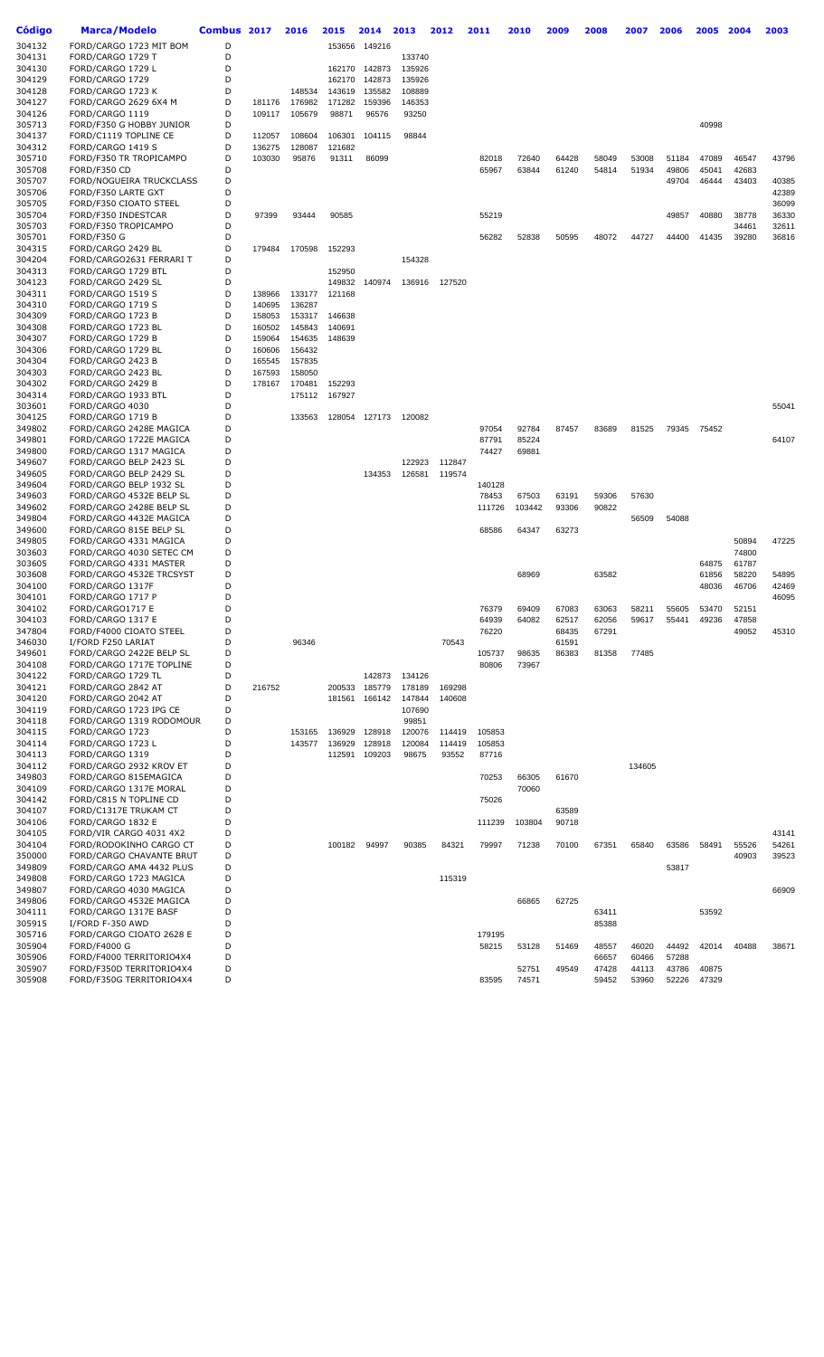| Código | Marca/Modelo | Combus | 2017 | 2016 | 2015 | 2014 | 2013 | 2012 | 2011 | 2010 | 2009 | 2008 | 2007 | 2006 | 2005 | 2004 | 2003 |
|---|---|---|---|---|---|---|---|---|---|---|---|---|---|---|---|---|---|
| 304132 | FORD/CARGO 1723 MIT BOM | D | | | 153656 | 149216 | | | | | | | | | | | |
| 304131 | FORD/CARGO 1729 T | D | | | | | 133740 | | | | | | | | | | |
| 304130 | FORD/CARGO 1729 L | D | | | 162170 | 142873 | 135926 | | | | | | | | | | |
| 304129 | FORD/CARGO 1729 | D | | | 162170 | 142873 | 135926 | | | | | | | | | | |
| 304128 | FORD/CARGO 1723 K | D | | 148534 | 143619 | 135582 | 108889 | | | | | | | | | | |
| 304127 | FORD/CARGO 2629 6X4 M | D | 181176 | 176982 | 171282 | 159396 | 146353 | | | | | | | | | | |
| 304126 | FORD/CARGO 1119 | D | 109117 | 105679 | 98871 | 96576 | 93250 | | | | | | | | | | |
| 305713 | FORD/F350 G HOBBY JUNIOR | D | | | | | | | | | | | | | 40998 | | |
| 304137 | FORD/C1119 TOPLINE CE | D | 112057 | 108604 | 106301 | 104115 | 98844 | | | | | | | | | | |
| 304312 | FORD/CARGO 1419 S | D | 136275 | 128087 | 121682 | | | | | | | | | | | | |
| 305710 | FORD/F350 TR TROPICAMPO | D | 103030 | 95876 | 91311 | 86099 | | | 82018 | 72640 | 64428 | 58049 | 53008 | 51184 | 47089 | 46547 | 43796 |
| 305708 | FORD/F350 CD | D | | | | | | | 65967 | 63844 | 61240 | 54814 | 51934 | 49806 | 45041 | 42683 | |
| 305707 | FORD/NOGUEIRA TRUCKCLASS | D | | | | | | | | | | | | 49704 | 46444 | 43403 | 40385 |
| 305706 | FORD/F350 LARTE GXT | D | | | | | | | | | | | | | | | 42389 |
| 305705 | FORD/F350 CIOATO STEEL | D | | | | | | | | | | | | | | | 36099 |
| 305704 | FORD/F350 INDESTCAR | D | 97399 | 93444 | 90585 | | | | 55219 | | | | | 49857 | 40880 | 38778 | 36330 |
| 305703 | FORD/F350 TROPICAMPO | D | | | | | | | | | | | | | | 34461 | 32611 |
| 305701 | FORD/F350 G | D | | | | | | | 56282 | 52838 | 50595 | 48072 | 44727 | 44400 | 41435 | 39280 | 36816 |
| 304315 | FORD/CARGO 2429 BL | D | 179484 | 170598 | 152293 | | | | | | | | | | | | |
| 304204 | FORD/CARGO2631 FERRARI T | D | | | | | 154328 | | | | | | | | | | |
| 304313 | FORD/CARGO 1729 BTL | D | | | 152950 | | | | | | | | | | | | |
| 304123 | FORD/CARGO 2429 SL | D | | | 149832 | 140974 | 136916 | 127520 | | | | | | | | | |
| 304311 | FORD/CARGO 1519 S | D | 138966 | 133177 | 121168 | | | | | | | | | | | | |
| 304310 | FORD/CARGO 1719 S | D | 140695 | 136287 | | | | | | | | | | | | | |
| 304309 | FORD/CARGO 1723 B | D | 158053 | 153317 | 146638 | | | | | | | | | | | | |
| 304308 | FORD/CARGO 1723 BL | D | 160502 | 145843 | 140691 | | | | | | | | | | | | |
| 304307 | FORD/CARGO 1729 B | D | 159064 | 154635 | 148639 | | | | | | | | | | | | |
| 304306 | FORD/CARGO 1729 BL | D | 160606 | 156432 | | | | | | | | | | | | | |
| 304304 | FORD/CARGO 2423 B | D | 165545 | 157835 | | | | | | | | | | | | | |
| 304303 | FORD/CARGO 2423 BL | D | 167593 | 158050 | | | | | | | | | | | | | |
| 304302 | FORD/CARGO 2429 B | D | 178167 | 170481 | 152293 | | | | | | | | | | | | |
| 304314 | FORD/CARGO 1933 BTL | D | | 175112 | 167927 | | | | | | | | | | | | |
| 303601 | FORD/CARGO 4030 | D | | | | | | | | | | | | | | | 55041 |
| 304125 | FORD/CARGO 1719 B | D | | 133563 | 128054 | 127173 | 120082 | | | | | | | | | | |
| 349802 | FORD/CARGO 2428E MAGICA | D | | | | | | | 97054 | 92784 | 87457 | 83689 | 81525 | 79345 | 75452 | | |
| 349801 | FORD/CARGO 1722E MAGICA | D | | | | | | | 87791 | 85224 | | | | | | | 64107 |
| 349800 | FORD/CARGO 1317 MAGICA | D | | | | | | | 74427 | 69881 | | | | | | | |
| 349607 | FORD/CARGO BELP 2423 SL | D | | | | | 122923 | 112847 | | | | | | | | | |
| 349605 | FORD/CARGO BELP 2429 SL | D | | | | 134353 | 126581 | 119574 | | | | | | | | | |
| 349604 | FORD/CARGO BELP 1932 SL | D | | | | | | | 140128 | | | | | | | | |
| 349603 | FORD/CARGO 4532E BELP SL | D | | | | | | | 78453 | 67503 | 63191 | 59306 | 57630 | | | | |
| 349602 | FORD/CARGO 2428E BELP SL | D | | | | | | | 111726 | 103442 | 93306 | 90822 | | | | | |
| 349804 | FORD/CARGO 4432E MAGICA | D | | | | | | | | | | | 56509 | 54088 | | | |
| 349600 | FORD/CARGO 815E BELP SL | D | | | | | | | 68586 | 64347 | 63273 | | | | | | |
| 349805 | FORD/CARGO 4331 MAGICA | D | | | | | | | | | | | | | | 50894 | 47225 |
| 303603 | FORD/CARGO 4030 SETEC CM | D | | | | | | | | | | | | | | 74800 | |
| 303605 | FORD/CARGO 4331 MASTER | D | | | | | | | | | | | | | 64875 | 61787 | |
| 303608 | FORD/CARGO 4532E TRCSYST | D | | | | | | | | 68969 | | 63582 | | | 61856 | 58220 | 54895 |
| 304100 | FORD/CARGO 1317F | D | | | | | | | | | | | | | 48036 | 46706 | 42469 |
| 304101 | FORD/CARGO 1717 P | D | | | | | | | | | | | | | | | 46095 |
| 304102 | FORD/CARGO1717 E | D | | | | | | | 76379 | 69409 | 67083 | 63063 | 58211 | 55605 | 53470 | 52151 | |
| 304103 | FORD/CARGO 1317 E | D | | | | | | | 64939 | 64082 | 62517 | 62056 | 59617 | 55441 | 49236 | 47858 | |
| 347804 | FORD/F4000 CIOATO STEEL | D | | | | | | | 76220 | | 68435 | 67291 | | | | 49052 | 45310 |
| 346030 | I/FORD F250 LARIAT | D | | 96346 | | | | 70543 | | | 61591 | | | | | | |
| 349601 | FORD/CARGO 2422E BELP SL | D | | | | | | | 105737 | 98635 | 86383 | 81358 | 77485 | | | | |
| 304108 | FORD/CARGO 1717E TOPLINE | D | | | | | | | 80806 | 73967 | | | | | | | |
| 304122 | FORD/CARGO 1729 TL | D | | | | 142873 | 134126 | | | | | | | | | | |
| 304121 | FORD/CARGO 2842 AT | D | 216752 | | 200533 | 185779 | 178189 | 169298 | | | | | | | | | |
| 304120 | FORD/CARGO 2042 AT | D | | | 181561 | 166142 | 147844 | 140608 | | | | | | | | | |
| 304119 | FORD/CARGO 1723 IPG CE | D | | | | | 107690 | | | | | | | | | | |
| 304118 | FORD/CARGO 1319 RODOMOUR | D | | | | | 99851 | | | | | | | | | | |
| 304115 | FORD/CARGO 1723 | D | | 153165 | 136929 | 128918 | 120076 | 114419 | 105853 | | | | | | | | |
| 304114 | FORD/CARGO 1723 L | D | | 143577 | 136929 | 128918 | 120084 | 114419 | 105853 | | | | | | | | |
| 304113 | FORD/CARGO 1319 | D | | | 112591 | 109203 | 98675 | 93552 | 87716 | | | | | | | | |
| 304112 | FORD/CARGO 2932 KROV ET | D | | | | | | | | | | | 134605 | | | | |
| 349803 | FORD/CARGO 815EMAGICA | D | | | | | | | 70253 | 66305 | 61670 | | | | | | |
| 304109 | FORD/CARGO 1317E MORAL | D | | | | | | | | 70060 | | | | | | | |
| 304142 | FORD/C815 N TOPLINE CD | D | | | | | | | 75026 | | | | | | | | |
| 304107 | FORD/C1317E TRUKAM CT | D | | | | | | | | | 63589 | | | | | | |
| 304106 | FORD/CARGO 1832 E | D | | | | | | | 111239 | 103804 | 90718 | | | | | | |
| 304105 | FORD/VIR CARGO 4031 4X2 | D | | | | | | | | | | | | | | | 43141 |
| 304104 | FORD/RODOKINHO CARGO CT | D | | | 100182 | 94997 | 90385 | 84321 | 79997 | 71238 | 70100 | 67351 | 65840 | 63586 | 58491 | 55526 | 54261 |
| 350000 | FORD/CARGO CHAVANTE BRUT | D | | | | | | | | | | | | | | 40903 | 39523 |
| 349809 | FORD/CARGO AMA 4432 PLUS | D | | | | | | | | | | | | 53817 | | | |
| 349808 | FORD/CARGO 1723 MAGICA | D | | | | | | 115319 | | | | | | | | | |
| 349807 | FORD/CARGO 4030 MAGICA | D | | | | | | | | | | | | | | | 66909 |
| 349806 | FORD/CARGO 4532E MAGICA | D | | | | | | | | 66865 | 62725 | | | | | | |
| 304111 | FORD/CARGO 1317E BASF | D | | | | | | | | | | 63411 | | | 53592 | | |
| 305915 | I/FORD F-350 AWD | D | | | | | | | | | | 85388 | | | | | |
| 305716 | FORD/CARGO CIOATO 2628 E | D | | | | | | | 179195 | | | | | | | | |
| 305904 | FORD/F4000 G | D | | | | | | | 58215 | 53128 | 51469 | 48557 | 46020 | 44492 | 42014 | 40488 | 38671 |
| 305906 | FORD/F4000 TERRITORIO4X4 | D | | | | | | | | | | 66657 | 60466 | 57288 | | | |
| 305907 | FORD/F350D TERRITORIO4X4 | D | | | | | | | | 52751 | 49549 | 47428 | 44113 | 43786 | 40875 | | |
| 305908 | FORD/F350G TERRITORIO4X4 | D | | | | | | | 83595 | 74571 | | 59452 | 53960 | 52226 | 47329 | | |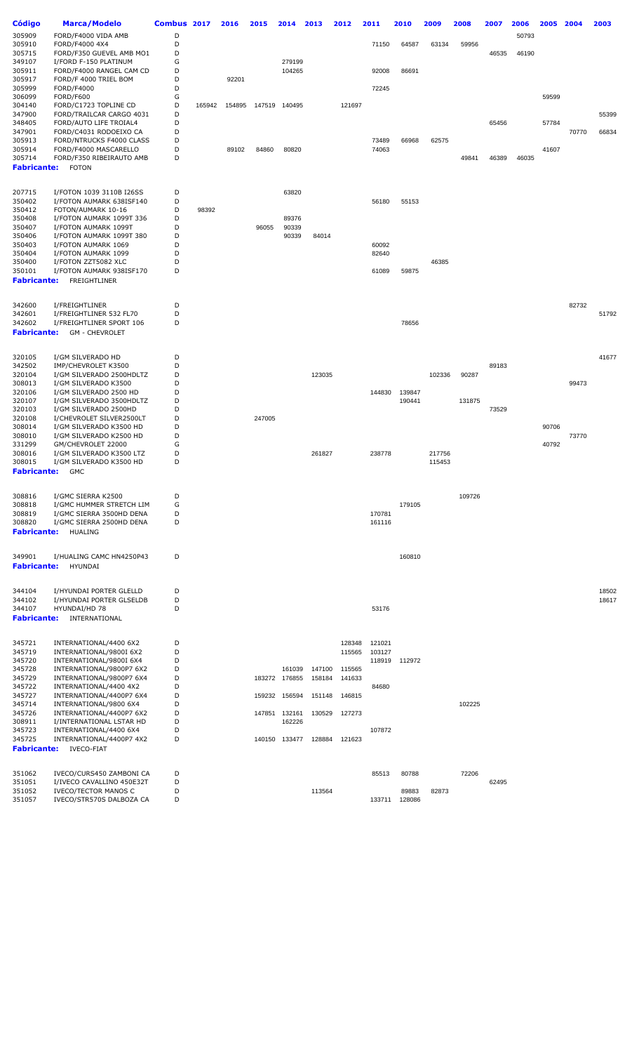| Código | Marca/Modelo | Combus | 2017 | 2016 | 2015 | 2014 | 2013 | 2012 | 2011 | 2010 | 2009 | 2008 | 2007 | 2006 | 2005 | 2004 | 2003 |
|---|---|---|---|---|---|---|---|---|---|---|---|---|---|---|---|---|---|
| 305909 | FORD/F4000 VIDA AMB | D | | | | | | | | | | | | 50793 | | | |
| 305910 | FORD/F4000 4X4 | D | | | | | | | 71150 | 64587 | 63134 | 59956 | | | | | |
| 305715 | FORD/F350 GUEVEL AMB MO1 | D | | | | | | | | | | | 46535 | 46190 | | | |
| 349107 | I/FORD F-150 PLATINUM | G | | | | 279199 | | | | | | | | | | | |
| 305911 | FORD/F4000 RANGEL CAM CD | D | | | | 104265 | | | 92008 | 86691 | | | | | | | |
| 305917 | FORD/F 4000 TRIEL BOM | D | | 92201 | | | | | | | | | | | | | |
| 305999 | FORD/F4000 | D | | | | | | | 72245 | | | | | | | | |
| 306099 | FORD/F600 | G | | | | | | | | | | | | | 59599 | | |
| 304140 | FORD/C1723 TOPLINE CD | D | 165942 | 154895 | 147519 | 140495 | | 121697 | | | | | | | | | |
| 347900 | FORD/TRAILCAR CARGO 4031 | D | | | | | | | | | | | | | | | 55399 |
| 348405 | FORD/AUTO LIFE TROIAL4 | D | | | | | | | | | | | 65456 | | 57784 | | |
| 347901 | FORD/C4031 RODOEIXO CA | D | | | | | | | | | | | | | | 70770 | 66834 |
| 305913 | FORD/NTRUCKS F4000 CLASS | D | | | | | | | 73489 | 66968 | 62575 | | | | | | |
| 305914 | FORD/F4000 MASCARELLO | D | | 89102 | 84860 | 80820 | | | 74063 | | | | | | 41607 | | |
| 305714 | FORD/F350 RIBEIRAUTO AMB | D | | | | | | | | | | 49841 | 46389 | 46035 | | | |
| **Fabricante:** | FOTON | | | | | | | | | | | | | | | | |
| 207715 | I/FOTON 1039 3110B I26SS | D | | | | 63820 | | | | | | | | | | | |
| 350402 | I/FOTON AUMARK 638ISF140 | D | | | | | | | 56180 | 55153 | | | | | | | |
| 350412 | FOTON/AUMARK 10-16 | D | 98392 | | | | | | | | | | | | | | |
| 350408 | I/FOTON AUMARK 1099T 336 | D | | | | 89376 | | | | | | | | | | | |
| 350407 | I/FOTON AUMARK 1099T | D | | | 96055 | 90339 | | | | | | | | | | | |
| 350406 | I/FOTON AUMARK 1099T 380 | D | | | | 90339 | 84014 | | | | | | | | | | |
| 350403 | I/FOTON AUMARK 1069 | D | | | | | | | 60092 | | | | | | | | |
| 350404 | I/FOTON AUMARK 1099 | D | | | | | | | 82640 | | | | | | | | |
| 350400 | I/FOTON ZZT5082 XLC | D | | | | | | | | | 46385 | | | | | | |
| 350101 | I/FOTON AUMARK 938ISF170 | D | | | | | | | 61089 | 59875 | | | | | | | |
| **Fabricante:** | FREIGHTLINER | | | | | | | | | | | | | | | | |
| 342600 | I/FREIGHTLINER | D | | | | | | | | | | | | | | 82732 | |
| 342601 | I/FREIGHTLINER 532 FL70 | D | | | | | | | | | | | | | | | 51792 |
| 342602 | I/FREIGHTLINER SPORT 106 | D | | | | | | | | 78656 | | | | | | | |
| **Fabricante:** | GM - CHEVROLET | | | | | | | | | | | | | | | | |
| 320105 | I/GM SILVERADO HD | D | | | | | | | | | | | | | | | 41677 |
| 342502 | IMP/CHEVROLET K3500 | D | | | | | | | | | | | 89183 | | | | |
| 320104 | I/GM SILVERADO 2500HDLTZ | D | | | | | 123035 | | | | 102336 | 90287 | | | | | |
| 308013 | I/GM SILVERADO K3500 | D | | | | | | | | | | | | | | 99473 | |
| 320106 | I/GM SILVERADO 2500 HD | D | | | | | | | 144830 | 139847 | | | | | | | |
| 320107 | I/GM SILVERADO 3500HDLTZ | D | | | | | | | | 190441 | | 131875 | | | | | |
| 320103 | I/GM SILVERADO 2500HD | D | | | | | | | | | | | 73529 | | | | |
| 320108 | I/CHEVROLET SILVER2500LT | D | | | 247005 | | | | | | | | | | | | |
| 308014 | I/GM SILVERADO K3500 HD | D | | | | | | | | | | | | | 90706 | | |
| 308010 | I/GM SILVERADO K2500 HD | D | | | | | | | | | | | | | | 73770 | |
| 331299 | GM/CHEVROLET 22000 | G | | | | | | | | | | | | | 40792 | | |
| 308016 | I/GM SILVERADO K3500 LTZ | D | | | | | 261827 | | 238778 | | 217756 | | | | | | |
| 308015 | I/GM SILVERADO K3500 HD | D | | | | | | | | | 115453 | | | | | | |
| **Fabricante:** | GMC | | | | | | | | | | | | | | | | |
| 308816 | I/GMC SIERRA K2500 | D | | | | | | | | | | 109726 | | | | | |
| 308818 | I/GMC HUMMER STRETCH LIM | G | | | | | | | | 179105 | | | | | | | |
| 308819 | I/GMC SIERRA 3500HD DENA | D | | | | | | | 170781 | | | | | | | | |
| 308820 | I/GMC SIERRA 2500HD DENA | D | | | | | | | 161116 | | | | | | | | |
| **Fabricante:** | HUALING | | | | | | | | | | | | | | | | |
| 349901 | I/HUALING CAMC HN4250P43 | D | | | | | | | | 160810 | | | | | | | |
| **Fabricante:** | HYUNDAI | | | | | | | | | | | | | | | | |
| 344104 | I/HYUNDAI PORTER GLELLD | D | | | | | | | | | | | | | | | 18502 |
| 344102 | I/HYUNDAI PORTER GLSELDB | D | | | | | | | | | | | | | | | 18617 |
| 344107 | HYUNDAI/HD 78 | D | | | | | | | 53176 | | | | | | | | |
| **Fabricante:** | INTERNATIONAL | | | | | | | | | | | | | | | | |
| 345721 | INTERNATIONAL/4400 6X2 | D | | | | | | 128348 | 121021 | | | | | | | | |
| 345719 | INTERNATIONAL/9800I 6X2 | D | | | | | | 115565 | 103127 | | | | | | | | |
| 345720 | INTERNATIONAL/9800I 6X4 | D | | | | | | | 118919 | 112972 | | | | | | | |
| 345728 | INTERNATIONAL/9800P7 6X2 | D | | | | 161039 | 147100 | 115565 | | | | | | | | | |
| 345729 | INTERNATIONAL/9800P7 6X4 | D | | | 183272 | 176855 | 158184 | 141633 | | | | | | | | | |
| 345722 | INTERNATIONAL/4400 4X2 | D | | | | | | | 84680 | | | | | | | | |
| 345727 | INTERNATIONAL/4400P7 6X4 | D | | | 159232 | 156594 | 151148 | 146815 | | | | | | | | | |
| 345714 | INTERNATIONAL/9800 6X4 | D | | | | | | | | | | 102225 | | | | | |
| 345726 | INTERNATIONAL/4400P7 6X2 | D | | | 147851 | 132161 | 130529 | 127273 | | | | | | | | | |
| 308911 | I/INTERNATIONAL LSTAR HD | D | | | | 162226 | | | | | | | | | | | |
| 345723 | INTERNATIONAL/4400 6X4 | D | | | | | | | 107872 | | | | | | | | |
| 345725 | INTERNATIONAL/4400P7 4X2 | D | | | 140150 | 133477 | 128884 | 121623 | | | | | | | | | |
| **Fabricante:** | IVECO-FIAT | | | | | | | | | | | | | | | | |
| 351062 | IVECO/CURS450 ZAMBONI CA | D | | | | | | | 85513 | 80788 | | 72206 | | | | | |
| 351051 | I/IVECO CAVALLINO 450E32T | D | | | | | | | | | | | 62495 | | | | |
| 351052 | IVECO/TECTOR MANOS C | D | | | | | 113564 | | | 89883 | 82873 | | | | | | |
| 351057 | IVECO/STR570S DALBOZA CA | D | | | | | | | 133711 | 128086 | | | | | | | |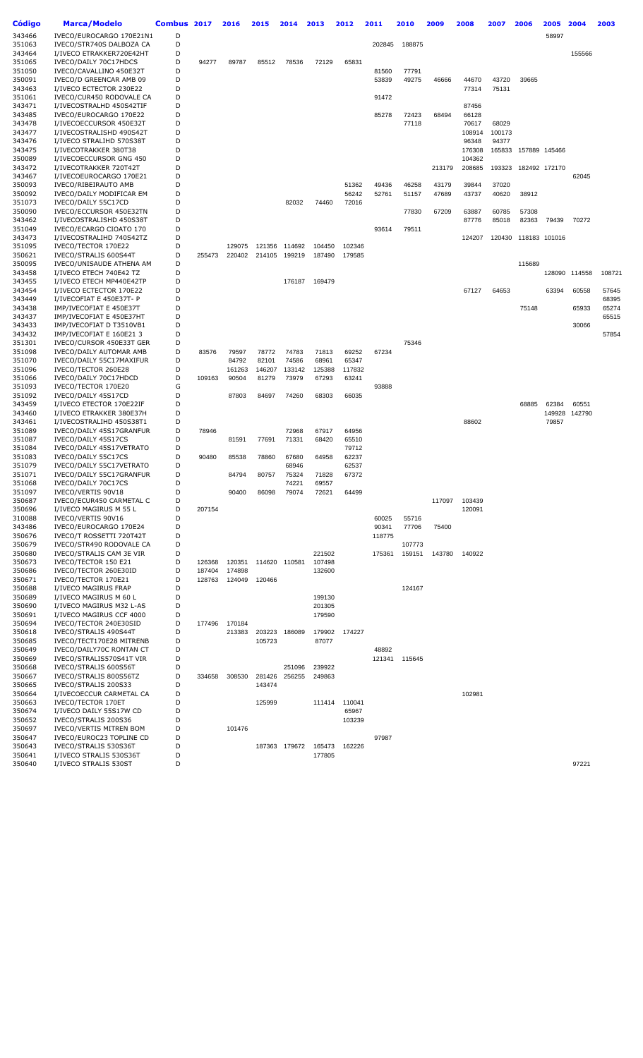| Código | Marca/Modelo | Combus | 2017 | 2016 | 2015 | 2014 | 2013 | 2012 | 2011 | 2010 | 2009 | 2008 | 2007 | 2006 | 2005 | 2004 | 2003 |
|---|---|---|---|---|---|---|---|---|---|---|---|---|---|---|---|---|---|
| 343466 | IVECO/EUROCARGO 170E21N1 | D | | | | | | | | | | | | | 58997 | | |
| 351063 | IVECO/STR740S DALBOZA CA | D | | | | | | | 202845 | 188875 | | | | | | | |
| 343464 | I/IVECO ETRAKKER720E42HT | D | | | | | | | | | | | | | | 155566 | |
| 351065 | IVECO/DAILY 70C17HDCS | D | 94277 | 89787 | 85512 | 78536 | 72129 | 65831 | | | | | | | | | |
| 351050 | IVECO/CAVALLINO 450E32T | D | | | | | | | 81560 | 77791 | | | | | | | |
| 350091 | IVECO/D GREENCAR AMB 09 | D | | | | | | | 53839 | 49275 | 46666 | 44670 | 43720 | 39665 | | | |
| 343463 | I/IVECO ECTECTOR 230E22 | D | | | | | | | | | | 77314 | 75131 | | | | |
| 351061 | IVECO/CUR450 RODOVALE CA | D | | | | | | | 91472 | | | | | | | | |
| 343471 | I/IVECOSTRALHD 450S42TIF | D | | | | | | | | | | 87456 | | | | | |
| 343485 | IVECO/EUROCARGO 170E22 | D | | | | | | | 85278 | 72423 | 68494 | 66128 | | | | | |
| 343478 | I/IVECOECCURSOR 450E32T | D | | | | | | | | 77118 | | 70617 | 68029 | | | | |
| 343477 | I/IVECOSTRALISHD 490S42T | D | | | | | | | | | | 108914 | 100173 | | | | |
| 343476 | I/IVECO STRALIHD 570S38T | D | | | | | | | | | | 96348 | 94377 | | | | |
| 343475 | I/IVECOTRAKKER 380T38 | D | | | | | | | | | | 176308 | 165833 | 157889 | 145466 | | |
| 350089 | I/IVECOECCURSOR GNG 450 | D | | | | | | | | | | 104362 | | | | | |
| 343472 | I/IVECOTRAKKER 720T42T | D | | | | | | | | | 213179 | 208685 | 193323 | 182492 | 172170 | | |
| 343467 | I/IVECOEUROCARGO 170E21 | D | | | | | | | | | | | | | | 62045 | |
| 350093 | IVECO/RIBEIRAUTO AMB | D | | | | | | 51362 | 49436 | 46258 | 43179 | 39844 | 37020 | | | | |
| 350092 | IVECO/DAILY MODIFICAR EM | D | | | | | | 56242 | 52761 | 51157 | 47689 | 43737 | 40620 | 38912 | | | |
| 351073 | IVECO/DAILY 55C17CD | D | | | | 82032 | 74460 | 72016 | | | | | | | | | |
| 350090 | IVECO/ECCURSOR 450E32TN | D | | | | | | | | 77830 | 67209 | 63887 | 60785 | 57308 | | | |
| 343462 | I/IVECOSTRALISHD 450S38T | D | | | | | | | | | | 87776 | 85018 | 82363 | 79439 | 70272 | |
| 351049 | IVECO/ECARGO CIOATO 170 | D | | | | | | | 93614 | 79511 | | | | | | | |
| 343473 | I/IVECOSTRALIHD 740S42TZ | D | | | | | | | | | | 124207 | 120430 | 118183 | 101016 | | |
| 351095 | IVECO/TECTOR 170E22 | D | | 129075 | 121356 | 114692 | 104450 | 102346 | | | | | | | | | |
| 350621 | IVECO/STRALIS 600S44T | D | 255473 | 220402 | 214105 | 199219 | 187490 | 179585 | | | | | | | | | |
| 350095 | IVECO/UNISAUDE ATHENA AM | D | | | | | | | | | | | | 115689 | | | |
| 343458 | I/IVECO ETECH 740E42 TZ | D | | | | | | | | | | | | | 128090 | 114558 | 108721 |
| 343455 | I/IVECO ETECH MP440E42TP | D | | | | 176187 | 169479 | | | | | | | | | | |
| 343454 | I/IVECO ECTECTOR 170E22 | D | | | | | | | | | | 67127 | 64653 | | 63394 | 60558 | 57645 |
| 343449 | I/IVECOFIAT E 450E37T- P | D | | | | | | | | | | | | | | | 68395 |
| 343438 | IMP/IVECOFIAT E 450E37T | D | | | | | | | | | | | | 75148 | | 65933 | 65274 |
| 343437 | IMP/IVECOFIAT E 450E37HT | D | | | | | | | | | | | | | | | 65515 |
| 343433 | IMP/IVECOFIAT D T3510VB1 | D | | | | | | | | | | | | | | 30066 | |
| 343432 | IMP/IVECOFIAT E 160E21 3 | D | | | | | | | | | | | | | | | 57854 |
| 351301 | IVECO/CURSOR 450E33T GER | D | | | | | | | | 75346 | | | | | | | |
| 351098 | IVECO/DAILY AUTOMAR AMB | D | 83576 | 79597 | 78772 | 74783 | 71813 | 69252 | 67234 | | | | | | | | |
| 351070 | IVECO/DAILY 55C17MAXIFUR | D | | 84792 | 82101 | 74586 | 68961 | 65347 | | | | | | | | | |
| 351096 | IVECO/TECTOR 260E28 | D | | 161263 | 146207 | 133142 | 125388 | 117832 | | | | | | | | | |
| 351066 | IVECO/DAILY 70C17HDCD | D | 109163 | 90504 | 81279 | 73979 | 67293 | 63241 | | | | | | | | | |
| 351093 | IVECO/TECTOR 170E20 | G | | | | | | | 93888 | | | | | | | | |
| 351092 | IVECO/DAILY 45S17CD | D | | 87803 | 84697 | 74260 | 68303 | 66035 | | | | | | | | | |
| 343459 | I/IVECO ETECTOR 170E22IF | D | | | | | | | | | | | | 68885 | 62384 | 60551 | |
| 343460 | I/IVECO ETRAKKER 380E37H | D | | | | | | | | | | | | | 149928 | 142790 | |
| 343461 | I/IVECOSTRALIHD 450S38T1 | D | | | | | | | | | | 88602 | | | 79857 | | |
| 351089 | IVECO/DAILY 45S17GRANFUR | D | 78946 | | | 72968 | 67917 | 64956 | | | | | | | | | |
| 351087 | IVECO/DAILY 45S17CS | D | | 81591 | 77691 | 71331 | 68420 | 65510 | | | | | | | | | |
| 351084 | IVECO/DAILY 45S17VETRATO | D | | | | | | 79712 | | | | | | | | | |
| 351083 | IVECO/DAILY 55C17CS | D | 90480 | 85538 | 78860 | 67680 | 64958 | 62237 | | | | | | | | | |
| 351079 | IVECO/DAILY 55C17VETRATO | D | | | | 68946 | | 62537 | | | | | | | | | |
| 351071 | IVECO/DAILY 55C17GRANFUR | D | | 84794 | 80757 | 75324 | 71828 | 67372 | | | | | | | | | |
| 351068 | IVECO/DAILY 70C17CS | D | | | | 74221 | 69557 | | | | | | | | | | |
| 351097 | IVECO/VERTIS 90V18 | D | | 90400 | 86098 | 79074 | 72621 | 64499 | | | | | | | | | |
| 350687 | IVECO/ECUR450 CARMETAL C | D | | | | | | | | | 117097 | 103439 | | | | | |
| 350696 | I/IVECO MAGIRUS M 55 L | D | 207154 | | | | | | | | | 120091 | | | | | |
| 310088 | IVECO/VERTIS 90V16 | D | | | | | | | 60025 | 55716 | | | | | | | |
| 343486 | IVECO/EUROCARGO 170E24 | D | | | | | | | 90341 | 77706 | 75400 | | | | | | |
| 350676 | IVECO/T ROSSETTI 720T42T | D | | | | | | | 118775 | | | | | | | | |
| 350679 | IVECO/STR490 RODOVALE CA | D | | | | | | | | 107773 | | | | | | | |
| 350680 | IVECO/STRALIS CAM 3E VIR | D | | | | | 221502 | | 175361 | 159151 | 143780 | 140922 | | | | | |
| 350673 | IVECO/TECTOR 150 E21 | D | 126368 | 120351 | 114620 | 110581 | 107498 | | | | | | | | | | |
| 350686 | IVECO/TECTOR 260E30ID | D | 187404 | 174898 | | | 132600 | | | | | | | | | | |
| 350671 | IVECO/TECTOR 170E21 | D | 128763 | 124049 | 120466 | | | | | | | | | | | | |
| 350688 | I/IVECO MAGIRUS FRAP | D | | | | | | | | 124167 | | | | | | | |
| 350689 | I/IVECO MAGIRUS M 60 L | D | | | | | 199130 | | | | | | | | | | |
| 350690 | I/IVECO MAGIRUS M32 L-AS | D | | | | | 201305 | | | | | | | | | | |
| 350691 | I/IVECO MAGIRUS CCF 4000 | D | | | | | 179590 | | | | | | | | | | |
| 350694 | IVECO/TECTOR 240E30SID | D | 177496 | 170184 | | | | | | | | | | | | | |
| 350618 | IVECO/STRALIS 490S44T | D | | 213383 | 203223 | 186089 | 179902 | 174227 | | | | | | | | | |
| 350685 | IVECO/TECT170E28 MITRENB | D | | | 105723 | | 87077 | | | | | | | | | | |
| 350649 | IVECO/DAILY70C RONTAN CT | D | | | | | | | 48892 | | | | | | | | |
| 350669 | IVECO/STRALIS570S41T VIR | D | | | | | | | 121341 | 115645 | | | | | | | |
| 350668 | IVECO/STRALIS 600S56T | D | | | | 251096 | 239922 | | | | | | | | | | |
| 350667 | IVECO/STRALIS 800S56TZ | D | 334658 | 308530 | 281426 | 256255 | 249863 | | | | | | | | | | |
| 350665 | IVECO/STRALIS 200S33 | D | | | 143474 | | | | | | | | | | | | |
| 350664 | I/IVECOECCUR CARMETAL CA | D | | | | | | | | | | 102981 | | | | | |
| 350663 | IVECO/TECTOR 170ET | D | | | 125999 | | 111414 | 110041 | | | | | | | | | |
| 350674 | I/IVECO DAILY 55S17W CD | D | | | | | | 65967 | | | | | | | | | |
| 350652 | IVECO/STRALIS 200S36 | D | | | | | | 103239 | | | | | | | | | |
| 350697 | IVECO/VERTIS MITREN BOM | D | | 101476 | | | | | | | | | | | | | |
| 350647 | IVECO/EUROC23 TOPLINE CD | D | | | | | | | 97987 | | | | | | | | |
| 350643 | IVECO/STRALIS 530S36T | D | | | 187363 | 179672 | 165473 | 162226 | | | | | | | | | |
| 350641 | I/IVECO STRALIS 530S36T | D | | | | | 177805 | | | | | | | | | | |
| 350640 | I/IVECO STRALIS 530ST | D | | | | | | | | | | | | | | 97221 | |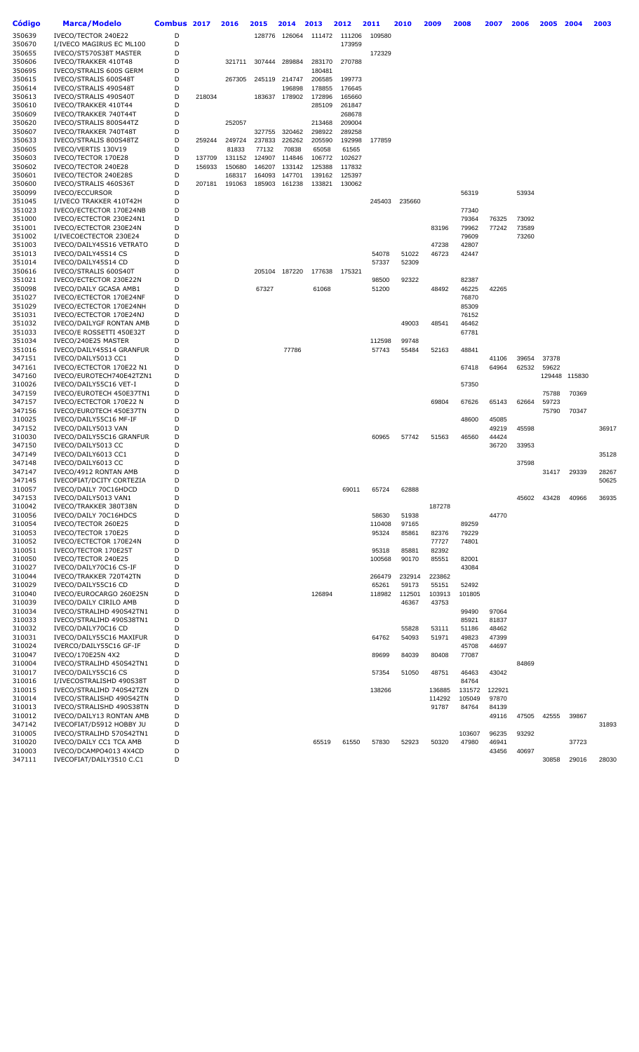| Código | Marca/Modelo | Combus | 2017 | 2016 | 2015 | 2014 | 2013 | 2012 | 2011 | 2010 | 2009 | 2008 | 2007 | 2006 | 2005 | 2004 | 2003 |
|---|---|---|---|---|---|---|---|---|---|---|---|---|---|---|---|---|---|
| 350639 | IVECO/TECTOR 240E22 | D | | | 128776 | 126064 | 111472 | 111206 | 109580 | | | | | | | | |
| 350670 | I/IVECO MAGIRUS EC ML100 | D | | | | | | 173959 | | | | | | | | | |
| 350655 | IVECO/ST570S38T MASTER | D | | | | | | | 172329 | | | | | | | | |
| 350606 | IVECO/TRAKKER 410T48 | D | | 321711 | 307444 | 289884 | 283170 | 270788 | | | | | | | | | |
| 350695 | IVECO/STRALIS 600S GERM | D | | | | | 180481 | | | | | | | | | | |
| 350615 | IVECO/STRALIS 600S48T | D | | 267305 | 245119 | 214747 | 206585 | 199773 | | | | | | | | | |
| 350614 | IVECO/STRALIS 490S48T | D | | | | 196898 | 178855 | 176645 | | | | | | | | | |
| 350613 | IVECO/STRALIS 490S40T | D | 218034 | | 183637 | 178902 | 172896 | 165660 | | | | | | | | | |
| 350610 | IVECO/TRAKKER 410T44 | D | | | | | 285109 | 261847 | | | | | | | | | |
| 350609 | IVECO/TRAKKER 740T44T | D | | | | | | 268678 | | | | | | | | | |
| 350620 | IVECO/STRALIS 800S44TZ | D | | 252057 | | | 213468 | 209004 | | | | | | | | | |
| 350607 | IVECO/TRAKKER 740T48T | D | | | 327755 | 320462 | 298922 | 289258 | | | | | | | | | |
| 350633 | IVECO/STRALIS 800S48TZ | D | 259244 | 249724 | 237833 | 226262 | 205590 | 192998 | 177859 | | | | | | | | |
| 350605 | IVECO/VERTIS 130V19 | D | | 81833 | 77132 | 70838 | 65058 | 61565 | | | | | | | | | |
| 350603 | IVECO/TECTOR 170E28 | D | 137709 | 131152 | 124907 | 114846 | 106772 | 102627 | | | | | | | | | |
| 350602 | IVECO/TECTOR 240E28 | D | 156933 | 150680 | 146207 | 133142 | 125388 | 117832 | | | | | | | | | |
| 350601 | IVECO/TECTOR 240E28S | D | | 168317 | 164093 | 147701 | 139162 | 125397 | | | | | | | | | |
| 350600 | IVECO/STRALIS 460S36T | D | 207181 | 191063 | 185903 | 161238 | 133821 | 130062 | | | | | | | | | |
| 350099 | IVECO/ECCURSOR | D | | | | | | | | | | 56319 | | 53934 | | | |
| 351045 | I/IVECO TRAKKER 410T42H | D | | | | | | | 245403 | 235660 | | | | | | | |
| 351023 | IVECO/ECTECTOR 170E24NB | D | | | | | | | | | | 77340 | | | | | |
| 351000 | IVECO/ECTECTOR 230E24N1 | D | | | | | | | | | | 79364 | 76325 | 73092 | | | |
| 351001 | IVECO/ECTECTOR 230E24N | D | | | | | | | | | 83196 | 79962 | 77242 | 73589 | | | |
| 351002 | I/IVECOECTECTOR 230E24 | D | | | | | | | | | | 79609 | | 73260 | | | |
| 351003 | IVECO/DAILY45S16 VETRATO | D | | | | | | | | | 47238 | 42807 | | | | | |
| 351013 | IVECO/DAILY45S14 CS | D | | | | | | | 54078 | 51022 | 46723 | 42447 | | | | | |
| 351014 | IVECO/DAILY45S14 CD | D | | | | | | | 57337 | 52309 | | | | | | | |
| 350616 | IVECO/STRALIS 600S40T | D | | | 205104 | 187220 | 177638 | 175321 | | | | | | | | | |
| 351021 | IVECO/ECTECTOR 230E22N | D | | | | | | | 98500 | 92322 | | 82387 | | | | | |
| 350098 | IVECO/DAILY GCASA AMB1 | D | | | 67327 | | 61068 | | 51200 | | 48492 | 46225 | 42265 | | | | |
| 351027 | IVECO/ECTECTOR 170E24NF | D | | | | | | | | | | 76870 | | | | | |
| 351029 | IVECO/ECTECTOR 170E24NH | D | | | | | | | | | | 85309 | | | | | |
| 351031 | IVECO/ECTECTOR 170E24NJ | D | | | | | | | | | | 76152 | | | | | |
| 351032 | IVECO/DAILYGF RONTAN AMB | D | | | | | | | | 49003 | 48541 | 46462 | | | | | |
| 351033 | IVECO/E ROSSETTI 450E32T | D | | | | | | | | | | 67781 | | | | | |
| 351034 | IVECO/240E25 MASTER | D | | | | | | | 112598 | 99748 | | | | | | | |
| 351016 | IVECO/DAILY45S14 GRANFUR | D | | | | 77786 | | | 57743 | 55484 | 52163 | 48841 | | | | | |
| 347151 | IVECO/DAILY5013 CC1 | D | | | | | | | | | | | 41106 | 39654 | 37378 | | |
| 347161 | IVECO/ECTECTOR 170E22 N1 | D | | | | | | | | | | 67418 | 64964 | 62532 | 59622 | | |
| 347160 | IVECO/EUROTECH740E42TZN1 | D | | | | | | | | | | | | | 129448 | 115830 | |
| 310026 | IVECO/DAILY55C16 VET-I | D | | | | | | | | | | 57350 | | | | | |
| 347159 | IVECO/EUROTECH 450E37TN1 | D | | | | | | | | | | | | | 75788 | 70369 | |
| 347157 | IVECO/ECTECTOR 170E22 N | D | | | | | | | | | 69804 | 67626 | 65143 | 62664 | 59723 | | |
| 347156 | IVECO/EUROTECH 450E37TN | D | | | | | | | | | | | | | 75790 | 70347 | |
| 310025 | IVECO/DAILY55C16 MF-IF | D | | | | | | | | | | 48600 | 45085 | | | | |
| 347152 | IVECO/DAILY5013 VAN | D | | | | | | | | | | | 49219 | 45598 | | | 36917 |
| 310030 | IVECO/DAILY55C16 GRANFUR | D | | | | | | | 60965 | 57742 | 51563 | 46560 | 44424 | | | | |
| 347150 | IVECO/DAILY5013 CC | D | | | | | | | | | | | 36720 | 33953 | | | |
| 347149 | IVECO/DAILY6013 CC1 | D | | | | | | | | | | | | | | | 35128 |
| 347148 | IVECO/DAILY6013 CC | D | | | | | | | | | | | | 37598 | | | |
| 347147 | IVECO/4912 RONTAN AMB | D | | | | | | | | | | | | | 31417 | 29339 | 28267 |
| 347145 | IVECOFIAT/DCITY CORTEZIA | D | | | | | | | | | | | | | | | 50625 |
| 310057 | IVECO/DAILY 70C16HDCD | D | | | | | | 69011 | 65724 | 62888 | | | | | | | |
| 347153 | IVECO/DAILY5013 VAN1 | D | | | | | | | | | | | | 45602 | 43428 | 40966 | 36935 |
| 310042 | IVECO/TRAKKER 380T38N | D | | | | | | | | | 187278 | | | | | | |
| 310056 | IVECO/DAILY 70C16HDCS | D | | | | | | | 58630 | 51938 | | | 44770 | | | | |
| 310054 | IVECO/TECTOR 260E25 | D | | | | | | | 110408 | 97165 | | 89259 | | | | | |
| 310053 | IVECO/TECTOR 170E25 | D | | | | | | | 95324 | 85861 | 82376 | 79229 | | | | | |
| 310052 | IVECO/ECTECTOR 170E24N | D | | | | | | | | | 77727 | 74801 | | | | | |
| 310051 | IVECO/TECTOR 170E25T | D | | | | | | | 95318 | 85881 | 82392 | | | | | | |
| 310050 | IVECO/TECTOR 240E25 | D | | | | | | | 100568 | 90170 | 85551 | 82001 | | | | | |
| 310027 | IVECO/DAILY70C16 CS-IF | D | | | | | | | | | | 43084 | | | | | |
| 310044 | IVECO/TRAKKER 720T42TN | D | | | | | | | 266479 | 232914 | 223862 | | | | | | |
| 310029 | IVECO/DAILY55C16 CD | D | | | | | | | 65261 | 59173 | 55151 | 52492 | | | | | |
| 310040 | IVECO/EUROCARGO 260E25N | D | | | | | 126894 | | 118982 | 112501 | 103913 | 101805 | | | | | |
| 310039 | IVECO/DAILY CIRILO AMB | D | | | | | | | | 46367 | 43753 | | | | | | |
| 310034 | IVECO/STRALIHD 490S42TN1 | D | | | | | | | | | | 99490 | 97064 | | | | |
| 310033 | IVECO/STRALIHD 490S38TN1 | D | | | | | | | | | | 85921 | 81837 | | | | |
| 310032 | IVECO/DAILY70C16 CD | D | | | | | | | | 55828 | 53111 | 51186 | 48462 | | | | |
| 310031 | IVECO/DAILY55C16 MAXIFUR | D | | | | | | | 64762 | 54093 | 51971 | 49823 | 47399 | | | | |
| 310024 | IVERCO/DAILY55C16 GF-IF | D | | | | | | | | | | 45708 | 44697 | | | | |
| 310047 | IVECO/170E25N 4X2 | D | | | | | | | 89699 | 84039 | 80408 | 77087 | | | | | |
| 310004 | IVECO/STRALIHD 450S42TN1 | D | | | | | | | | | | | | 84869 | | | |
| 310017 | IVECO/DAILY55C16 CS | D | | | | | | | 57354 | 51050 | 48751 | 46463 | 43042 | | | | |
| 310016 | I/IVECOSTRALISHD 490S38T | D | | | | | | | | | | 84764 | | | | | |
| 310015 | IVECO/STRALIHD 740S42TZN | D | | | | | | | 138266 | | 136885 | 131572 | 122921 | | | | |
| 310014 | IVECO/STRALISHD 490S42TN | D | | | | | | | | | 114292 | 105049 | 97870 | | | | |
| 310013 | IVECO/STRALISHD 490S38TN | D | | | | | | | | | 91787 | 84764 | 84139 | | | | |
| 310012 | IVECO/DAILY13 RONTAN AMB | D | | | | | | | | | | | 49116 | 47505 | 42555 | 39867 | |
| 347142 | IVECOFIAT/D5912 HOBBY JU | D | | | | | | | | | | | | | | | 31893 |
| 310005 | IVECO/STRALIHD 570S42TN1 | D | | | | | | | | | | 103607 | 96235 | 93292 | | | |
| 310020 | IVECO/DAILY CC1 TCA AMB | D | | | | | 65519 | 61550 | 57830 | 52923 | 50320 | 47980 | 46941 | | | 37723 | |
| 310003 | IVECO/DCAMPO4013 4X4CD | D | | | | | | | | | | | 43456 | 40697 | | | |
| 347111 | IVECOFIAT/DAILY3510 C.C1 | D | | | | | | | | | | | | | 30858 | 29016 | 28030 |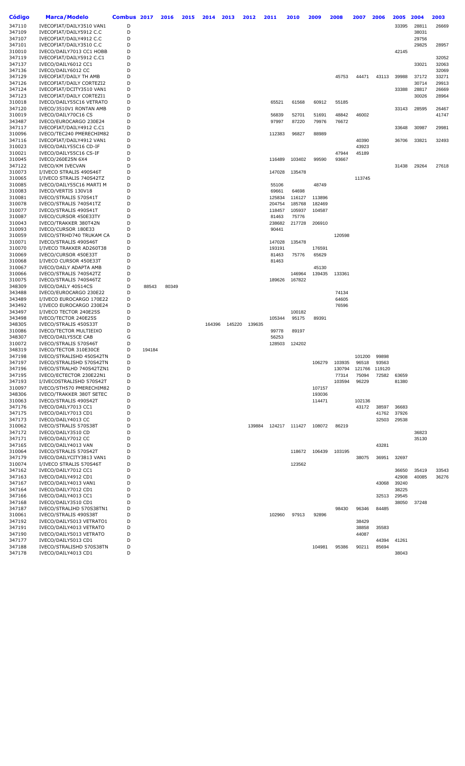| Código | Marca/Modelo | Combus | 2017 | 2016 | 2015 | 2014 | 2013 | 2012 | 2011 | 2010 | 2009 | 2008 | 2007 | 2006 | 2005 | 2004 | 2003 |
|---|---|---|---|---|---|---|---|---|---|---|---|---|---|---|---|---|---|
| 347110 | IVECOFIAT/DAILY3510 VAN1 | D | | | | | | | | | | | | | 33395 | 28811 | 26669 |
| 347109 | IVECOFIAT/DAILY5912 C.C | D | | | | | | | | | | | | | | 38031 | |
| 347107 | IVECOFIAT/DAILY4912 C.C | D | | | | | | | | | | | | | | 29756 | |
| 347101 | IVECOFIAT/DAILY3510 C.C | D | | | | | | | | | | | | | | 29825 | 28957 |
| 310010 | IVECO/DAILY7013 CC1 HOBB | D | | | | | | | | | | | | | 42145 | | |
| 347119 | IVECOFIAT/DAILY5912 C.C1 | D | | | | | | | | | | | | | | | 32052 |
| 347137 | IVECO/DAILY6012 CC1 | D | | | | | | | | | | | | | | 33021 | 32063 |
| 347136 | IVECO/DAILY6012 CC | D | | | | | | | | | | | | | | | 32069 |
| 347129 | IVECOFIAT/DAILY TH AMB | D | | | | | | | | | | 45753 | 44471 | 43113 | 39988 | 37172 | 33271 |
| 347126 | IVECOFIAT/DAILY CORTEZI2 | D | | | | | | | | | | | | | | 30714 | 29913 |
| 347124 | IVECOFIAT/DCITY3510 VAN1 | D | | | | | | | | | | | | | 33388 | 28817 | 26669 |
| 347123 | IVECOFIAT/DAILY CORTEZI1 | D | | | | | | | | | | | | | | 30026 | 28964 |
| 310018 | IVECO/DAILY55C16 VETRATO | D | | | | | | | 65521 | 61568 | 60912 | 55185 | | | | | |
| 347120 | IVECO/3510V1 RONTAN AMB | D | | | | | | | | | | | | | 33143 | 28595 | 26467 |
| 310019 | IVECO/DAILY70C16 CS | D | | | | | | | 56839 | 52701 | 51691 | 48842 | 46002 | | | | 41747 |
| 343487 | IVECO/EUROCARGO 230E24 | D | | | | | | | 97997 | 87220 | 79976 | 76672 | | | | | |
| 347117 | IVECOFIAT/DAILY4912 C.C1 | D | | | | | | | | | | | | | 33648 | 30987 | 29981 |
| 310096 | IVECO/TEC240 PMERECHIM82 | D | | | | | | | 112383 | 96827 | 88989 | | | | | | |
| 347116 | IVECOFIAT/DAILY4912 VAN1 | D | | | | | | | | | | | 40390 | | 36706 | 33821 | 32493 |
| 310023 | IVECO/DAILY55C16 CD-IF | D | | | | | | | | | | | 43923 | | | | |
| 310021 | IVECO/DAILY55C16 CS-IF | D | | | | | | | | | | 47944 | 45189 | | | | |
| 310045 | IVECO/260E25N 6X4 | D | | | | | | | 116489 | 103402 | 99590 | 93667 | | | | | |
| 347122 | IVECO/KM IVECVAN | D | | | | | | | | | | | | | 31438 | 29264 | 27618 |
| 310073 | I/IVECO STRALIS 490S46T | D | | | | | | | 147028 | 135478 | | | | | | | |
| 310065 | I/IVECO STRALIS 740S42TZ | D | | | | | | | | | | | 113745 | | | | |
| 310085 | IVECO/DAILY55C16 MARTI M | D | | | | | | | 55106 | | 48749 | | | | | | |
| 310083 | IVECO/VERTIS 130V18 | D | | | | | | | 69661 | 64698 | | | | | | | |
| 310081 | IVECO/STRALIS 570S41T | D | | | | | | | 125834 | 116127 | 113896 | | | | | | |
| 310078 | IVECO/STRALIS 740S41TZ | D | | | | | | | 204754 | 185768 | 182469 | | | | | | |
| 310077 | IVECO/STRALIS 490S41T | D | | | | | | | 118457 | 105937 | 104587 | | | | | | |
| 310087 | IVECO/CURSOR 450E33TY | D | | | | | | | 81463 | 75776 | | | | | | | |
| 310043 | IVECO/TRAKKER 380T42N | D | | | | | | | 238682 | 217728 | 206910 | | | | | | |
| 310093 | IVECO/CURSOR 180E33 | D | | | | | | | 90441 | | | | | | | | |
| 310059 | IVECO/STRHD740 TRUKAM CA | D | | | | | | | | | | 120598 | | | | | |
| 310071 | IVECO/STRALIS 490S46T | D | | | | | | | 147028 | 135478 | | | | | | | |
| 310070 | I/IVECO TRAKKER AD260T38 | D | | | | | | | 193191 | | 176591 | | | | | | |
| 310069 | IVECO/CURSOR 450E33T | D | | | | | | | 81463 | 75776 | 65629 | | | | | | |
| 310068 | I/IVECO CURSOR 450E33T | D | | | | | | | 81463 | | | | | | | | |
| 310067 | IVECO/DAILY ADAPTA AMB | D | | | | | | | | | 45130 | | | | | | |
| 310066 | IVECO/STRALIS 740S42TZ | D | | | | | | | | 146964 | 139435 | 133361 | | | | | |
| 310075 | IVECO/STRALIS 740S46TZ | D | | | | | | | 189626 | 167822 | | | | | | | |
| 348309 | IVECO/DAILY 40S14CS | D | 88543 | 80349 | | | | | | | | | | | | | |
| 343488 | IVECO/EUROCARGO 230E22 | D | | | | | | | | | | 74134 | | | | | |
| 343489 | I/IVECO EUROCARGO 170E22 | D | | | | | | | | | | 64605 | | | | | |
| 343492 | I/IVECO EUROCARGO 230E24 | D | | | | | | | | | | 76596 | | | | | |
| 343497 | I/IVECO TECTOR 240E25S | D | | | | | | | | 100182 | | | | | | | |
| 343498 | IVECO/TECTOR 240E25S | D | | | | | | | 105344 | 95175 | 89391 | | | | | | |
| 348305 | IVECO/STRALIS 450S33T | D | | | | 164396 | 145220 | 139635 | | | | | | | | | |
| 310086 | IVECO/TECTOR MULTIEIXO | D | | | | | | | 99778 | 89197 | | | | | | | |
| 348307 | IVECO/DAILY55CE CAB | G | | | | | | | 56253 | | | | | | | | |
| 310072 | IVECO/STRALIS 570S46T | D | | | | | | | 128503 | 124202 | | | | | | | |
| 348319 | IVECO/TECTOR 310E30CE | D | 194184 | | | | | | | | | | | | | | |
| 347198 | IVECO/STRALISHD 450S42TN | D | | | | | | | | | | | 101200 | 99898 | | | |
| 347197 | IVECO/STRALISHD 570S42TN | D | | | | | | | | | 106279 | 103935 | 96518 | 93563 | | | |
| 347196 | IVECO/STRALHD 740S42TZN1 | D | | | | | | | | | | 130794 | 121766 | 119120 | | | |
| 347195 | IVECO/ECTECTOR 230E22N1 | D | | | | | | | | | | 77314 | 75094 | 72582 | 63659 | | |
| 347193 | I/IVECOSTRALISHD 570S42T | D | | | | | | | | | | 103594 | 96229 | | 81380 | | |
| 310097 | IVECO/STH570 PMERECHIM82 | D | | | | | | | | | 107157 | | | | | | |
| 348306 | IVECO/TRAKKER 380T SETEC | D | | | | | | | | | 193036 | | | | | | |
| 310063 | IVECO/STRALIS 490S42T | D | | | | | | | | | 114471 | | 102136 | | | | |
| 347176 | IVECO/DAILY7013 CC1 | D | | | | | | | | | | | 43172 | 38597 | 36683 | | |
| 347175 | IVECO/DAILY7013 CD1 | D | | | | | | | | | | | | 41762 | 37926 | | |
| 347173 | IVECO/DAILY4013 CC | D | | | | | | | | | | | | 32503 | 29538 | | |
| 310062 | IVECO/STRALIS 570S38T | D | | | | | | 139884 | 124217 | 111427 | 108072 | 86219 | | | | | |
| 347172 | IVECO/DAILY3510 CD | D | | | | | | | | | | | | | | 36823 | |
| 347171 | IVECO/DAILY7012 CC | D | | | | | | | | | | | | | | 35130 | |
| 347165 | IVECO/DAILY4013 VAN | D | | | | | | | | | | | | 43281 | | | |
| 310064 | IVECO/STRALIS 570S42T | D | | | | | | | | 118672 | 106439 | 103195 | | | | | |
| 347179 | IVECO/DAILYCITY3813 VAN1 | D | | | | | | | | | | | 38075 | 36951 | 32697 | | |
| 310074 | I/IVECO STRALIS 570S46T | D | | | | | | | | 123562 | | | | | | | |
| 347162 | IVECO/DAILY7012 CC1 | D | | | | | | | | | | | | | 36650 | 35419 | 33543 |
| 347163 | IVECO/DAILY4912 CD1 | D | | | | | | | | | | | | | 42908 | 40085 | 36276 |
| 347167 | IVECO/DAILY4013 VAN1 | D | | | | | | | | | | | | 43068 | 39240 | | |
| 347164 | IVECO/DAILY7012 CD1 | D | | | | | | | | | | | | | 38225 | | |
| 347166 | IVECO/DAILY4013 CC1 | D | | | | | | | | | | | | 32513 | 29545 | | |
| 347168 | IVECO/DAILY3510 CD1 | D | | | | | | | | | | | | | 38050 | 37248 | |
| 347187 | IVECO/STRALIHD 570S38TN1 | D | | | | | | | | | | 98430 | 96346 | 84485 | | | |
| 310061 | IVECO/STRALIS 490S38T | D | | | | | | | 102960 | 97913 | 92896 | | | | | | |
| 347192 | IVECO/DAILY5013 VETRATO1 | D | | | | | | | | | | | 38429 | | | | |
| 347191 | IVECO/DAILY4013 VETRATO | D | | | | | | | | | | | 38858 | 35583 | | | |
| 347190 | IVECO/DAILY5013 VETRATO | D | | | | | | | | | | | 44087 | | | | |
| 347177 | IVECO/DAILY5013 CD1 | D | | | | | | | | | | | | 44394 | 41261 | | |
| 347188 | IVECO/STRALISHD 570S38TN | D | | | | | | | | | 104981 | 95386 | 90211 | 85694 | | | |
| 347178 | IVECO/DAILY4013 CD1 | D | | | | | | | | | | | | | 38043 | | |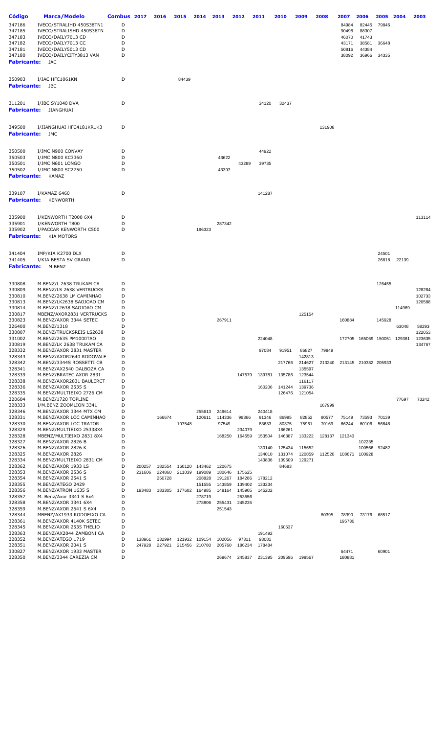| Código | Marca/Modelo | Combus | 2017 | 2016 | 2015 | 2014 | 2013 | 2012 | 2011 | 2010 | 2009 | 2008 | 2007 | 2006 | 2005 | 2004 | 2003 |
|---|---|---|---|---|---|---|---|---|---|---|---|---|---|---|---|---|---|
| 347186 | IVECO/STRALIHD 450S38TN1 | D | | | | | | | | | | | 84984 | 82445 | 79846 | | |
| 347185 | IVECO/STRALISHD 450S38TN | D | | | | | | | | | | | 90498 | 88307 | | | |
| 347183 | IVECO/DAILY7013 CD | D | | | | | | | | | | | 46070 | 41743 | | | |
| 347182 | IVECO/DAILY7013 CC | D | | | | | | | | | | | 43171 | 38581 | 36648 | | |
| 347181 | IVECO/DAILY5013 CD | D | | | | | | | | | | | 50816 | 44384 | | | |
| 347180 | IVECO/DAILYCITY3813 VAN | D | | | | | | | | | | | 38092 | 36966 | 34335 | | |
| **Fabricante:** | JAC | | | | | | | | | | | | | | | | |
| 350903 | I/JAC HFC1061KN | D | | | 84439 | | | | | | | | | | | | |
| **Fabricante:** | JBC | | | | | | | | | | | | | | | | |
| 311201 | I/JBC SY1040 DVA | D | | | | | | | 34120 | 32437 | | | | | | | |
| **Fabricante:** | JIANGHUAI | | | | | | | | | | | | | | | | |
| 349500 | I/JIANGHUAI HFC4181KR1K3 | D | | | | | | | | | | 131908 | | | | | |
| **Fabricante:** | JMC | | | | | | | | | | | | | | | | |
| 350500 | I/JMC N900 CONVAY | D | | | | | | | 44922 | | | | | | | | |
| 350503 | I/JMC N800 KC3360 | D | | | | | 43622 | | | | | | | | | | |
| 350501 | I/JMC N601 LONGO | D | | | | | | 43289 | 39735 | | | | | | | | |
| 350502 | I/JMC N800 SC2750 | D | | | | | 43397 | | | | | | | | | | |
| **Fabricante:** | KAMAZ | | | | | | | | | | | | | | | | |
| 339107 | I/KAMAZ 6460 | D | | | | | | | 141287 | | | | | | | | |
| **Fabricante:** | KENWORTH | | | | | | | | | | | | | | | | |
| 335900 | I/KENWORTH T2000 6X4 | D | | | | | | | | | | | | | | | 113114 |
| 335901 | I/KENWORTH T800 | D | | | | | 287342 | | | | | | | | | | |
| 335902 | I/PACCAR KENWORTH C500 | D | | | | 196323 | | | | | | | | | | | |
| **Fabricante:** | KIA MOTORS | | | | | | | | | | | | | | | | |
| 341404 | IMP/KIA K2700 DLX | D | | | | | | | | | | | | | 24501 | | |
| 341405 | I/KIA BESTA SV GRAND | D | | | | | | | | | | | | | 26818 | 22139 | |
| **Fabricante:** | M.BENZ | | | | | | | | | | | | | | | | |
| 330808 | M.BENZ/L 2638 TRUKAM CA | D | | | | | | | | | | | | | 126455 | | |
| 330809 | M.BENZ/LS 2638 VERTRUCKS | D | | | | | | | | | | | | | | | 128284 |
| 330810 | M.BENZ/2638 LM CAMINHAO | D | | | | | | | | | | | | | | | 102733 |
| 330813 | M.BENZ/LK2638 SAOJOAO CM | D | | | | | | | | | | | | | | | 120588 |
| 330814 | M.BENZ/L2638 SAOJOAO CM | D | | | | | | | | | | | | | | 114969 | |
| 330817 | MBENZ/AXOR2831 VERTRUCKS | D | | | | | | | | | 125154 | | | | | | |
| 330823 | M.BENZ/AXOR 3344 SETEC | D | | | | | 267911 | | | | | | 160884 | | 145928 | | |
| 326400 | M.BENZ/1318 | D | | | | | | | | | | | | | | 63048 | 58293 |
| 330807 | M.BENZ/TRUCKSREIS LS2638 | D | | | | | | | | | | | | | | | 122053 |
| 331002 | M.BENZ/2635 PM1000TAO | D | | | | | | | 224048 | | | | 172705 | 165069 | 150051 | 129361 | 123635 |
| 330819 | M.BENZ/LK 2638 TRUKAM CA | D | | | | | | | | | | | | | | | 134767 |
| 328332 | M.BENZ/AXOR 2831 MASTER | D | | | | | | | 97084 | 91951 | 86827 | 79849 | | | | | |
| 328343 | M.BENZ/AXOR2640 RODOVALE | D | | | | | | | | | 142813 | | | | | | |
| 328342 | M.BENZ/3344S ROSSETTI CB | D | | | | | | | | 217766 | 214627 | 213240 | 213145 | 210382 | 205933 | | |
| 328341 | M.BENZ/AX2540 DALBOZA CA | D | | | | | | | | | 135597 | | | | | | |
| 328339 | M.BENZ/BRATEC AXOR 2831 | D | | | | | | 147579 | 139781 | 135786 | 123544 | | | | | | |
| 328338 | M.BENZ/AXOR2831 BAULERCT | D | | | | | | | | | 116117 | | | | | | |
| 328336 | M.BENZ/AXOR 2535 S | D | | | | | | | 160206 | 141244 | 139736 | | | | | | |
| 328335 | M.BENZ/MULTIEIXO 2726 CM | D | | | | | | | | 126476 | 121054 | | | | | | |
| 320604 | M.BENZ/1720 TOPLINE | D | | | | | | | | | | | | | | 77697 | 73242 |
| 328333 | I/M.BENZ ZOOMLION 3341 | D | | | | | | | | | | 167999 | | | | | |
| 328346 | M.BENZ/AXOR 3344 MTX CM | D | | | | 255613 | 249614 | | 240418 | | | | | | | | |
| 328331 | M.BENZ/AXOR LOC CAMINHAO | D | | 166674 | | 120611 | 114336 | 99366 | 91346 | 86995 | 82852 | 80577 | 75149 | 73593 | 70139 | | |
| 328330 | M.BENZ/AXOR LOC TRATOR | D | | | 107548 | | 97549 | | 83633 | 80375 | 75961 | 70169 | 66244 | 60106 | 56648 | | |
| 328329 | M.BENZ/MULTIEIXO 25338X4 | D | | | | | | 234079 | | 186261 | | | | | | | |
| 328328 | MBENZ/MULTIEIXO 2831 8X4 | D | | | | | 168250 | 164559 | 153504 | 146387 | 133222 | 128137 | 121343 | | | | |
| 328327 | M.BENZ/AXOR 2826 B | D | | | | | | | | | | | | 102235 | | | |
| 328326 | M.BENZ/AXOR 2826 K | D | | | | | | | 130140 | 125434 | 115652 | | | 100566 | 92482 | | |
| 328325 | M.BENZ/AXOR 2826 | D | | | | | | | 134010 | 131074 | 120859 | 112520 | 108671 | 100928 | | | |
| 328334 | M.BENZ/MULTIEIXO 2831 CM | D | | | | | | | 143836 | 139609 | 129271 | | | | | | |
| 328362 | M.BENZ/AXOR 1933 LS | D | 200257 | 182554 | 160120 | 143462 | 120675 | | | 84683 | | | | | | | |
| 328353 | M.BENZ/AXOR 2536 S | D | 231606 | 224860 | 211039 | 199089 | 180646 | 175625 | | | | | | | | | |
| 328354 | M.BENZ/AXOR 2541 S | D | | 250728 | | 208828 | 191267 | 184286 | 178212 | | | | | | | | |
| 328355 | M.BENZ/ATEGO 2429 | D | | | | 151555 | 143859 | 139402 | 133234 | | | | | | | | |
| 328356 | M.BENZ/ATRON 1635 S | D | 193483 | 183305 | 177602 | 164985 | 148164 | 145905 | 145202 | | | | | | | | |
| 328357 | M. Benz/Axor 3341 S 6x4 | D | | | | 278719 | | 253556 | | | | | | | | | |
| 328358 | M.BENZ/AXOR 3341 6X4 | D | | | | 278806 | 255431 | 245235 | | | | | | | | | |
| 328359 | M.BENZ/AXOR 2641 S 6X4 | D | | | | | 251543 | | | | | | | | | | |
| 328344 | MBENZ/AX1933 RODOEIXO CA | D | | | | | | | | | | 80395 | 78390 | 73176 | 68517 | | |
| 328361 | M.BENZ/AXOR 4140K SETEC | D | | | | | | | | | | | 195730 | | | | |
| 328345 | M.BENZ/AXOR 2535 THELIO | D | | | | | | | | 160537 | | | | | | | |
| 328363 | M.BENZ/AX2044 ZAMBONI CA | D | | | | | | | 191492 | | | | | | | | |
| 328352 | M.BENZ/ATEGO 1719 | D | 138961 | 132994 | 121932 | 109154 | 102056 | 97311 | 93081 | | | | | | | | |
| 328351 | M.BENZ/AXOR 2041 S | D | 247928 | 227921 | 215456 | 210780 | 205760 | 186234 | 178484 | | | | | | | | |
| 330827 | M.BENZ/AXOR 1933 MASTER | D | | | | | | | | | | | 64471 | | 60901 | | |
| 328350 | M.BENZ/3344 CAREZIA CM | D | | | | | 269674 | 245837 | 231395 | 209596 | 199567 | | 180881 | | | | |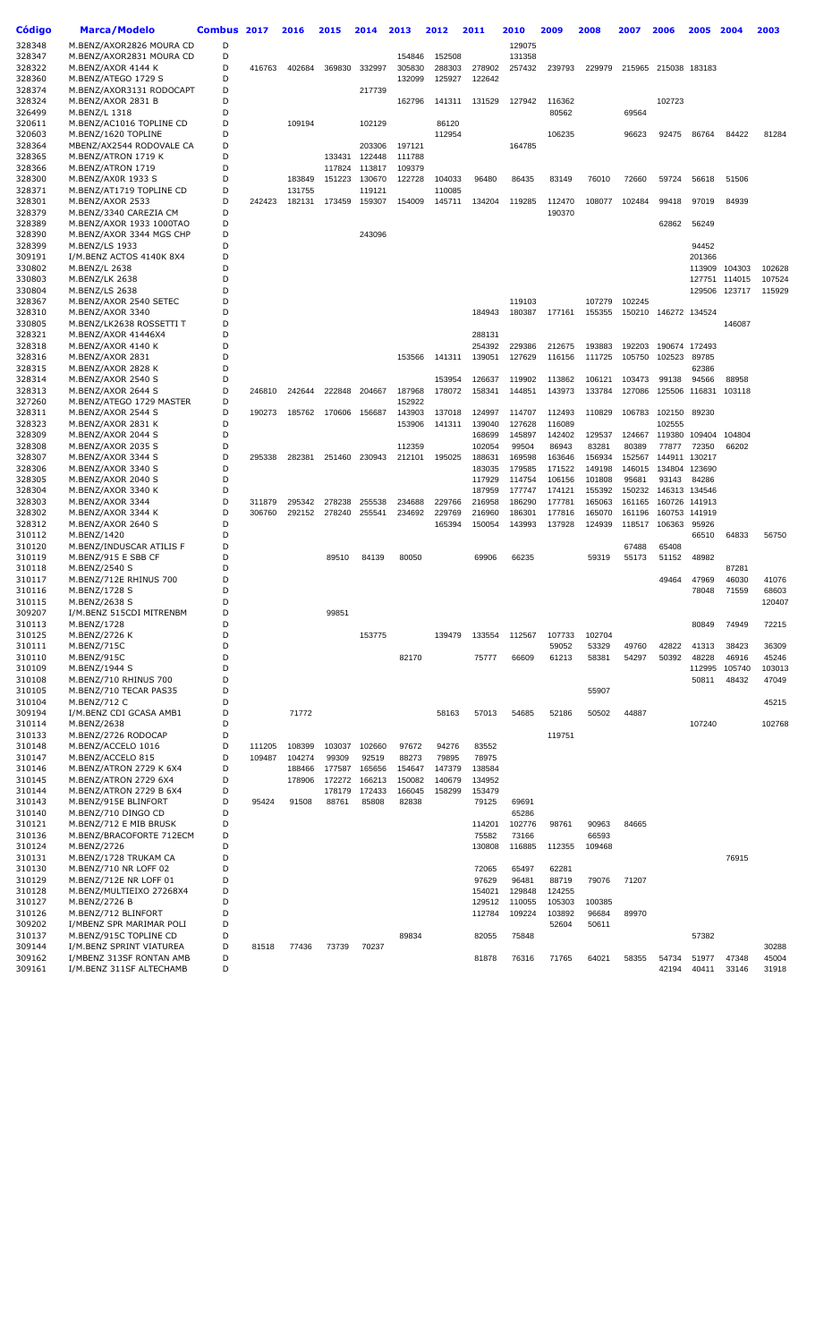| Código | Marca/Modelo | Combus | 2017 | 2016 | 2015 | 2014 | 2013 | 2012 | 2011 | 2010 | 2009 | 2008 | 2007 | 2006 | 2005 | 2004 | 2003 |
|---|---|---|---|---|---|---|---|---|---|---|---|---|---|---|---|---|---|
| 328348 | M.BENZ/AXOR2826 MOURA CD | D | | | | | | | | 129075 | | | | | | | |
| 328347 | M.BENZ/AXOR2831 MOURA CD | D | | | | | 154846 | 152508 | | 131358 | | | | | | | |
| 328322 | M.BENZ/AXOR 4144 K | D | 416763 | 402684 | 369830 | 332997 | 305830 | 288303 | 278902 | 257432 | 239793 | 229979 | 215965 | 215038 | 183183 | | |
| 328360 | M.BENZ/ATEGO 1729 S | D | | | | | 132099 | 125927 | 122642 | | | | | | | | |
| 328374 | M.BENZ/AXOR3131 RODOCAPT | D | | | | 217739 | | | | | | | | | | | |
| 328324 | M.BENZ/AXOR 2831 B | D | | | | | 162796 | 141311 | 131529 | 127942 | 116362 | | | 102723 | | | |
| 326499 | M.BENZ/L 1318 | D | | | | | | | | | 80562 | | 69564 | | | | |
| 320611 | M.BENZ/AC1016 TOPLINE CD | D | | 109194 | | 102129 | | 86120 | | | | | | | | | |
| 320603 | M.BENZ/1620 TOPLINE | D | | | | | | 112954 | | | 106235 | | 96623 | 92475 | 86764 | 84422 | 81284 |
| 328364 | MBENZ/AX2544 RODOVALE CA | D | | | | 203306 | 197121 | | | 164785 | | | | | | | |
| 328365 | M.BENZ/ATRON 1719 K | D | | | 133431 | 122448 | 111788 | | | | | | | | | | |
| 328366 | M.BENZ/ATRON 1719 | D | | | 117824 | 113817 | 109379 | | | | | | | | | | |
| 328300 | M.BENZ/AXOR 1933 S | D | | 183849 | 151223 | 130670 | 122728 | 104033 | 96480 | 86435 | 83149 | 76010 | 72660 | 59724 | 56618 | 51506 | |
| 328371 | M.BENZ/AT1719 TOPLINE CD | D | | 131755 | | 119121 | | 110085 | | | | | | | | | |
| 328301 | M.BENZ/AXOR 2533 | D | 242423 | 182131 | 173459 | 159307 | 154009 | 145711 | 134204 | 119285 | 112470 | 108077 | 102484 | 99418 | 97019 | 84939 | |
| 328379 | M.BENZ/3340 CAREZIA CM | D | | | | | | | | | 190370 | | | | | | |
| 328389 | M.BENZ/AXOR 1933 1000TAO | D | | | | | | | | | | | | 62862 | 56249 | | |
| 328390 | M.BENZ/AXOR 3344 MGS CHP | D | | | | 243096 | | | | | | | | | | | |
| 328399 | M.BENZ/LS 1933 | D | | | | | | | | | | | | | 94452 | | |
| 309191 | I/M.BENZ ACTOS 4140K 8X4 | D | | | | | | | | | | | | | 201366 | | |
| 330802 | M.BENZ/L 2638 | D | | | | | | | | | | | | | 113909 | 104303 | 102628 |
| 330803 | M.BENZ/LK 2638 | D | | | | | | | | | | | | | 127751 | 114015 | 107524 |
| 330804 | M.BENZ/LS 2638 | D | | | | | | | | | | | | | 129506 | 123717 | 115929 |
| 328367 | M.BENZ/AXOR 2540 SETEC | D | | | | | | | | 119103 | | 107279 | 102245 | | | | |
| 328310 | M.BENZ/AXOR 3340 | D | | | | | | | 184943 | 180387 | 177161 | 155355 | 150210 | 146272 | 134524 | | |
| 330805 | M.BENZ/LK2638 ROSSETTI T | D | | | | | | | | | | | | | | 146087 | |
| 328321 | M.BENZ/AXOR 41446X4 | D | | | | | | | 288131 | | | | | | | | |
| 328318 | M.BENZ/AXOR 4140 K | D | | | | | | | 254392 | 229386 | 212675 | 193883 | 192203 | 190674 | 172493 | | |
| 328316 | M.BENZ/AXOR 2831 | D | | | | | 153566 | 141311 | 139051 | 127629 | 116156 | 111725 | 105750 | 102523 | 89785 | | |
| 328315 | M.BENZ/AXOR 2828 K | D | | | | | | | | | | | | | 62386 | | |
| 328314 | M.BENZ/AXOR 2540 S | D | | | | | | 153954 | 126637 | 119902 | 113862 | 106121 | 103473 | 99138 | 94566 | 88958 | |
| 328313 | M.BENZ/AXOR 2644 S | D | 246810 | 242644 | 222848 | 204667 | 187968 | 178072 | 158341 | 144851 | 143973 | 133784 | 127086 | 125506 | 116831 | 103118 | |
| 327260 | M.BENZ/ATEGO 1729 MASTER | D | | | | | 152922 | | | | | | | | | | |
| 328311 | M.BENZ/AXOR 2544 S | D | 190273 | 185762 | 170606 | 156687 | 143903 | 137018 | 124997 | 114707 | 112493 | 110829 | 106783 | 102150 | 89230 | | |
| 328323 | M.BENZ/AXOR 2831 K | D | | | | | 153906 | 141311 | 139040 | 127628 | 116089 | | | 102555 | | | |
| 328309 | M.BENZ/AXOR 2044 S | D | | | | | | | 168699 | 145897 | 142402 | 129537 | 124667 | 119380 | 109404 | 104804 | |
| 328308 | M.BENZ/AXOR 2035 S | D | | | | | 112359 | | 102054 | 99504 | 86943 | 83281 | 80389 | 77877 | 72350 | 66202 | |
| 328307 | M.BENZ/AXOR 3344 S | D | 295338 | 282381 | 251460 | 230943 | 212101 | 195025 | 188631 | 169598 | 163646 | 156934 | 152567 | 144911 | 130217 | | |
| 328306 | M.BENZ/AXOR 3340 S | D | | | | | | | 183035 | 179585 | 171522 | 149198 | 146015 | 134804 | 123690 | | |
| 328305 | M.BENZ/AXOR 2040 S | D | | | | | | | 117929 | 114754 | 106156 | 101808 | 95681 | 93143 | 84286 | | |
| 328304 | M.BENZ/AXOR 3340 K | D | | | | | | | 187959 | 177747 | 174121 | 155392 | 150232 | 146313 | 134546 | | |
| 328303 | M.BENZ/AXOR 3344 | D | 311879 | 295342 | 278238 | 255538 | 234688 | 229766 | 216958 | 186290 | 177781 | 165063 | 161165 | 160726 | 141913 | | |
| 328302 | M.BENZ/AXOR 3344 K | D | 306760 | 292152 | 278240 | 255541 | 234692 | 229769 | 216960 | 186301 | 177816 | 165070 | 161196 | 160753 | 141919 | | |
| 328312 | M.BENZ/AXOR 2640 S | D | | | | | | 165394 | 150054 | 143993 | 137928 | 124939 | 118517 | 106363 | 95926 | | |
| 310112 | M.BENZ/1420 | D | | | | | | | | | | | | | 66510 | 64833 | 56750 |
| 310120 | M.BENZ/INDUSCAR ATILIS F | D | | | | | | | | | | | 67488 | 65408 | | | |
| 310119 | M.BENZ/915 E SBB CF | D | | | 89510 | 84139 | 80050 | | 69906 | 66235 | | 59319 | 55173 | 51152 | 48982 | | |
| 310118 | M.BENZ/2540 S | D | | | | | | | | | | | | | | 87281 | |
| 310117 | M.BENZ/712E RHINUS 700 | D | | | | | | | | | | | | 49464 | 47969 | 46030 | 41076 |
| 310116 | M.BENZ/1728 S | D | | | | | | | | | | | | | 78048 | 71559 | 68603 |
| 310115 | M.BENZ/2638 S | D | | | | | | | | | | | | | | | 120407 |
| 309207 | I/M.BENZ 515CDI MITRENBM | D | | | 99851 | | | | | | | | | | | | |
| 310113 | M.BENZ/1728 | D | | | | | | | | | | | | | 80849 | 74949 | 72215 |
| 310125 | M.BENZ/2726 K | D | | | | 153775 | | 139479 | 133554 | 112567 | 107733 | 102704 | | | | | |
| 310111 | M.BENZ/715C | D | | | | | | | | | 59052 | 53329 | 49760 | 42822 | 41313 | 38423 | 36309 |
| 310110 | M.BENZ/915C | D | | | | | 82170 | | 75777 | 66609 | 61213 | 58381 | 54297 | 50392 | 48228 | 46916 | 45246 |
| 310109 | M.BENZ/1944 S | D | | | | | | | | | | | | | 112995 | 105740 | 103013 |
| 310108 | M.BENZ/710 RHINUS 700 | D | | | | | | | | | | | | | 50811 | 48432 | 47049 |
| 310105 | M.BENZ/710 TECAR PAS35 | D | | | | | | | | | | 55907 | | | | | |
| 310104 | M.BENZ/712 C | D | | | | | | | | | | | | | | | 45215 |
| 309194 | I/M.BENZ CDI GCASA AMB1 | D | | 71772 | | | | 58163 | 57013 | 54685 | 52186 | 50502 | 44887 | | | | |
| 310114 | M.BENZ/2638 | D | | | | | | | | | | | | | 107240 | | 102768 |
| 310133 | M.BENZ/2726 RODOCAP | D | | | | | | | | | 119751 | | | | | | |
| 310148 | M.BENZ/ACCELO 1016 | D | 111205 | 108399 | 103037 | 102660 | 97672 | 94276 | 83552 | | | | | | | | |
| 310147 | M.BENZ/ACCELO 815 | D | 109487 | 104274 | 99309 | 92519 | 88273 | 79895 | 78975 | | | | | | | | |
| 310146 | M.BENZ/ATRON 2729 K 6X4 | D | | 188466 | 177587 | 165656 | 154647 | 147379 | 138584 | | | | | | | | |
| 310145 | M.BENZ/ATRON 2729 6X4 | D | | 178906 | 172272 | 166213 | 150082 | 140679 | 134952 | | | | | | | | |
| 310144 | M.BENZ/ATRON 2729 B 6X4 | D | | | 178179 | 172433 | 166045 | 158299 | 153479 | | | | | | | | |
| 310143 | M.BENZ/915E BLINFORT | D | 95424 | 91508 | 88761 | 85808 | 82838 | | 79125 | 69691 | | | | | | | |
| 310140 | M.BENZ/710 DINGO CD | D | | | | | | | | 65286 | | | | | | | |
| 310121 | M.BENZ/712 E MIB BRUSK | D | | | | | | | 114201 | 102776 | 98761 | 90963 | 84665 | | | | |
| 310136 | M.BENZ/BRACOFORTE 712ECM | D | | | | | | | 75582 | 73166 | | 66593 | | | | | |
| 310124 | M.BENZ/2726 | D | | | | | | | 130808 | 116885 | 112355 | 109468 | | | | | |
| 310131 | M.BENZ/1728 TRUKAM CA | D | | | | | | | | | | | | | | 76915 | |
| 310130 | M.BENZ/710 NR LOFF 02 | D | | | | | | | 72065 | 65497 | 62281 | | | | | | |
| 310129 | M.BENZ/712E NR LOFF 01 | D | | | | | | | 97629 | 96481 | 88719 | 79076 | 71207 | | | | |
| 310128 | M.BENZ/MULTIEIXO 27268X4 | D | | | | | | | 154021 | 129848 | 124255 | | | | | | |
| 310127 | M.BENZ/2726 B | D | | | | | | | 129512 | 110055 | 105303 | 100385 | | | | | |
| 310126 | M.BENZ/712 BLINFORT | D | | | | | | | 112784 | 109224 | 103892 | 96684 | 89970 | | | | |
| 309202 | I/MBENZ SPR MARIMAR POLI | D | | | | | | | | | 52604 | 50611 | | | | | |
| 310137 | M.BENZ/915C TOPLINE CD | D | | | | | 89834 | | 82055 | 75848 | | | | | 57382 | | |
| 309144 | I/M.BENZ SPRINT VIATUREA | D | 81518 | 77436 | 73739 | 70237 | | | | | | | | | | | 30288 |
| 309162 | I/MBENZ 313SF RONTAN AMB | D | | | | | | | 81878 | 76316 | 71765 | 64021 | 58355 | 54734 | 51977 | 47348 | 45004 |
| 309161 | I/M.BENZ 311SF ALTECHAMB | D | | | | | | | | | | | | 42194 | 40411 | 33146 | 31918 |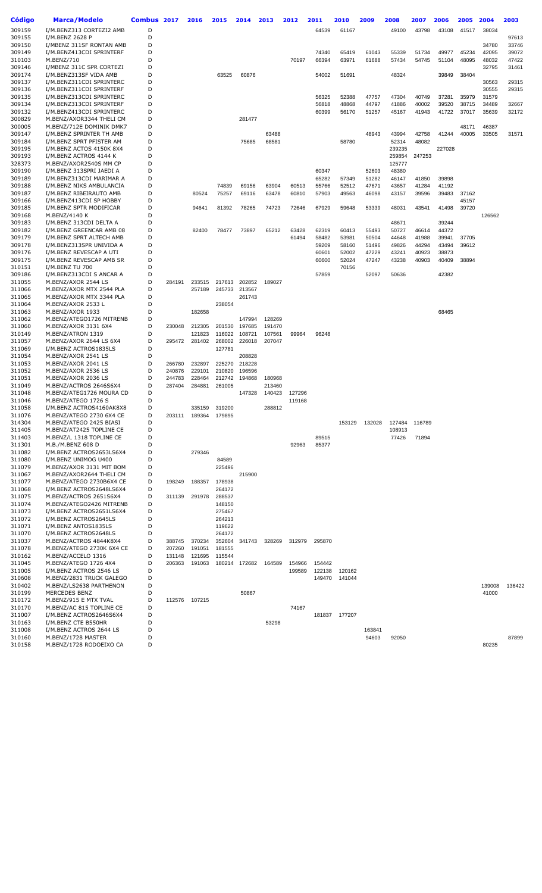| Código | Marca/Modelo | Combus | 2017 | 2016 | 2015 | 2014 | 2013 | 2012 | 2011 | 2010 | 2009 | 2008 | 2007 | 2006 | 2005 | 2004 | 2003 |
|---|---|---|---|---|---|---|---|---|---|---|---|---|---|---|---|---|---|
| 309159 | I/M.BENZ313 CORTEZI2 AMB | D | | | | | | | 64539 | 61167 | | 49100 | 43798 | 43108 | 41517 | 38034 | |
| 309155 | I/M.BENZ 2628 P | D | | | | | | | | | | | | | | | 97613 |
| 309150 | I/MBENZ 311SF RONTAN AMB | D | | | | | | | | | | | | | | 34780 | 33746 |
| 309149 | I/M.BENZ413CDI SPRINTERF | D | | | | | | | 74340 | 65419 | 61043 | 55339 | 51734 | 49977 | 45234 | 42095 | 39072 |
| 310103 | M.BENZ/710 | D | | | | | | 70197 | 66394 | 63971 | 61688 | 57434 | 54745 | 51104 | 48095 | 48032 | 47422 |
| 309146 | I/MBENZ 311C SPR CORTEZI | D | | | | | | | | | | | | | | 32795 | 31461 |
| 309174 | I/M.BENZ313SF VIDA AMB | D | | | 63525 | 60876 | | | 54002 | 51691 | | 48324 | | 39849 | 38404 | | |
| 309137 | I/M.BENZ311CDI SPRINTERC | D | | | | | | | | | | | | | | 30563 | 29315 |
| 309136 | I/M.BENZ311CDI SPRINTERF | D | | | | | | | | | | | | | | 30555 | 29315 |
| 309135 | I/M.BENZ313CDI SPRINTERC | D | | | | | | | 56325 | 52388 | 47757 | 47304 | 40749 | 37281 | 35979 | 31579 | |
| 309134 | I/M.BENZ313CDI SPRINTERF | D | | | | | | | 56818 | 48868 | 44797 | 41886 | 40002 | 39520 | 38715 | 34489 | 32667 |
| 309132 | I/M.BENZ413CDI SPRINTERC | D | | | | | | | 60399 | 56170 | 51257 | 45167 | 41943 | 41722 | 37017 | 35639 | 32172 |
| 300829 | M.BENZ/AXOR3344 THELI CM | D | | | | 281477 | | | | | | | | | | | |
| 300005 | M.BENZ/712E DOMINIK DMK7 | D | | | | | | | | | | | | | 48171 | 46387 | |
| 309147 | I/M.BENZ SPRINTER TH AMB | D | | | | | 63488 | | | | 48943 | 43994 | 42758 | 41244 | 40005 | 33505 | 31571 |
| 309184 | I/M.BENZ SPRT PFISTER AM | D | | | | 75685 | 68581 | | | 58780 | | 52314 | 48082 | | | | |
| 309195 | I/M.BENZ ACTOS 4150K 8X4 | D | | | | | | | | | | 239235 | | 227028 | | | |
| 309193 | I/M.BENZ ACTROS 4144 K | D | | | | | | | | | | 259854 | 247253 | | | | |
| 328373 | M.BENZ/AXOR2540S MM CP | D | | | | | | | | | | 125777 | | | | | |
| 309190 | I/M.BENZ 313SPRI JAEDI A | D | | | | | | | 60347 | | 52603 | 48380 | | | | | |
| 309189 | I/M.BENZ313CDI MARIMAR A | D | | | | | | | 65282 | 57349 | 51282 | 46147 | 41850 | 39898 | | | |
| 309188 | I/M.BENZ NIKS AMBULANCIA | D | | | 74839 | 69156 | 63904 | 60513 | 55766 | 52512 | 47671 | 43657 | 41284 | 41192 | | | |
| 309187 | I/M.BENZ RIBEIRAUTO AMB | D | | 80524 | 75257 | 69116 | 63478 | 60810 | 57903 | 49563 | 46098 | 43157 | 39596 | 39483 | 37162 | | |
| 309166 | I/M.BENZ413CDI SP HOBBY | D | | | | | | | | | | | | | 45157 | | |
| 309185 | I/M.BENZ SPTR MODIFICAR | D | | 94641 | 81392 | 78265 | 74723 | 72646 | 67929 | 59648 | 53339 | 48031 | 43541 | 41498 | 39720 | | |
| 309168 | M.BENZ/4140 K | D | | | | | | | | | | | | | | 126562 | |
| 309183 | I/M.BENZ 313CDI DELTA A | D | | | | | | | | | | 48671 | | 39244 | | | |
| 309182 | I/M.BENZ GREENCAR AMB 08 | D | | 82400 | 78477 | 73897 | 65212 | 63428 | 62319 | 60413 | 55493 | 50727 | 46614 | 44372 | | | |
| 309179 | I/M.BENZ SPRT ALTECH AMB | D | | | | | | 61494 | 58482 | 53981 | 50504 | 44648 | 41988 | 39941 | 37705 | | |
| 309178 | I/M.BENZ313SPR UNIVIDA A | D | | | | | | | 59209 | 58160 | 51496 | 49826 | 44294 | 43494 | 39612 | | |
| 309176 | I/M.BENZ REVESCAP A UTI | D | | | | | | | 60601 | 52002 | 47229 | 43241 | 40923 | 38873 | | | |
| 309175 | I/M.BENZ REVESCAP AMB SR | D | | | | | | | 60600 | 52024 | 47247 | 43238 | 40903 | 40409 | 38894 | | |
| 310151 | I/M.BENZ TU 700 | D | | | | | | | | 70156 | | | | | | | |
| 309186 | I/M.BENZ313CDI S ANCAR A | D | | | | | | | 57859 | | 52097 | 50636 | | 42382 | | | |
| 311055 | M.BENZ/AXOR 2544 LS | D | 284191 | 233515 | 217613 | 202852 | 189027 | | | | | | | | | | |
| 311066 | M.BENZ/AXOR MTX 2544 PLA | D | | 257189 | 245733 | 213567 | | | | | | | | | | | |
| 311065 | M.BENZ/AXOR MTX 3344 PLA | D | | | | 261743 | | | | | | | | | | | |
| 311064 | M.BENZ/AXOR 2533 L | D | | | 238054 | | | | | | | | | | | | |
| 311063 | M.BENZ/AXOR 1933 | D | | 182658 | | | | | | | | | | 68465 | | | |
| 311062 | M.BENZ/ATEGO1726 MITRENB | D | | | | 147994 | 128269 | | | | | | | | | | |
| 311060 | M.BENZ/AXOR 3131 6X4 | D | 230048 | 212305 | 201530 | 197685 | 191470 | | | | | | | | | | |
| 310149 | M.BENZ/ATRON 1319 | D | | 121823 | 116022 | 108721 | 107561 | 99964 | 96248 | | | | | | | | |
| 311057 | M.BENZ/AXOR 2644 LS 6X4 | D | 295472 | 281402 | 268002 | 226018 | 207047 | | | | | | | | | | |
| 311069 | I/M.BENZ ACTROS1835LS | D | | | 127781 | | | | | | | | | | | | |
| 311054 | M.BENZ/AXOR 2541 LS | D | | | | 208828 | | | | | | | | | | | |
| 311053 | M.BENZ/AXOR 2041 LS | D | 266780 | 232897 | 225270 | 218228 | | | | | | | | | | | |
| 311052 | M.BENZ/AXOR 2536 LS | D | 240876 | 229101 | 210820 | 196596 | | | | | | | | | | | |
| 311051 | M.BENZ/AXOR 2036 LS | D | 244783 | 228464 | 212742 | 194868 | 180968 | | | | | | | | | | |
| 311049 | M.BENZ/ACTROS 2646S6X4 | D | 287404 | 284881 | 261005 | | 213460 | | | | | | | | | | |
| 311048 | M.BENZ/ATEG1726 MOURA CD | D | | | | 147328 | 140423 | 127296 | | | | | | | | | |
| 311046 | M.BENZ/ATEGO 1726 S | D | | | | | | 119168 | | | | | | | | | |
| 311058 | I/M.BENZ ACTROS4160AK8X8 | D | | 335159 | 319200 | | 288812 | | | | | | | | | | |
| 311076 | M.BENZ/ATEGO 2730 6X4 CE | D | 203111 | 189364 | 179895 | | | | | | | | | | | | |
| 314304 | M.BENZ/ATEGO 2425 BIASI | D | | | | | | | | 153129 | 132028 | 127484 | 116789 | | | | |
| 311405 | M.BENZ/AT2425 TOPLINE CE | D | | | | | | | | | | 108913 | | | | | |
| 311403 | M.BENZ/L 1318 TOPLINE CE | D | | | | | | | 89515 | | | 77426 | 71894 | | | | |
| 311301 | M.B./M.BENZ 608 D | D | | | | | | 92963 | 85377 | | | | | | | | |
| 311082 | I/M.BENZ ACTROS2653LS6X4 | D | | 279346 | | | | | | | | | | | | | |
| 311080 | I/M.BENZ UNIMOG U400 | D | | | 84589 | | | | | | | | | | | | |
| 311079 | M.BENZ/AXOR 3131 MIT BOM | D | | | 225496 | | | | | | | | | | | | |
| 311067 | M.BENZ/AXOR2644 THELI CM | D | | | | 215900 | | | | | | | | | | | |
| 311077 | M.BENZ/ATEGO 2730B6X4 CE | D | 198249 | 188357 | 178938 | | | | | | | | | | | | |
| 311068 | I/M.BENZ ACTROS2648LS6X4 | D | | | 264172 | | | | | | | | | | | | |
| 311075 | M.BENZ/ACTROS 2651S6X4 | D | 311139 | 291978 | 288537 | | | | | | | | | | | | |
| 311074 | M.BENZ/ATEGO2426 MITRENB | D | | | 148150 | | | | | | | | | | | | |
| 311073 | I/M.BENZ ACTROS2651LS6X4 | D | | | 275467 | | | | | | | | | | | | |
| 311072 | I/M.BENZ ACTROS2645LS | D | | | 264213 | | | | | | | | | | | | |
| 311071 | I/M.BENZ ANTOS1835LS | D | | | 119622 | | | | | | | | | | | | |
| 311070 | I/M.BENZ ACTROS2648LS | D | | | 264172 | | | | | | | | | | | | |
| 311037 | M.BENZ/ACTROS 4844K8X4 | D | 388745 | 370234 | 352604 | 341743 | 328269 | 312979 | 295870 | | | | | | | | |
| 311078 | M.BENZ/ATEGO 2730K 6X4 CE | D | 207260 | 191051 | 181555 | | | | | | | | | | | | |
| 310162 | M.BENZ/ACCELO 1316 | D | 131148 | 121695 | 115544 | | | | | | | | | | | | |
| 311045 | M.BENZ/ATEGO 1726 4X4 | D | 206363 | 191063 | 180214 | 172682 | 164589 | 154966 | 154442 | | | | | | | | |
| 311005 | I/M.BENZ ACTROS 2546 LS | D | | | | | | 199589 | 122138 | 120162 | | | | | | | |
| 310608 | M.BENZ/2831 TRUCK GALEGO | D | | | | | | | 149470 | 141044 | | | | | | | |
| 310402 | M.BENZ/LS2638 PARTHENON | D | | | | | | | | | | | | | | 139008 | 136422 |
| 310199 | MERCEDES BENZ | D | | | | 50867 | | | | | | | | | | 41000 | |
| 310172 | M.BENZ/915 E MTX TVAL | D | 112576 | 107215 | | | | | | | | | | | | | |
| 310170 | M.BENZ/AC 815 TOPLINE CE | D | | | | | | 74167 | | | | | | | | | |
| 311007 | I/M.BENZ ACTROS2646S6X4 | D | | | | | | | 181837 | 177207 | | | | | | | |
| 310163 | I/M.BENZ CTE B550HR | D | | | | | 53298 | | | | | | | | | | |
| 311008 | I/M.BENZ ACTROS 2644 LS | D | | | | | | | | | 163841 | | | | | | |
| 310160 | M.BENZ/1728 MASTER | D | | | | | | | | | 94603 | 92050 | | | | | 87899 |
| 310158 | M.BENZ/1728 RODOEIXO CA | D | | | | | | | | | | | | | | 80235 | |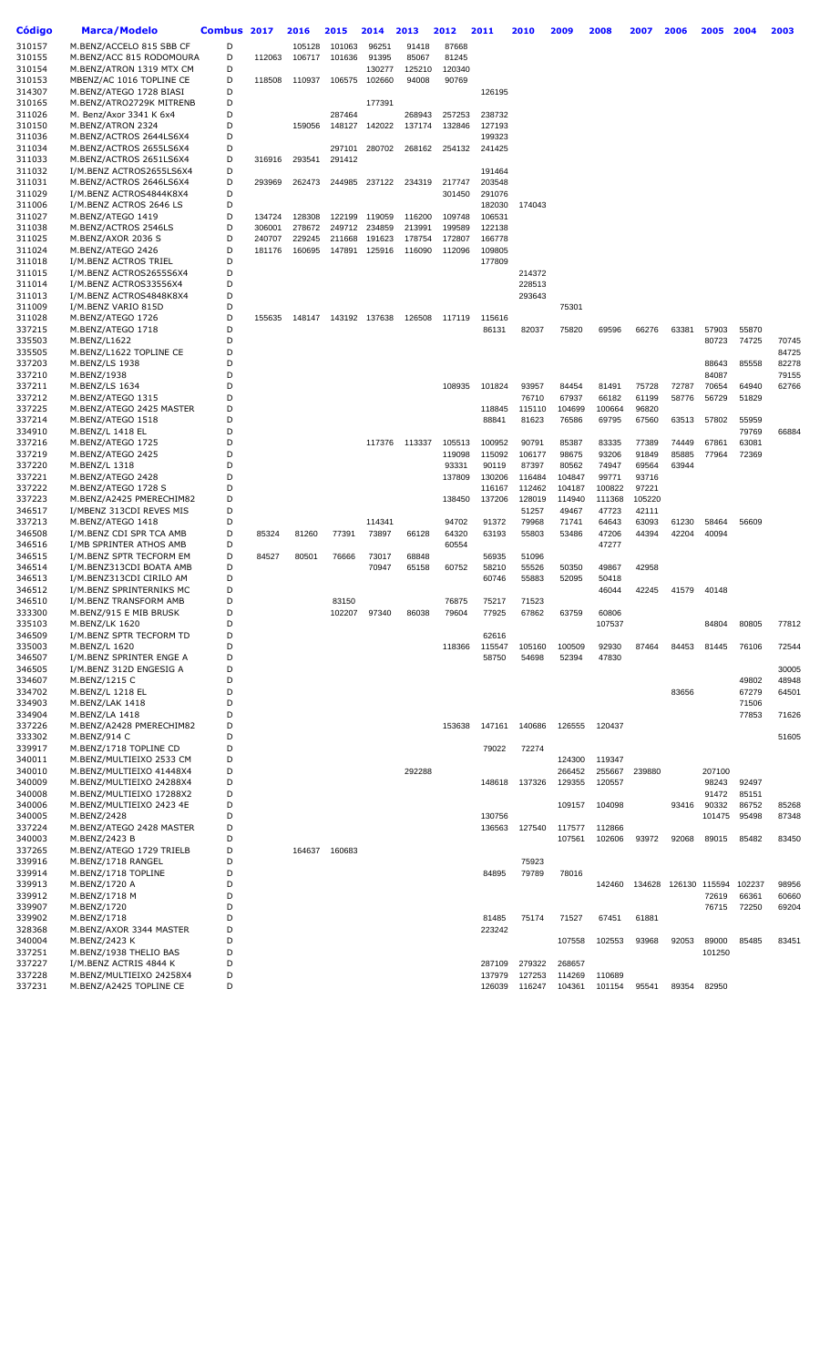| Código | Marca/Modelo | Combus | 2017 | 2016 | 2015 | 2014 | 2013 | 2012 | 2011 | 2010 | 2009 | 2008 | 2007 | 2006 | 2005 | 2004 | 2003 |
|---|---|---|---|---|---|---|---|---|---|---|---|---|---|---|---|---|---|
| 310157 | M.BENZ/ACCELO 815 SBB CF | D | | 105128 | 101063 | 96251 | 91418 | 87668 | | | | | | | | | |
| 310155 | M.BENZ/ACC 815 RODOMOURA | D | 112063 | 106717 | 101636 | 91395 | 85067 | 81245 | | | | | | | | | |
| 310154 | M.BENZ/ATRON 1319 MTX CM | D | | | | 130277 | 125210 | 120340 | | | | | | | | | |
| 310153 | MBENZ/AC 1016 TOPLINE CE | D | 118508 | 110937 | 106575 | 102660 | 94008 | 90769 | | | | | | | | | |
| 314307 | M.BENZ/ATEGO 1728 BIASI | D | | | | | | | 126195 | | | | | | | | |
| 310165 | M.BENZ/ATRO2729K MITRENB | D | | | | 177391 | | | | | | | | | | | |
| 311026 | M. Benz/Axor 3341 K 6x4 | D | | | 287464 | | 268943 | 257253 | 238732 | | | | | | | | |
| 310150 | M.BENZ/ATRON 2324 | D | | 159056 | 148127 | 142022 | 137174 | 132846 | 127193 | | | | | | | | |
| 311036 | M.BENZ/ACTROS 2644LS6X4 | D | | | | | | | 199323 | | | | | | | | |
| 311034 | M.BENZ/ACTROS 2655LS6X4 | D | | | 297101 | 280702 | 268162 | 254132 | 241425 | | | | | | | | |
| 311033 | M.BENZ/ACTROS 2651LS6X4 | D | 316916 | 293541 | 291412 | | | | | | | | | | | | |
| 311032 | I/M.BENZ ACTROS2655LS6X4 | D | | | | | | | 191464 | | | | | | | | |
| 311031 | M.BENZ/ACTROS 2646LS6X4 | D | 293969 | 262473 | 244985 | 237122 | 234319 | 217747 | 203548 | | | | | | | | |
| 311029 | I/M.BENZ ACTROS4844K8X4 | D | | | | | | 301450 | 291076 | | | | | | | | |
| 311006 | I/M.BENZ ACTROS 2646 LS | D | | | | | | | 182030 | 174043 | | | | | | | |
| 311027 | M.BENZ/ATEGO 1419 | D | 134724 | 128308 | 122199 | 119059 | 116200 | 109748 | 106531 | | | | | | | | |
| 311038 | M.BENZ/ACTROS 2546LS | D | 306001 | 278672 | 249712 | 234859 | 213991 | 199589 | 122138 | | | | | | | | |
| 311025 | M.BENZ/AXOR 2036 S | D | 240707 | 229245 | 211668 | 191623 | 178754 | 172807 | 166778 | | | | | | | | |
| 311024 | M.BENZ/ATEGO 2426 | D | 181176 | 160695 | 147891 | 125916 | 116090 | 112096 | 109805 | | | | | | | | |
| 311018 | I/M.BENZ ACTROS TRIEL | D | | | | | | | 177809 | | | | | | | | |
| 311015 | I/M.BENZ ACTROS2655S6X4 | D | | | | | | | | 214372 | | | | | | | |
| 311014 | I/M.BENZ ACTROS33556X4 | D | | | | | | | | 228513 | | | | | | | |
| 311013 | I/M.BENZ ACTROS4848K8X4 | D | | | | | | | | 293643 | | | | | | | |
| 311009 | I/M.BENZ VARIO 815D | D | | | | | | | | | 75301 | | | | | | |
| 311028 | M.BENZ/ATEGO 1726 | D | 155635 | 148147 | 143192 | 137638 | 126508 | 117119 | 115616 | | | | | | | | |
| 337215 | M.BENZ/ATEGO 1718 | D | | | | | | | 86131 | 82037 | 75820 | 69596 | 66276 | 63381 | 57903 | 55870 | |
| 335503 | M.BENZ/L1622 | D | | | | | | | | | | | | | 80723 | 74725 | 70745 |
| 335505 | M.BENZ/L1622 TOPLINE CE | D | | | | | | | | | | | | | | | 84725 |
| 337203 | M.BENZ/LS 1938 | D | | | | | | | | | | | | | 88643 | 85558 | 82278 |
| 337210 | M.BENZ/1938 | D | | | | | | | | | | | | | 84087 | | 79155 |
| 337211 | M.BENZ/LS 1634 | D | | | | | | 108935 | 101824 | 93957 | 84454 | 81491 | 75728 | 72787 | 70654 | 64940 | 62766 |
| 337212 | M.BENZ/ATEGO 1315 | D | | | | | | | | 76710 | 67937 | 66182 | 61199 | 58776 | 56729 | 51829 | |
| 337225 | M.BENZ/ATEGO 2425 MASTER | D | | | | | | | 118845 | 115110 | 104699 | 100664 | 96820 | | | | |
| 337214 | M.BENZ/ATEGO 1518 | D | | | | | | | 88841 | 81623 | 76586 | 69795 | 67560 | 63513 | 57802 | 55959 | |
| 334910 | M.BENZ/L 1418 EL | D | | | | | | | | | | | | | | 79769 | 66884 |
| 337216 | M.BENZ/ATEGO 1725 | D | | | | 117376 | 113337 | 105513 | 100952 | 90791 | 85387 | 83335 | 77389 | 74449 | 67861 | 63081 | |
| 337219 | M.BENZ/ATEGO 2425 | D | | | | | | 119098 | 115092 | 106177 | 98675 | 93206 | 91849 | 85885 | 77964 | 72369 | |
| 337220 | M.BENZ/L 1318 | D | | | | | | 93331 | 90119 | 87397 | 80562 | 74947 | 69564 | 63944 | | | |
| 337221 | M.BENZ/ATEGO 2428 | D | | | | | | 137809 | 130206 | 116484 | 104847 | 99771 | 93716 | | | | |
| 337222 | M.BENZ/ATEGO 1728 S | D | | | | | | | 116167 | 112462 | 104187 | 100822 | 97221 | | | | |
| 337223 | M.BENZ/A2425 PMERECHIM82 | D | | | | | | 138450 | 137206 | 128019 | 114940 | 111368 | 105220 | | | | |
| 346517 | I/MBENZ 313CDI REVES MIS | D | | | | | | | | 51257 | 49467 | 47723 | 42111 | | | | |
| 337213 | M.BENZ/ATEGO 1418 | D | | | | 114341 | | 94702 | 91372 | 79968 | 71741 | 64643 | 63093 | 61230 | 58464 | 56609 | |
| 346508 | I/M.BENZ CDI SPR TCA AMB | D | 85324 | 81260 | 77391 | 73897 | 66128 | 64320 | 63193 | 55803 | 53486 | 47206 | 44394 | 42204 | 40094 | | |
| 346516 | I/MB SPRINTER ATHOS AMB | D | | | | | | 60554 | | | | 47277 | | | | | |
| 346515 | I/M.BENZ SPTR TECFORM EM | D | 84527 | 80501 | 76666 | 73017 | 68848 | | 56935 | 51096 | | | | | | | |
| 346514 | I/M.BENZ313CDI BOATA AMB | D | | | | 70947 | 65158 | 60752 | 58210 | 55526 | 50350 | 49867 | 42958 | | | | |
| 346513 | I/M.BENZ313CDI CIRILO AM | D | | | | | | | 60746 | 55883 | 52095 | 50418 | | | | | |
| 346512 | I/M.BENZ SPRINTERNIKS MC | D | | | | | | | | | | 46044 | 42245 | 41579 | 40148 | | |
| 346510 | I/M.BENZ TRANSFORM AMB | D | | | 83150 | | | 76875 | 75217 | 71523 | | | | | | | |
| 333300 | M.BENZ/915 E MIB BRUSK | D | | | 102207 | 97340 | 86038 | 79604 | 77925 | 67862 | 63759 | 60806 | | | | | |
| 335103 | M.BENZ/LK 1620 | D | | | | | | | | | | 107537 | | | 84804 | 80805 | 77812 |
| 346509 | I/M.BENZ SPTR TECFORM TD | D | | | | | | | 62616 | | | | | | | | |
| 335003 | M.BENZ/L 1620 | D | | | | | | 118366 | 115547 | 105160 | 100509 | 92930 | 87464 | 84453 | 81445 | 76106 | 72544 |
| 346507 | I/M.BENZ SPRINTER ENGE A | D | | | | | | | 58750 | 54698 | 52394 | 47830 | | | | | |
| 346505 | I/M.BENZ 312D ENGESIG A | D | | | | | | | | | | | | | | | 30005 |
| 334607 | M.BENZ/1215 C | D | | | | | | | | | | | | | | 49802 | 48948 |
| 334702 | M.BENZ/L 1218 EL | D | | | | | | | | | | | | 83656 | | 67279 | 64501 |
| 334903 | M.BENZ/LAK 1418 | D | | | | | | | | | | | | | | 71506 | |
| 334904 | M.BENZ/LA 1418 | D | | | | | | | | | | | | | | 77853 | 71626 |
| 337226 | M.BENZ/A2428 PMERECHIM82 | D | | | | | | 153638 | 147161 | 140686 | 126555 | 120437 | | | | | |
| 333302 | M.BENZ/914 C | D | | | | | | | | | | | | | | | 51605 |
| 339917 | M.BENZ/1718 TOPLINE CD | D | | | | | | | 79022 | 72274 | | | | | | | |
| 340011 | M.BENZ/MULTIEIXO 2533 CM | D | | | | | | | | | 124300 | 119347 | | | | | |
| 340010 | M.BENZ/MULTIEIXO 41448X4 | D | | | | | 292288 | | | | 266452 | 255667 | 239880 | | 207100 | | |
| 340009 | M.BENZ/MULTIEIXO 24288X4 | D | | | | | | | 148618 | 137326 | 129355 | 120557 | | | 98243 | 92497 | |
| 340008 | M.BENZ/MULTIEIXO 17288X2 | D | | | | | | | | | | | | | 91472 | 85151 | |
| 340006 | M.BENZ/MULTIEIXO 2423 4E | D | | | | | | | | | 109157 | 104098 | | 93416 | 90332 | 86752 | 85268 |
| 340005 | M.BENZ/2428 | D | | | | | | | 130756 | | | | | | 101475 | 95498 | 87348 |
| 337224 | M.BENZ/ATEGO 2428 MASTER | D | | | | | | | 136563 | 127540 | 117577 | 112866 | | | | | |
| 340003 | M.BENZ/2423 B | D | | | | | | | | | 107561 | 102606 | 93972 | 92068 | 89015 | 85482 | 83450 |
| 337265 | M.BENZ/ATEGO 1729 TRIELB | D | | 164637 | 160683 | | | | | | | | | | | | |
| 339916 | M.BENZ/1718 RANGEL | D | | | | | | | | 75923 | | | | | | | |
| 339914 | M.BENZ/1718 TOPLINE | D | | | | | | | 84895 | 79789 | 78016 | | | | | | |
| 339913 | M.BENZ/1720 A | D | | | | | | | | | | 142460 | 134628 | 126130 | 115594 | 102237 | 98956 |
| 339912 | M.BENZ/1718 M | D | | | | | | | | | | | | | 72619 | 66361 | 60660 |
| 339907 | M.BENZ/1720 | D | | | | | | | | | | | | | 76715 | 72250 | 69204 |
| 339902 | M.BENZ/1718 | D | | | | | | | 81485 | 75174 | 71527 | 67451 | 61881 | | | | |
| 328368 | M.BENZ/AXOR 3344 MASTER | D | | | | | | | 223242 | | | | | | | | |
| 340004 | M.BENZ/2423 K | D | | | | | | | | | 107558 | 102553 | 93968 | 92053 | 89000 | 85485 | 83451 |
| 337251 | M.BENZ/1938 THELIO BAS | D | | | | | | | | | | | | | 101250 | | |
| 337227 | I/M.BENZ ACTRIS 4844 K | D | | | | | | | 287109 | 279322 | 268657 | | | | | | |
| 337228 | M.BENZ/MULTIEIXO 24258X4 | D | | | | | | | 137979 | 127253 | 114269 | 110689 | | | | | |
| 337231 | M.BENZ/A2425 TOPLINE CE | D | | | | | | | 126039 | 116247 | 104361 | 101154 | 95541 | 89354 | 82950 | | |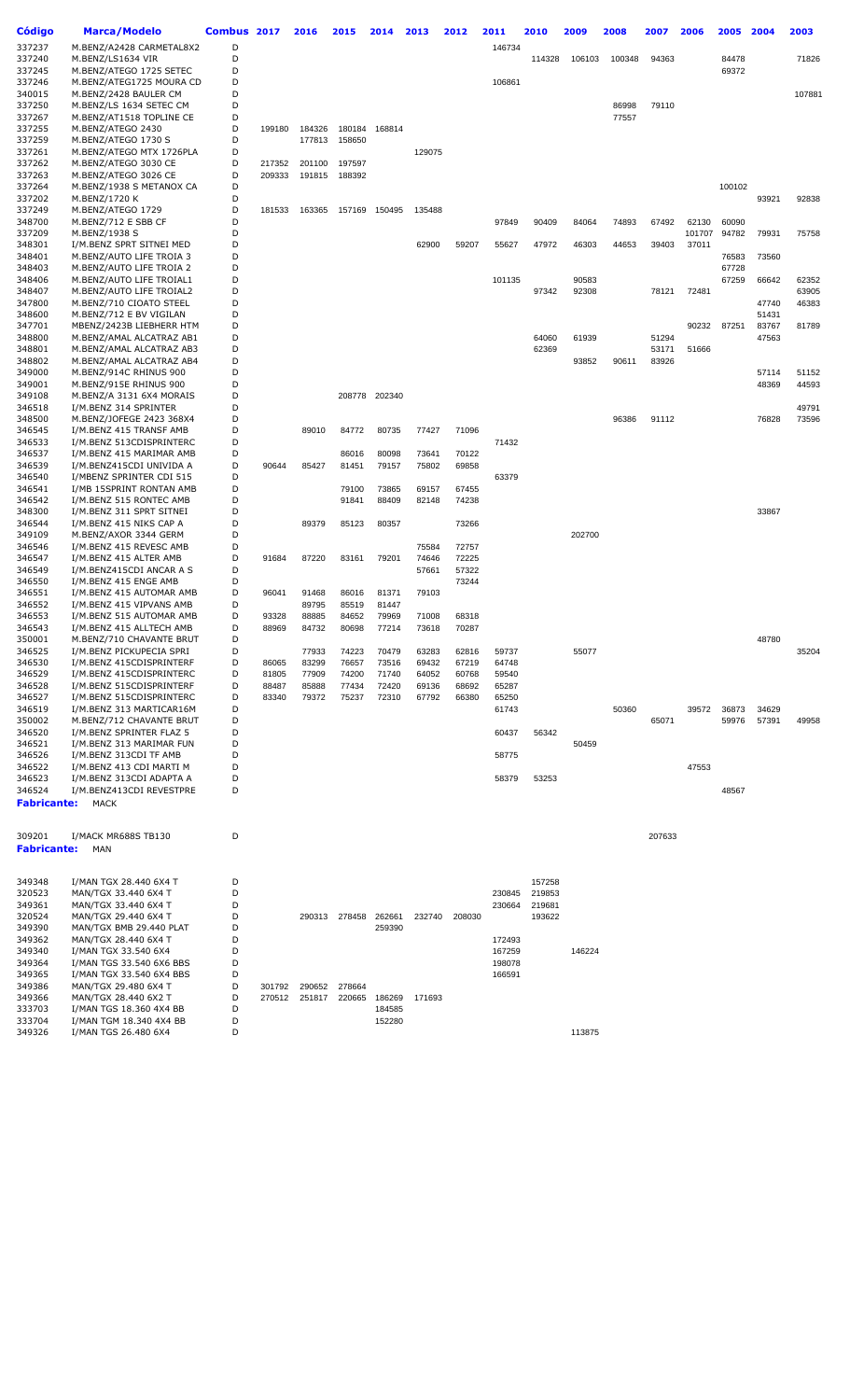| Código | Marca/Modelo | Combus | 2017 | 2016 | 2015 | 2014 | 2013 | 2012 | 2011 | 2010 | 2009 | 2008 | 2007 | 2006 | 2005 | 2004 | 2003 |
|---|---|---|---|---|---|---|---|---|---|---|---|---|---|---|---|---|---|
| 337237 | M.BENZ/A2428 CARMETAL8X2 | D | | | | | | | 146734 | | | | | | | | |
| 337240 | M.BENZ/LS1634 VIR | D | | | | | | | | 114328 | 106103 | 100348 | 94363 | | 84478 | | 71826 |
| 337245 | M.BENZ/ATEGO 1725 SETEC | D | | | | | | | | | | | | | 69372 | | |
| 337246 | M.BENZ/ATEG1725 MOURA CD | D | | | | | | | 106861 | | | | | | | | |
| 340015 | M.BENZ/2428 BAULER CM | D | | | | | | | | | | | | | | | 107881 |
| 337250 | M.BENZ/LS 1634 SETEC CM | D | | | | | | | | | | 86998 | 79110 | | | | |
| 337267 | M.BENZ/AT1518 TOPLINE CE | D | | | | | | | | | | 77557 | | | | | |
| 337255 | M.BENZ/ATEGO 2430 | D | 199180 | 184326 | 180184 | 168814 | | | | | | | | | | | |
| 337259 | M.BENZ/ATEGO 1730 S | D | | 177813 | 158650 | | | | | | | | | | | | |
| 337261 | M.BENZ/ATEGO MTX 1726PLA | D | | | | | 129075 | | | | | | | | | | |
| 337262 | M.BENZ/ATEGO 3030 CE | D | 217352 | 201100 | 197597 | | | | | | | | | | | | |
| 337263 | M.BENZ/ATEGO 3026 CE | D | 209333 | 191815 | 188392 | | | | | | | | | | | | |
| 337264 | M.BENZ/1938 S METANOX CA | D | | | | | | | | | | | | | 100102 | | |
| 337202 | M.BENZ/1720 K | D | | | | | | | | | | | | | | 93921 | 92838 |
| 337249 | M.BENZ/ATEGO 1729 | D | 181533 | 163365 | 157169 | 150495 | 135488 | | | | | | | | | | |
| 348700 | M.BENZ/712 E SBB CF | D | | | | | | | 97849 | 90409 | 84064 | 74893 | 67492 | 62130 | 60090 | | |
| 337209 | M.BENZ/1938 S | D | | | | | | | | | | | | 101707 | 94782 | 79931 | 75758 |
| 348301 | I/M.BENZ SPRT SITNEI MED | D | | | | | 62900 | 59207 | 55627 | 47972 | 46303 | 44653 | 39403 | 37011 | | | |
| 348401 | M.BENZ/AUTO LIFE TROIA 3 | D | | | | | | | | | | | | | 76583 | 73560 | |
| 348403 | M.BENZ/AUTO LIFE TROIA 2 | D | | | | | | | | | | | | | 67728 | | |
| 348406 | M.BENZ/AUTO LIFE TROIAL1 | D | | | | | | | 101135 | | 90583 | | | | 67259 | 66642 | 62352 |
| 348407 | M.BENZ/AUTO LIFE TROIAL2 | D | | | | | | | | 97342 | 92308 | | 78121 | 72481 | | | 63905 |
| 347800 | M.BENZ/710 CIOATO STEEL | D | | | | | | | | | | | | | | 47740 | 46383 |
| 348600 | M.BENZ/712 E BV VIGILAN | D | | | | | | | | | | | | | | 51431 | |
| 347701 | MBENZ/2423B LIEBHERR HTM | D | | | | | | | | | | | | 90232 | 87251 | 83767 | 81789 |
| 348800 | M.BENZ/AMAL ALCATRAZ AB1 | D | | | | | | | | 64060 | 61939 | | 51294 | | | 47563 | |
| 348801 | M.BENZ/AMAL ALCATRAZ AB3 | D | | | | | | | | 62369 | | | 53171 | 51666 | | | |
| 348802 | M.BENZ/AMAL ALCATRAZ AB4 | D | | | | | | | | | 93852 | 90611 | 83926 | | | | |
| 349000 | M.BENZ/914C RHINUS 900 | D | | | | | | | | | | | | | | 57114 | 51152 |
| 349001 | M.BENZ/915E RHINUS 900 | D | | | | | | | | | | | | | | 48369 | 44593 |
| 349108 | M.BENZ/A 3131 6X4 MORAIS | D | | | 208778 | 202340 | | | | | | | | | | | |
| 346518 | I/M.BENZ 314 SPRINTER | D | | | | | | | | | | | | | | | 49791 |
| 348500 | M.BENZ/JOFEGE 2423 368X4 | D | | | | | | | | | | 96386 | 91112 | | | 76828 | 73596 |
| 346545 | I/M.BENZ 415 TRANSF AMB | D | | 89010 | 84772 | 80735 | 77427 | 71096 | | | | | | | | | |
| 346533 | I/M.BENZ 513CDISPRINTERC | D | | | | | | | 71432 | | | | | | | | |
| 346537 | I/M.BENZ 415 MARIMAR AMB | D | | | 86016 | 80098 | 73641 | 70122 | | | | | | | | | |
| 346539 | I/M.BENZ415CDI UNIVIDA A | D | 90644 | 85427 | 81451 | 79157 | 75802 | 69858 | | | | | | | | | |
| 346540 | I/MBENZ SPRINTER CDI 515 | D | | | | | | | 63379 | | | | | | | | |
| 346541 | I/MB 15SPRINT RONTAN AMB | D | | | 79100 | 73865 | 69157 | 67455 | | | | | | | | | |
| 346542 | I/M.BENZ 515 RONTEC AMB | D | | | 91841 | 88409 | 82148 | 74238 | | | | | | | | | |
| 348300 | I/M.BENZ 311 SPRT SITNEI | D | | | | | | | | | | | | | | 33867 | |
| 346544 | I/M.BENZ 415 NIKS CAP A | D | | 89379 | 85123 | 80357 | | 73266 | | | | | | | | | |
| 349109 | M.BENZ/AXOR 3344 GERM | D | | | | | | | | | 202700 | | | | | | |
| 346546 | I/M.BENZ 415 REVESC AMB | D | | | | | 75584 | 72757 | | | | | | | | | |
| 346547 | I/M.BENZ 415 ALTER AMB | D | 91684 | 87220 | 83161 | 79201 | 74646 | 72225 | | | | | | | | | |
| 346549 | I/M.BENZ415CDI ANCAR A S | D | | | | | 57661 | 57322 | | | | | | | | | |
| 346550 | I/M.BENZ 415 ENGE AMB | D | | | | | | 73244 | | | | | | | | | |
| 346551 | I/M.BENZ 415 AUTOMAR AMB | D | 96041 | 91468 | 86016 | 81371 | 79103 | | | | | | | | | | |
| 346552 | I/M.BENZ 415 VIPVANS AMB | D | | 89795 | 85519 | 81447 | | | | | | | | | | | |
| 346553 | I/M.BENZ 515 AUTOMAR AMB | D | 93328 | 88885 | 84652 | 79969 | 71008 | 68318 | | | | | | | | | |
| 346543 | I/M.BENZ 415 ALLTECH AMB | D | 88969 | 84732 | 80698 | 77214 | 73618 | 70287 | | | | | | | | | |
| 350001 | M.BENZ/710 CHAVANTE BRUT | D | | | | | | | | | | | | | | 48780 | |
| 346525 | I/M.BENZ PICKUPECIA SPRI | D | | 77933 | 74223 | 70479 | 63283 | 62816 | 59737 | | 55077 | | | | | | 35204 |
| 346530 | I/M.BENZ 415CDISPRINTERF | D | 86065 | 83299 | 76657 | 73516 | 69432 | 67219 | 64748 | | | | | | | | |
| 346529 | I/M.BENZ 415CDISPRINTERC | D | 81805 | 77909 | 74200 | 71740 | 64052 | 60768 | 59540 | | | | | | | | |
| 346528 | I/M.BENZ 515CDISPRINTERF | D | 88487 | 85888 | 77434 | 72420 | 69136 | 68692 | 65287 | | | | | | | | |
| 346527 | I/M.BENZ 515CDISPRINTERC | D | 83340 | 79372 | 75237 | 72310 | 67792 | 66380 | 65250 | | | | | | | | |
| 346519 | I/M.BENZ 313 MARTICAR16M | D | | | | | | | 61743 | | | 50360 | | 39572 | 36873 | 34629 | |
| 350002 | M.BENZ/712 CHAVANTE BRUT | D | | | | | | | | | | | 65071 | | 59976 | 57391 | 49958 |
| 346520 | I/M.BENZ SPRINTER FLAZ 5 | D | | | | | | | 60437 | 56342 | | | | | | | |
| 346521 | I/M.BENZ 313 MARIMAR FUN | D | | | | | | | | | 50459 | | | | | | |
| 346526 | I/M.BENZ 313CDI TF AMB | D | | | | | | | 58775 | | | | | | | | |
| 346522 | I/M.BENZ 413 CDI MARTI M | D | | | | | | | | | | | | 47553 | | | |
| 346523 | I/M.BENZ 313CDI ADAPTA A | D | | | | | | | 58379 | 53253 | | | | | | | |
| 346524 | I/M.BENZ413CDI REVESTPRE | D | | | | | | | | | | | | | 48567 | | |

**Fabricante:** MACK

| Código | Marca/Modelo | Combus | 2017 | 2016 | 2015 | 2014 | 2013 | 2012 | 2011 | 2010 | 2009 | 2008 | 2007 | 2006 | 2005 | 2004 | 2003 |
|---|---|---|---|---|---|---|---|---|---|---|---|---|---|---|---|---|---|
| 309201 | I/MACK MR688S TB130 | D | | | | | | | | | | | 207633 | | | | |

**Fabricante:** MAN

| Código | Marca/Modelo | Combus | 2017 | 2016 | 2015 | 2014 | 2013 | 2012 | 2011 | 2010 | 2009 | 2008 | 2007 | 2006 | 2005 | 2004 | 2003 |
|---|---|---|---|---|---|---|---|---|---|---|---|---|---|---|---|---|---|
| 349348 | I/MAN TGX 28.440 6X4 T | D | | | | | | | | 157258 | | | | | | | |
| 320523 | MAN/TGX 33.440 6X4 T | D | | | | | | | 230845 | 219853 | | | | | | | |
| 349361 | MAN/TGX 33.440 6X4 T | D | | | | | | | 230664 | 219681 | | | | | | | |
| 320524 | MAN/TGX 29.440 6X4 T | D | | 290313 | 278458 | 262661 | 232740 | 208030 | | 193622 | | | | | | | |
| 349390 | MAN/TGX BMB 29.440 PLAT | D | | | | 259390 | | | | | | | | | | | |
| 349362 | MAN/TGX 28.440 6X4 T | D | | | | | | | 172493 | | | | | | | | |
| 349340 | I/MAN TGX 33.540 6X4 | D | | | | | | | 167259 | | 146224 | | | | | | |
| 349364 | I/MAN TGS 33.540 6X6 BBS | D | | | | | | | 198078 | | | | | | | | |
| 349365 | I/MAN TGX 33.540 6X4 BBS | D | | | | | | | 166591 | | | | | | | | |
| 349386 | MAN/TGX 29.480 6X4 T | D | 301792 | 290652 | 278664 | | | | | | | | | | | | |
| 349366 | MAN/TGX 28.440 6X2 T | D | 270512 | 251817 | 220665 | 186269 | 171693 | | | | | | | | | | |
| 333703 | I/MAN TGS 18.360 4X4 BB | D | | | | 184585 | | | | | | | | | | | |
| 333704 | I/MAN TGM 18.340 4X4 BB | D | | | | 152280 | | | | | | | | | | | |
| 349326 | I/MAN TGS 26.480 6X4 | D | | | | | | | | | 113875 | | | | | | |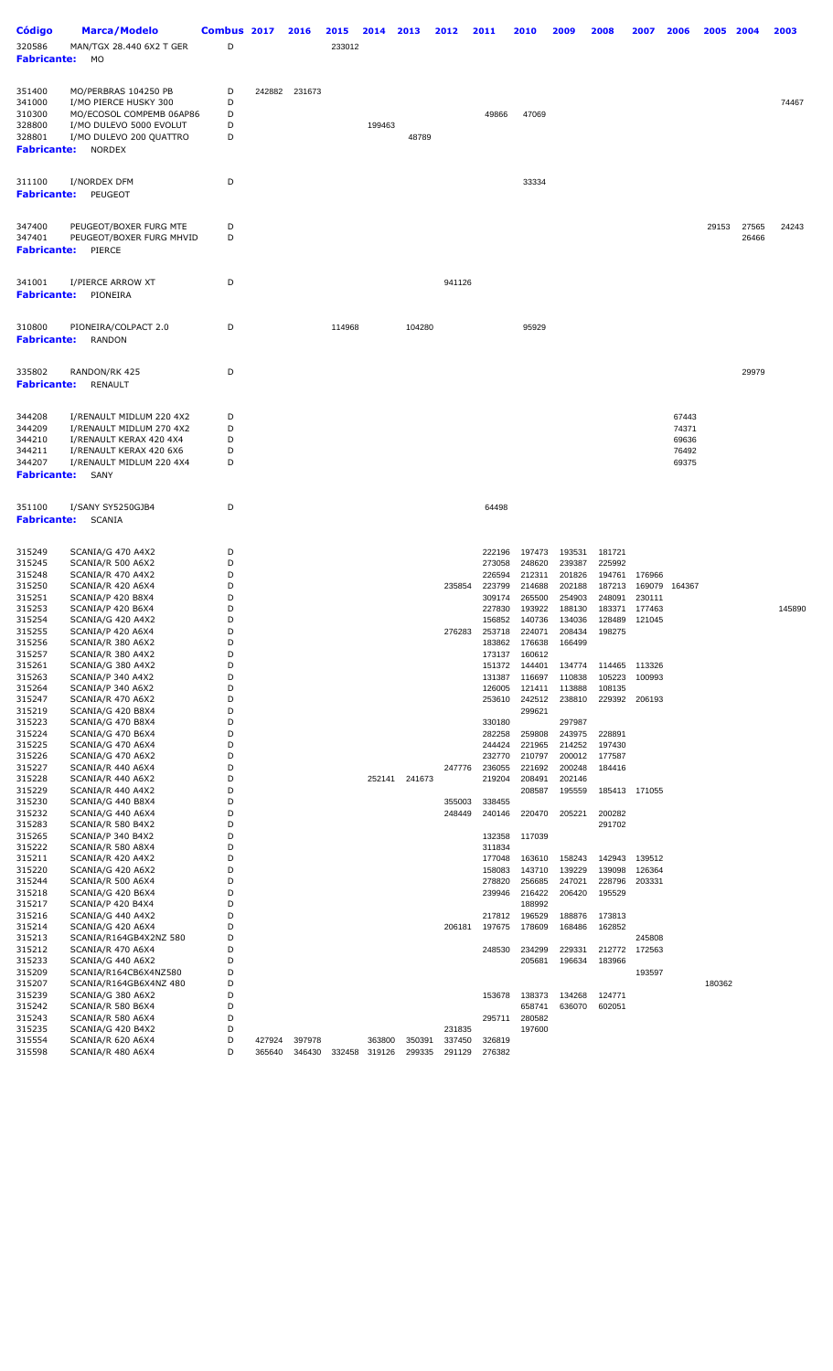| Código | Marca/Modelo | Combus | 2017 | 2016 | 2015 | 2014 | 2013 | 2012 | 2011 | 2010 | 2009 | 2008 | 2007 | 2006 | 2005 | 2004 | 2003 |
|---|---|---|---|---|---|---|---|---|---|---|---|---|---|---|---|---|---|
| 320586 | MAN/TGX 28.440 6X2 T GER | D | | | 233012 | | | | | | | | | | | | |
| **Fabricante:** | MO | | | | | | | | | | | | | | | | |
| 351400 | MO/PERBRAS 104250 PB | D | 242882 | 231673 | | | | | | | | | | | | | |
| 341000 | I/MO PIERCE HUSKY 300 | D | | | | | | | | | | | | | | | 74467 |
| 310300 | MO/ECOSOL COMPEMB 06AP86 | D | | | | | | | 49866 | 47069 | | | | | | | |
| 328800 | I/MO DULEVO 5000 EVOLUT | D | | | | 199463 | | | | | | | | | | | |
| 328801 | I/MO DULEVO 200 QUATTRO | D | | | | | 48789 | | | | | | | | | | |
| **Fabricante:** | NORDEX | | | | | | | | | | | | | | | | |
| 311100 | I/NORDEX DFM | D | | | | | | | | 33334 | | | | | | | |
| **Fabricante:** | PEUGEOT | | | | | | | | | | | | | | | | |
| 347400 | PEUGEOT/BOXER FURG MTE | D | | | | | | | | | | | | | 29153 | 27565 | 24243 |
| 347401 | PEUGEOT/BOXER FURG MHVID | D | | | | | | | | | | | | | | 26466 | |
| **Fabricante:** | PIERCE | | | | | | | | | | | | | | | | |
| 341001 | I/PIERCE ARROW XT | D | | | | | | 941126 | | | | | | | | | |
| **Fabricante:** | PIONEIRA | | | | | | | | | | | | | | | | |
| 310800 | PIONEIRA/COLPACT 2.0 | D | | | 114968 | | 104280 | | | 95929 | | | | | | | |
| **Fabricante:** | RANDON | | | | | | | | | | | | | | | | |
| 335802 | RANDON/RK 425 | D | | | | | | | | | | | | | | 29979 | |
| **Fabricante:** | RENAULT | | | | | | | | | | | | | | | | |
| 344208 | I/RENAULT MIDLUM 220 4X2 | D | | | | | | | | | | | | 67443 | | | |
| 344209 | I/RENAULT MIDLUM 270 4X2 | D | | | | | | | | | | | | 74371 | | | |
| 344210 | I/RENAULT KERAX 420 4X4 | D | | | | | | | | | | | | 69636 | | | |
| 344211 | I/RENAULT KERAX 420 6X6 | D | | | | | | | | | | | | 76492 | | | |
| 344207 | I/RENAULT MIDLUM 220 4X4 | D | | | | | | | | | | | | 69375 | | | |
| **Fabricante:** | SANY | | | | | | | | | | | | | | | | |
| 351100 | I/SANY SY5250GJB4 | D | | | | | | | 64498 | | | | | | | | |
| **Fabricante:** | SCANIA | | | | | | | | | | | | | | | | |
| 315249 | SCANIA/G 470 A4X2 | D | | | | | | | 222196 | 197473 | 193531 | 181721 | | | | | |
| 315245 | SCANIA/R 500 A6X2 | D | | | | | | | 273058 | 248620 | 239387 | 225992 | | | | | |
| 315248 | SCANIA/R 470 A4X2 | D | | | | | | | 226594 | 212311 | 201826 | 194761 | 176966 | | | | |
| 315250 | SCANIA/R 420 A6X4 | D | | | | | | 235854 | 223799 | 214688 | 202188 | 187213 | 169079 | 164367 | | | |
| 315251 | SCANIA/P 420 B8X4 | D | | | | | | | 309174 | 265500 | 254903 | 248091 | 230111 | | | | |
| 315253 | SCANIA/P 420 B6X4 | D | | | | | | | 227830 | 193922 | 188130 | 183371 | 177463 | | | | 145890 |
| 315254 | SCANIA/G 420 A4X2 | D | | | | | | | 156852 | 140736 | 134036 | 128489 | 121045 | | | | |
| 315255 | SCANIA/P 420 A6X4 | D | | | | | | 276283 | 253718 | 224071 | 208434 | 198275 | | | | | |
| 315256 | SCANIA/R 380 A6X2 | D | | | | | | | 183862 | 176638 | 166499 | | | | | | |
| 315257 | SCANIA/R 380 A4X2 | D | | | | | | | 173137 | 160612 | | | | | | | |
| 315261 | SCANIA/G 380 A4X2 | D | | | | | | | 151372 | 144401 | 134774 | 114465 | 113326 | | | | |
| 315263 | SCANIA/P 340 A4X2 | D | | | | | | | 131387 | 116697 | 110838 | 105223 | 100993 | | | | |
| 315264 | SCANIA/P 340 A6X2 | D | | | | | | | 126005 | 121411 | 113888 | 108135 | | | | | |
| 315247 | SCANIA/R 470 A6X2 | D | | | | | | | 253610 | 242512 | 238810 | 229392 | 206193 | | | | |
| 315219 | SCANIA/G 420 B8X4 | D | | | | | | | | 299621 | | | | | | | |
| 315223 | SCANIA/G 470 B8X4 | D | | | | | | | 330180 | | 297987 | | | | | | |
| 315224 | SCANIA/G 470 B6X4 | D | | | | | | | 282258 | 259808 | 243975 | 228891 | | | | | |
| 315225 | SCANIA/G 470 A6X4 | D | | | | | | | 244424 | 221965 | 214252 | 197430 | | | | | |
| 315226 | SCANIA/G 470 A6X2 | D | | | | | | | 232770 | 210797 | 200012 | 177587 | | | | | |
| 315227 | SCANIA/R 440 A6X4 | D | | | | | | 247776 | 236055 | 221692 | 200248 | 184416 | | | | | |
| 315228 | SCANIA/R 440 A6X2 | D | | | | 252141 | 241673 | | 219204 | 208491 | 202146 | | | | | | |
| 315229 | SCANIA/R 440 A4X2 | D | | | | | | | | 208587 | 195559 | 185413 | 171055 | | | | |
| 315230 | SCANIA/G 440 B8X4 | D | | | | | | 355003 | 338455 | | | | | | | | |
| 315232 | SCANIA/G 440 A6X4 | D | | | | | | 248449 | 240146 | 220470 | 205221 | 200282 | | | | | |
| 315283 | SCANIA/R 580 B4X2 | D | | | | | | | | | | 291702 | | | | | |
| 315265 | SCANIA/P 340 B4X2 | D | | | | | | | 132358 | 117039 | | | | | | | |
| 315222 | SCANIA/G 580 A8X4 | D | | | | | | | 311834 | | | | | | | | |
| 315211 | SCANIA/R 420 A4X2 | D | | | | | | | 177048 | 163610 | 158243 | 142943 | 139512 | | | | |
| 315220 | SCANIA/G 420 A6X2 | D | | | | | | | 158083 | 143710 | 139229 | 139098 | 126364 | | | | |
| 315244 | SCANIA/R 500 A6X4 | D | | | | | | | 278820 | 256685 | 247021 | 228796 | 203331 | | | | |
| 315218 | SCANIA/G 420 B6X4 | D | | | | | | | 239946 | 216422 | 206420 | 195529 | | | | | |
| 315217 | SCANIA/P 420 B4X4 | D | | | | | | | | 188992 | | | | | | | |
| 315216 | SCANIA/G 440 A4X2 | D | | | | | | | 217812 | 196529 | 188876 | 173813 | | | | | |
| 315214 | SCANIA/G 420 A6X4 | D | | | | | | 206181 | 197675 | 178609 | 168486 | 162852 | | | | | |
| 315213 | SCANIA/R164GB4X2NZ 580 | D | | | | | | | | | | | 245808 | | | | |
| 315212 | SCANIA/R 470 A6X4 | D | | | | | | | 248530 | 234299 | 229331 | 212772 | 172563 | | | | |
| 315233 | SCANIA/G 440 A6X2 | D | | | | | | | | 205681 | 196634 | 183966 | | | | | |
| 315209 | SCANIA/R164CB6X4NZ580 | D | | | | | | | | | | | 193597 | | | | |
| 315207 | SCANIA/R164GB6X4NZ 480 | D | | | | | | | | | | | | | 180362 | | |
| 315239 | SCANIA/G 380 A6X2 | D | | | | | | | 153678 | 138373 | 134268 | 124771 | | | | | |
| 315242 | SCANIA/R 580 B6X4 | D | | | | | | | | 658741 | 636070 | 602051 | | | | | |
| 315243 | SCANIA/R 580 A6X4 | D | | | | | | | 295711 | 280582 | | | | | | | |
| 315235 | SCANIA/G 420 B4X2 | D | | | | | | 231835 | | 197600 | | | | | | | |
| 315554 | SCANIA/R 620 A6X4 | D | 427924 | 397978 | | 363800 | 350391 | 337450 | 326819 | | | | | | | | |
| 315598 | SCANIA/R 480 A6X4 | D | 365640 | 346430 | 332458 | 319126 | 299335 | 291129 | 276382 | | | | | | | | |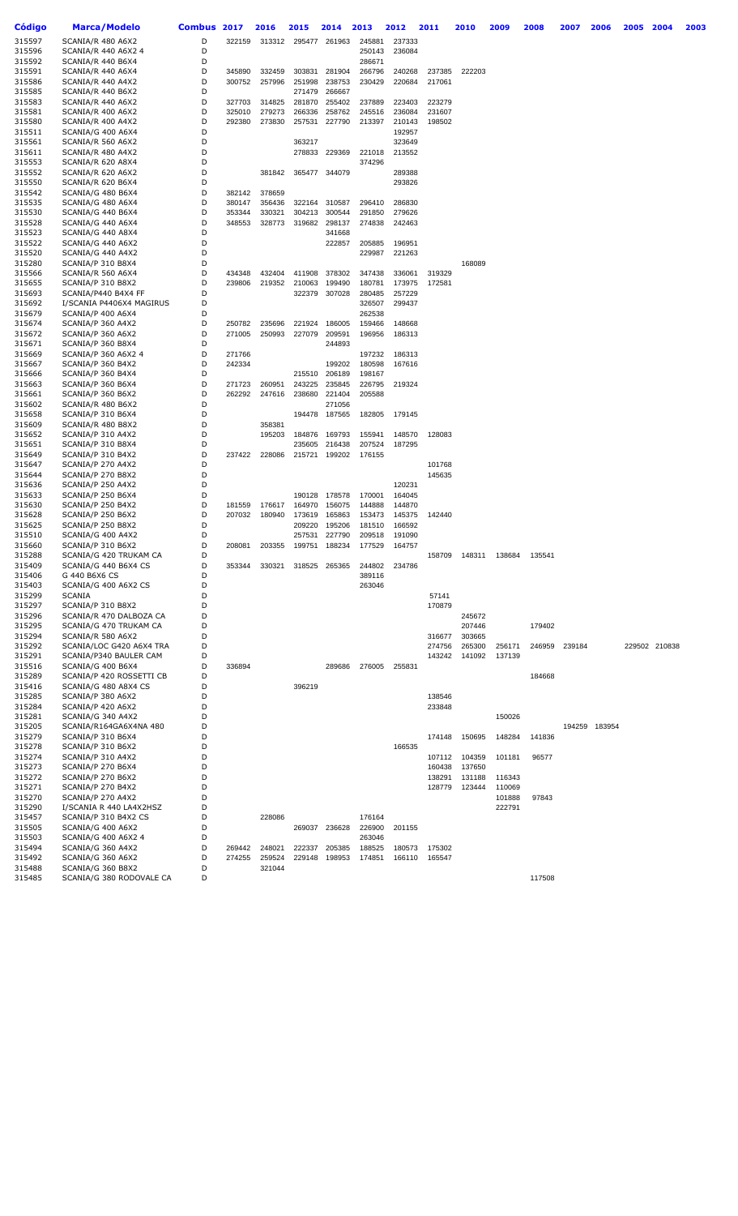| Código | Marca/Modelo | Combus | 2017 | 2016 | 2015 | 2014 | 2013 | 2012 | 2011 | 2010 | 2009 | 2008 | 2007 | 2006 | 2005 | 2004 | 2003 |
|---|---|---|---|---|---|---|---|---|---|---|---|---|---|---|---|---|---|
| 315597 | SCANIA/R 480 A6X2 | D | 322159 | 313312 | 295477 | 261963 | 245881 | 237333 | | | | | | | | | |
| 315596 | SCANIA/R 440 A6X2 4 | D | | | | | 250143 | 236084 | | | | | | | | | |
| 315592 | SCANIA/R 440 B6X4 | D | | | | | 286671 | | | | | | | | | | |
| 315591 | SCANIA/R 440 A6X4 | D | 345890 | 332459 | 303831 | 281904 | 266796 | 240268 | 237385 | 222203 | | | | | | | |
| 315586 | SCANIA/R 440 A4X2 | D | 300752 | 257996 | 251998 | 238753 | 230429 | 220684 | 217061 | | | | | | | | |
| 315585 | SCANIA/R 440 B6X2 | D | | | 271479 | 266667 | | | | | | | | | | | |
| 315583 | SCANIA/R 440 A6X2 | D | 327703 | 314825 | 281870 | 255402 | 237889 | 223403 | 223279 | | | | | | | | |
| 315581 | SCANIA/R 400 A6X2 | D | 325010 | 279273 | 266336 | 258762 | 245516 | 236084 | 231607 | | | | | | | | |
| 315580 | SCANIA/R 400 A4X2 | D | 292380 | 273830 | 257531 | 227790 | 213397 | 210143 | 198502 | | | | | | | | |
| 315511 | SCANIA/G 400 A6X4 | D | | | | | | 192957 | | | | | | | | | |
| 315561 | SCANIA/R 560 A6X2 | D | | | 363217 | | | 323649 | | | | | | | | | |
| 315611 | SCANIA/R 480 A4X2 | D | | | 278833 | 229369 | 221018 | 213552 | | | | | | | | | |
| 315553 | SCANIA/R 620 A8X4 | D | | | | | 374296 | | | | | | | | | | |
| 315552 | SCANIA/R 620 A6X2 | D | | 381842 | 365477 | 344079 | | 289388 | | | | | | | | | |
| 315550 | SCANIA/R 620 B6X4 | D | | | | | | 293826 | | | | | | | | | |
| 315542 | SCANIA/G 480 B6X4 | D | 382142 | 378659 | | | | | | | | | | | | | |
| 315535 | SCANIA/G 480 A6X4 | D | 380147 | 356436 | 322164 | 310587 | 296410 | 286830 | | | | | | | | | |
| 315530 | SCANIA/G 440 B6X4 | D | 353344 | 330321 | 304213 | 300544 | 291850 | 279626 | | | | | | | | | |
| 315528 | SCANIA/G 440 A6X4 | D | 348553 | 328773 | 319682 | 298137 | 274838 | 242463 | | | | | | | | | |
| 315523 | SCANIA/G 440 A8X4 | D | | | | 341668 | | | | | | | | | | | |
| 315522 | SCANIA/G 440 A6X2 | D | | | | 222857 | 205885 | 196951 | | | | | | | | | |
| 315520 | SCANIA/G 440 A4X2 | D | | | | | 229987 | 221263 | | | | | | | | | |
| 315280 | SCANIA/P 310 B8X4 | D | | | | | | | | 168089 | | | | | | | |
| 315566 | SCANIA/R 560 A6X4 | D | 434348 | 432404 | 411908 | 378302 | 347438 | 336061 | 319329 | | | | | | | | |
| 315655 | SCANIA/P 310 B8X2 | D | 239806 | 219352 | 210063 | 199490 | 180781 | 173975 | 172581 | | | | | | | | |
| 315693 | SCANIA/P440 B4X4 FF | D | | | 322379 | 307028 | 280485 | 257229 | | | | | | | | | |
| 315692 | I/SCANIA P4406X4 MAGIRUS | D | | | | | 326507 | 299437 | | | | | | | | | |
| 315679 | SCANIA/P 400 A6X4 | D | | | | | 262538 | | | | | | | | | | |
| 315674 | SCANIA/P 360 A4X2 | D | 250782 | 235696 | 221924 | 186005 | 159466 | 148668 | | | | | | | | | |
| 315672 | SCANIA/P 360 A6X2 | D | 271005 | 250993 | 227079 | 209591 | 196956 | 186313 | | | | | | | | | |
| 315671 | SCANIA/P 360 B8X4 | D | | | | 244893 | | | | | | | | | | | |
| 315669 | SCANIA/P 360 A6X2 4 | D | 271766 | | | | 197232 | 186313 | | | | | | | | | |
| 315667 | SCANIA/P 360 B4X2 | D | 242334 | | | 199202 | 180598 | 167616 | | | | | | | | | |
| 315666 | SCANIA/P 360 B4X4 | D | | | 215510 | 206189 | 198167 | | | | | | | | | | |
| 315663 | SCANIA/P 360 B6X4 | D | 271723 | 260951 | 243225 | 235845 | 226795 | 219324 | | | | | | | | | |
| 315661 | SCANIA/P 360 B6X2 | D | 262292 | 247616 | 238680 | 221404 | 205588 | | | | | | | | | | |
| 315602 | SCANIA/R 480 B6X2 | D | | | | 271056 | | | | | | | | | | | |
| 315658 | SCANIA/P 310 B6X4 | D | | | 194478 | 187565 | 182805 | 179145 | | | | | | | | | |
| 315609 | SCANIA/R 480 B8X2 | D | | 358381 | | | | | | | | | | | | | |
| 315652 | SCANIA/P 310 A4X2 | D | | 195203 | 184876 | 169793 | 155941 | 148570 | 128083 | | | | | | | | |
| 315651 | SCANIA/P 310 B8X4 | D | | | 235605 | 216438 | 207524 | 187295 | | | | | | | | | |
| 315649 | SCANIA/P 310 B4X2 | D | 237422 | 228086 | 215721 | 199202 | 176155 | | | | | | | | | | |
| 315647 | SCANIA/P 270 A4X2 | D | | | | | | | 101768 | | | | | | | | |
| 315644 | SCANIA/P 270 B8X2 | D | | | | | | | 145635 | | | | | | | | |
| 315636 | SCANIA/P 250 A4X2 | D | | | | | | 120231 | | | | | | | | | |
| 315633 | SCANIA/P 250 B6X4 | D | | | 190128 | 178578 | 170001 | 164045 | | | | | | | | | |
| 315630 | SCANIA/P 250 B4X2 | D | 181559 | 176617 | 164970 | 156075 | 144888 | 144870 | | | | | | | | | |
| 315628 | SCANIA/P 250 B6X2 | D | 207032 | 180940 | 173619 | 165863 | 153473 | 145375 | 142440 | | | | | | | | |
| 315625 | SCANIA/P 250 B8X2 | D | | | 209220 | 195206 | 181510 | 166592 | | | | | | | | | |
| 315510 | SCANIA/G 400 A4X2 | D | | | 257531 | 227790 | 209518 | 191090 | | | | | | | | | |
| 315660 | SCANIA/P 310 B6X2 | D | 208081 | 203355 | 199751 | 188234 | 177529 | 164757 | | | | | | | | | |
| 315288 | SCANIA/G 420 TRUKAM CA | D | | | | | | | 158709 | 148311 | 138684 | 135541 | | | | | |
| 315409 | SCANIA/G 440 B6X4 CS | D | 353344 | 330321 | 318525 | 265365 | 244802 | 234786 | | | | | | | | | |
| 315406 | G 440 B6X6 CS | D | | | | | 389116 | | | | | | | | | | |
| 315403 | SCANIA/G 400 A6X2 CS | D | | | | | 263046 | | | | | | | | | | |
| 315299 | SCANIA | D | | | | | | | 57141 | | | | | | | | |
| 315297 | SCANIA/P 310 B8X2 | D | | | | | | | 170879 | | | | | | | | |
| 315296 | SCANIA/R 470 DALBOZA CA | D | | | | | | | | 245672 | | | | | | | |
| 315295 | SCANIA/G 470 TRUKAM CA | D | | | | | | | | 207446 | | 179402 | | | | | |
| 315294 | SCANIA/R 580 A6X2 | D | | | | | | | 316677 | 303665 | | | | | | | |
| 315292 | SCANIA/LOC G420 A6X4 TRA | D | | | | | | | 274756 | 265300 | 256171 | 246959 | 239184 | | 229502 | 210838 | |
| 315291 | SCANIA/P340 BAULER CAM | D | | | | | | | 143242 | 141092 | 137139 | | | | | | |
| 315516 | SCANIA/G 400 B6X4 | D | 336894 | | | 289686 | 276005 | 255831 | | | | | | | | | |
| 315289 | SCANIA/P420 ROSSETTI CB | D | | | | | | | | | | 184668 | | | | | |
| 315416 | SCANIA/G 480 A8X4 CS | D | | | 396219 | | | | | | | | | | | | |
| 315285 | SCANIA/P 380 A6X2 | D | | | | | | | 138546 | | | | | | | | |
| 315284 | SCANIA/P 420 A6X2 | D | | | | | | | 233848 | | | | | | | | |
| 315281 | SCANIA/G 340 A4X2 | D | | | | | | | | | 150026 | | | | | | |
| 315205 | SCANIA/R164GA6X4NA 480 | D | | | | | | | | | | | 194259 | 183954 | | | |
| 315279 | SCANIA/P 310 B6X4 | D | | | | | | | 174148 | 150695 | 148284 | 141836 | | | | | |
| 315278 | SCANIA/P 310 B6X2 | D | | | | | | 166535 | | | | | | | | | |
| 315274 | SCANIA/P 310 A4X2 | D | | | | | | | 107112 | 104359 | 101181 | 96577 | | | | | |
| 315273 | SCANIA/P 270 B6X4 | D | | | | | | | 160438 | 137650 | | | | | | | |
| 315272 | SCANIA/P 270 B6X2 | D | | | | | | | 138291 | 131188 | 116343 | | | | | | |
| 315271 | SCANIA/P 270 B4X2 | D | | | | | | | 128779 | 123444 | 110069 | | | | | | |
| 315270 | SCANIA/P 270 A4X2 | D | | | | | | | | | 101888 | 97843 | | | | | |
| 315290 | I/SCANIA R 440 LA4X2HSZ | D | | | | | | | | | 222791 | | | | | | |
| 315457 | SCANIA/P 310 B4X2 CS | D | | 228086 | | | 176164 | | | | | | | | | | |
| 315505 | SCANIA/G 400 A6X2 | D | | | 269037 | 236628 | 226900 | 201155 | | | | | | | | | |
| 315503 | SCANIA/G 400 A6X2 4 | D | | | | | 263046 | | | | | | | | | | |
| 315494 | SCANIA/G 360 A4X2 | D | 269442 | 248021 | 222337 | 205385 | 188525 | 180573 | 175302 | | | | | | | | |
| 315492 | SCANIA/G 360 A6X2 | D | 274255 | 259524 | 229148 | 198953 | 174851 | 166110 | 165547 | | | | | | | | |
| 315488 | SCANIA/G 360 B8X2 | D | | 321044 | | | | | | | | | | | | | |
| 315485 | SCANIA/G 380 RODOVALE CA | D | | | | | | | | | | 117508 | | | | | |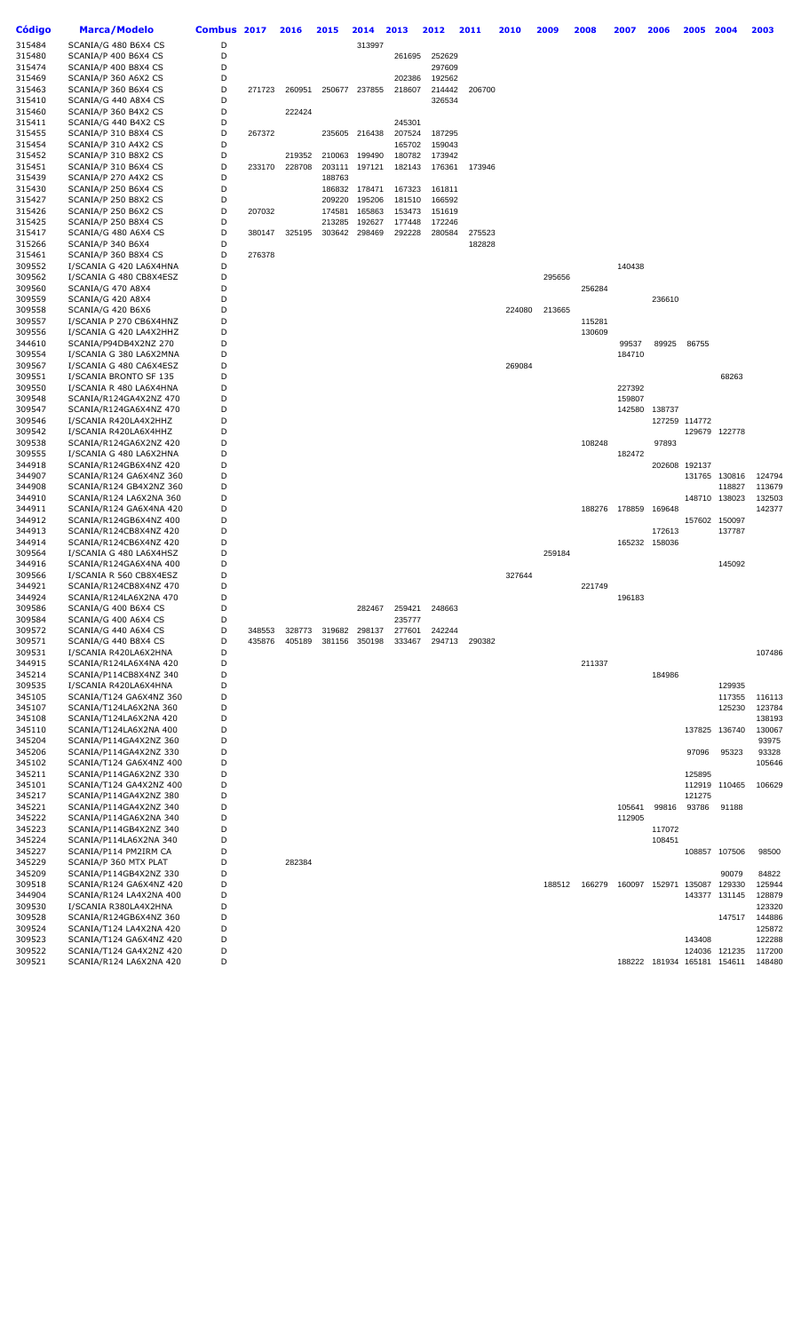| Código | Marca/Modelo | Combus | 2017 | 2016 | 2015 | 2014 | 2013 | 2012 | 2011 | 2010 | 2009 | 2008 | 2007 | 2006 | 2005 | 2004 | 2003 |
|---|---|---|---|---|---|---|---|---|---|---|---|---|---|---|---|---|---|
| 315484 | SCANIA/G 480 B6X4 CS | D | | | | 313997 | | | | | | | | | | | |
| 315480 | SCANIA/P 400 B6X4 CS | D | | | | | 261695 | 252629 | | | | | | | | | |
| 315474 | SCANIA/P 400 B8X4 CS | D | | | | | | 297609 | | | | | | | | | |
| 315469 | SCANIA/P 360 A6X2 CS | D | | | | | 202386 | 192562 | | | | | | | | | |
| 315463 | SCANIA/P 360 B6X4 CS | D | 271723 | 260951 | 250677 | 237855 | 218607 | 214442 | 206700 | | | | | | | | |
| 315410 | SCANIA/G 440 A8X4 CS | D | | | | | | 326534 | | | | | | | | | |
| 315460 | SCANIA/P 360 B4X2 CS | D | | 222424 | | | | | | | | | | | | | |
| 315411 | SCANIA/G 440 B4X2 CS | D | | | | | 245301 | | | | | | | | | | |
| 315455 | SCANIA/P 310 B8X4 CS | D | 267372 | | 235605 | 216438 | 207524 | 187295 | | | | | | | | | |
| 315454 | SCANIA/P 310 A4X2 CS | D | | | | | 165702 | 159043 | | | | | | | | | |
| 315452 | SCANIA/P 310 B8X2 CS | D | | 219352 | 210063 | 199490 | 180782 | 173942 | | | | | | | | | |
| 315451 | SCANIA/P 310 B6X4 CS | D | 233170 | 228708 | 203111 | 197121 | 182143 | 176361 | 173946 | | | | | | | | |
| 315439 | SCANIA/P 270 A4X2 CS | D | | | 188763 | | | | | | | | | | | | |
| 315430 | SCANIA/P 250 B6X4 CS | D | | | 186832 | 178471 | 167323 | 161811 | | | | | | | | | |
| 315427 | SCANIA/P 250 B8X2 CS | D | | | 209220 | 195206 | 181510 | 166592 | | | | | | | | | |
| 315426 | SCANIA/P 250 B6X2 CS | D | 207032 | | 174581 | 165863 | 153473 | 151619 | | | | | | | | | |
| 315425 | SCANIA/P 250 B8X4 CS | D | | | 213285 | 192627 | 177448 | 172246 | | | | | | | | | |
| 315417 | SCANIA/G 480 A6X4 CS | D | 380147 | 325195 | 303642 | 298469 | 292228 | 280584 | 275523 | | | | | | | | |
| 315266 | SCANIA/P 340 B6X4 | D | | | | | | | 182828 | | | | | | | | |
| 315461 | SCANIA/P 360 B8X4 CS | D | 276378 | | | | | | | | | | | | | | |
| 309552 | I/SCANIA G 420 LA6X4HNA | D | | | | | | | | | | | 140438 | | | | |
| 309562 | I/SCANIA G 480 CB8X4ESZ | D | | | | | | | | | 295656 | | | | | | |
| 309560 | SCANIA/G 470 A8X4 | D | | | | | | | | | | 256284 | | | | | |
| 309559 | SCANIA/G 420 A8X4 | D | | | | | | | | | | | | 236610 | | | |
| 309558 | SCANIA/G 420 B6X6 | D | | | | | | | | 224080 | 213665 | | | | | | |
| 309557 | I/SCANIA P 270 CB6X4HNZ | D | | | | | | | | | | 115281 | | | | | |
| 309556 | I/SCANIA G 420 LA4X2HHZ | D | | | | | | | | | | 130609 | | | | | |
| 344610 | SCANIA/P94DB4X2NZ 270 | D | | | | | | | | | | | 99537 | 89925 | 86755 | | |
| 309554 | I/SCANIA G 380 LA6X2MNA | D | | | | | | | | | | | 184710 | | | | |
| 309567 | I/SCANIA G 480 CA6X4ESZ | D | | | | | | | | 269084 | | | | | | | |
| 309551 | I/SCANIA BRONTO SF 135 | D | | | | | | | | | | | | | | 68263 | |
| 309550 | I/SCANIA R 480 LA6X4HNA | D | | | | | | | | | | | 227392 | | | | |
| 309548 | SCANIA/R124GA4X2NZ 470 | D | | | | | | | | | | | 159807 | | | | |
| 309547 | SCANIA/R124GA6X4NZ 470 | D | | | | | | | | | | | 142580 | 138737 | | | |
| 309546 | I/SCANIA R420LA4X2HHZ | D | | | | | | | | | | | | 127259 | 114772 | | |
| 309542 | I/SCANIA R420LA6X4HHZ | D | | | | | | | | | | | | | 129679 | 122778 | |
| 309538 | SCANIA/R124GA6X2NZ 420 | D | | | | | | | | | | 108248 | | 97893 | | | |
| 309555 | I/SCANIA G 480 LA6X2HNA | D | | | | | | | | | | | 182472 | | | | |
| 344918 | SCANIA/R124GB6X4NZ 420 | D | | | | | | | | | | | | 202608 | 192137 | | |
| 344907 | SCANIA/R124 GA6X4NZ 360 | D | | | | | | | | | | | | | 131765 | 130816 | 124794 |
| 344908 | SCANIA/R124 GB4X2NZ 360 | D | | | | | | | | | | | | | | 118827 | 113679 |
| 344910 | SCANIA/R124 LA6X2NA 360 | D | | | | | | | | | | | | | 148710 | 138023 | 132503 |
| 344911 | SCANIA/R124 GA6X4NA 420 | D | | | | | | | | | | 188276 | 178859 | 169648 | | | 142377 |
| 344912 | SCANIA/R124GB6X4NZ 400 | D | | | | | | | | | | | | | 157602 | 150097 | |
| 344913 | SCANIA/R124CB8X4NZ 420 | D | | | | | | | | | | | | 172613 | | 137787 | |
| 344914 | SCANIA/R124CB6X4NZ 420 | D | | | | | | | | | | | 165232 | 158036 | | | |
| 309564 | I/SCANIA G 480 LA6X4HSZ | D | | | | | | | | | 259184 | | | | | | |
| 344916 | SCANIA/R124GA6X4NA 400 | D | | | | | | | | | | | | | | 145092 | |
| 309566 | I/SCANIA R 560 CB8X4ESZ | D | | | | | | | | 327644 | | | | | | | |
| 344921 | SCANIA/R124CB8X4NZ 470 | D | | | | | | | | | | 221749 | | | | | |
| 344924 | SCANIA/R124LA6X2NA 470 | D | | | | | | | | | | | 196183 | | | | |
| 309586 | SCANIA/G 400 B6X4 CS | D | | | | 282467 | 259421 | 248663 | | | | | | | | | |
| 309584 | SCANIA/G 400 A6X4 CS | D | | | | | 235777 | | | | | | | | | | |
| 309572 | SCANIA/G 440 A6X4 CS | D | 348553 | 328773 | 319682 | 298137 | 277601 | 242244 | | | | | | | | | |
| 309571 | SCANIA/G 440 B8X4 CS | D | 435876 | 405189 | 381156 | 350198 | 333467 | 294713 | 290382 | | | | | | | | |
| 309531 | I/SCANIA R420LA6X2HNA | D | | | | | | | | | | | | | | | 107486 |
| 344915 | SCANIA/R124LA6X4NA 420 | D | | | | | | | | | | 211337 | | | | | |
| 345214 | SCANIA/P114CB8X4NZ 340 | D | | | | | | | | | | | | 184986 | | | |
| 309535 | I/SCANIA R420LA6X4HNA | D | | | | | | | | | | | | | | 129935 | |
| 345105 | SCANIA/T124 GA6X4NZ 360 | D | | | | | | | | | | | | | | 117355 | 116113 |
| 345107 | SCANIA/T124LA6X2NA 360 | D | | | | | | | | | | | | | | 125230 | 123784 |
| 345108 | SCANIA/T124LA6X2NA 420 | D | | | | | | | | | | | | | | | 138193 |
| 345110 | SCANIA/T124LA6X2NA 400 | D | | | | | | | | | | | | | 137825 | 136740 | 130067 |
| 345204 | SCANIA/P114GA4X2NZ 360 | D | | | | | | | | | | | | | | | 93975 |
| 345206 | SCANIA/P114GA4X2NZ 330 | D | | | | | | | | | | | | | 97096 | 95323 | 93328 |
| 345102 | SCANIA/T124 GA6X4NZ 400 | D | | | | | | | | | | | | | | | 105646 |
| 345211 | SCANIA/P114GA6X2NZ 330 | D | | | | | | | | | | | | | 125895 | | |
| 345101 | SCANIA/T124 GA4X2NZ 400 | D | | | | | | | | | | | | | 112919 | 110465 | 106629 |
| 345217 | SCANIA/P114GA4X2NZ 380 | D | | | | | | | | | | | | | 121275 | | |
| 345221 | SCANIA/P114GA4X2NZ 340 | D | | | | | | | | | | | 105641 | 99816 | 93786 | 91188 | |
| 345222 | SCANIA/P114GA6X2NZ 340 | D | | | | | | | | | | | 112905 | | | | |
| 345223 | SCANIA/P114GB4X2NZ 340 | D | | | | | | | | | | | | 117072 | | | |
| 345224 | SCANIA/P114LA6X2NA 340 | D | | | | | | | | | | | | 108451 | | | |
| 345227 | SCANIA/P114 PM2IRM CA | D | | | | | | | | | | | | | 108857 | 107506 | 98500 |
| 345229 | SCANIA/P 360 MTX PLAT | D | | 282384 | | | | | | | | | | | | | |
| 345209 | SCANIA/P114GB4X2NZ 330 | D | | | | | | | | | | | | | | 90079 | 84822 |
| 309518 | SCANIA/R124 GA6X4NZ 420 | D | | | | | | | | | 188512 | 166279 | 160097 | 152971 | 135087 | 129330 | 125944 |
| 344904 | SCANIA/R124 LA4X2NA 400 | D | | | | | | | | | | | | | 143377 | 131145 | 128879 |
| 309530 | I/SCANIA R380LA4X2HNA | D | | | | | | | | | | | | | | | 123320 |
| 309528 | SCANIA/R124GB6X4NZ 360 | D | | | | | | | | | | | | | | 147517 | 144886 |
| 309524 | SCANIA/T124 LA4X2NA 420 | D | | | | | | | | | | | | | | | 125872 |
| 309523 | SCANIA/T124 GA6X4NZ 420 | D | | | | | | | | | | | | | 143408 | | 122288 |
| 309522 | SCANIA/T124 GA4X2NZ 420 | D | | | | | | | | | | | | | 124036 | 121235 | 117200 |
| 309521 | SCANIA/R124 LA6X2NA 420 | D | | | | | | | | | | | 188222 | 181934 | 165181 | 154611 | 148480 |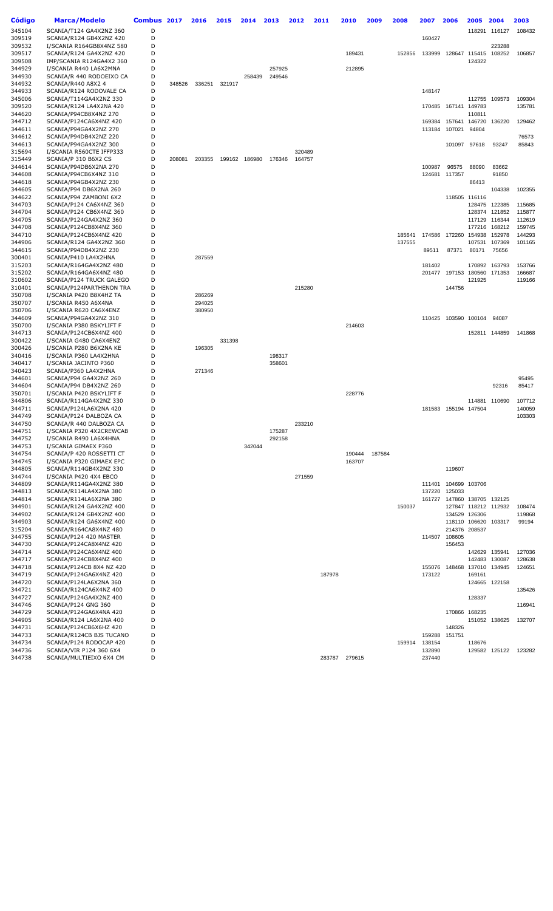| Código | Marca/Modelo | Combus | 2017 | 2016 | 2015 | 2014 | 2013 | 2012 | 2011 | 2010 | 2009 | 2008 | 2007 | 2006 | 2005 | 2004 | 2003 |
|---|---|---|---|---|---|---|---|---|---|---|---|---|---|---|---|---|---|
| 345104 | SCANIA/T124 GA4X2NZ 360 | D | | | | | | | | | | | | | 118291 | 116127 | 108432 |
| 309519 | SCANIA/R124 GB4X2NZ 420 | D | | | | | | | | | | | 160427 | | | | |
| 309532 | I/SCANIA R164GB8X4NZ 580 | D | | | | | | | | | | | | | | 223288 | |
| 309517 | SCANIA/R124 GA4X2NZ 420 | D | | | | | | | | 189431 | | 152856 | 133999 | 128647 | 115415 | 108252 | 106857 |
| 309508 | IMP/SCANIA R124GA4X2 360 | D | | | | | | | | | | | | | 124322 | | |
| 344929 | I/SCANIA R440 LA6X2MNA | D | | | | | 257925 | | | 212895 | | | | | | | |
| 344930 | SCANIA/R 440 RODOEIXO CA | D | | | | 258439 | 249546 | | | | | | | | | | |
| 344932 | SCANIA/R440 A8X2 4 | D | 348526 | 336251 | 321917 | | | | | | | | | | | | |
| 344933 | SCANIA/R124 RODOVALE CA | D | | | | | | | | | | | 148147 | | | | |
| 345006 | SCANIA/T114GA4X2NZ 330 | D | | | | | | | | | | | | | 112755 | 109573 | 109304 |
| 309520 | SCANIA/R124 LA4X2NA 420 | D | | | | | | | | | | | 170485 | 167141 | 149783 | | 135781 |
| 344620 | SCANIA/P94CB8X4NZ 270 | D | | | | | | | | | | | | | 110811 | | |
| 344712 | SCANIA/P124CA6X4NZ 420 | D | | | | | | | | | | | 169384 | 157641 | 146720 | 136220 | 129462 |
| 344611 | SCANIA/P94GA4X2NZ 270 | D | | | | | | | | | | | 113184 | 107021 | 94804 | | |
| 344612 | SCANIA/P94DB4X2NZ 220 | D | | | | | | | | | | | | | | | 76573 |
| 344613 | SCANIA/P94GA4X2NZ 300 | D | | | | | | | | | | | | 101097 | 97618 | 93247 | 85843 |
| 315694 | I/SCANIA R560CTE IFFP333 | D | | | | | | 320489 | | | | | | | | | |
| 315449 | SCANIA/P 310 B6X2 CS | D | 208081 | 203355 | 199162 | 186980 | 176346 | 164757 | | | | | | | | | |
| 344614 | SCANIA/P94DB6X2NA 270 | D | | | | | | | | | | | 100987 | 96575 | 88090 | 83662 | |
| 344608 | SCANIA/P94CB6X4NZ 310 | D | | | | | | | | | | | 124681 | 117357 | | 91850 | |
| 344618 | SCANIA/P94GB4X2NZ 230 | D | | | | | | | | | | | | | 86413 | | |
| 344605 | SCANIA/P94 DB6X2NA 260 | D | | | | | | | | | | | | | | 104338 | 102355 |
| 344622 | SCANIA/P94 ZAMBONI 6X2 | D | | | | | | | | | | | | 118505 | 116116 | | |
| 344703 | SCANIA/P124 CA6X4NZ 360 | D | | | | | | | | | | | | | 128475 | 122385 | 115685 |
| 344704 | SCANIA/P124 CB6X4NZ 360 | D | | | | | | | | | | | | | 128374 | 121852 | 115877 |
| 344705 | SCANIA/P124GA4X2NZ 360 | D | | | | | | | | | | | | | 117129 | 116344 | 112619 |
| 344708 | SCANIA/P124CB8X4NZ 360 | D | | | | | | | | | | | | | 177216 | 168212 | 159745 |
| 344710 | SCANIA/P124CB6X4NZ 420 | D | | | | | | | | | | 185641 | 174586 | 172260 | 154938 | 152978 | 144293 |
| 344906 | SCANIA/R124 GA4X2NZ 360 | D | | | | | | | | | | 137555 | | | 107531 | 107369 | 101165 |
| 344615 | SCANIA/P94DB4X2NZ 230 | D | | | | | | | | | | | 89511 | 87371 | 80171 | 75656 | |
| 300401 | SCANIA/P410 LA4X2HNA | D | | 287559 | | | | | | | | | | | | | |
| 315203 | SCANIA/R164GA4X2NZ 480 | D | | | | | | | | | | | 181402 | | 170892 | 163793 | 153766 |
| 315202 | SCANIA/R164GA6X4NZ 480 | D | | | | | | | | | | | 201477 | 197153 | 180560 | 171353 | 166687 |
| 310602 | SCANIA/P124 TRUCK GALEGO | D | | | | | | | | | | | | | 121925 | | 119166 |
| 310401 | SCANIA/P124PARTHENON TRA | D | | | | | | 215280 | | | | | | 144756 | | | |
| 350708 | I/SCANIA P420 B8X4HZ TA | D | | 286269 | | | | | | | | | | | | | |
| 350707 | I/SCANIA R450 A6X4NA | D | | 294025 | | | | | | | | | | | | | |
| 350706 | I/SCANIA R620 CA6X4ENZ | D | | 380950 | | | | | | | | | | | | | |
| 344609 | SCANIA/P94GA4X2NZ 310 | D | | | | | | | | | | | 110425 | 103590 | 100104 | 94087 | |
| 350700 | I/SCANIA P380 BSKYLIFT F | D | | | | | | | | 214603 | | | | | | | |
| 344713 | SCANIA/P124CB6X4NZ 400 | D | | | | | | | | | | | | | 152811 | 144859 | 141868 |
| 300422 | I/SCANIA G480 CA6X4ENZ | D | | | 331398 | | | | | | | | | | | | |
| 300426 | I/SCANIA P280 B6X2NA KE | D | | 196305 | | | | | | | | | | | | | |
| 300416 | I/SCANIA P360 LA4X2HNA | D | | | | | 198317 | | | | | | | | | | |
| 300417 | I/SCANIA JACINTO P360 | D | | | | | 358601 | | | | | | | | | | |
| 300423 | SCANIA/P360 LA4X2HNA | D | | 271346 | | | | | | | | | | | | | |
| 344601 | SCANIA/P94 GA4X2NZ 260 | D | | | | | | | | | | | | | | | 95495 |
| 344604 | SCANIA/P94 DB4X2NZ 260 | D | | | | | | | | | | | | | | 92316 | 85417 |
| 350701 | I/SCANIA P420 BSKYLIFT F | D | | | | | | | | 228776 | | | | | | | |
| 344806 | SCANIA/R114GA4X2NZ 330 | D | | | | | | | | | | | | | 114881 | 110690 | 107712 |
| 344711 | SCANIA/P124LA6X2NA 420 | D | | | | | | | | | | | 181583 | 155194 | 147504 | | 140059 |
| 344749 | SCANIA/P124 DALBOZA CA | D | | | | | | | | | | | | | | | 103303 |
| 344750 | SCANIA/R 440 DALBOZA CA | D | | | | | | 233210 | | | | | | | | | |
| 344751 | I/SCANIA P320 4X2CREWCAB | D | | | | | 175287 | | | | | | | | | | |
| 344752 | I/SCANIA R490 LA6X4HNA | D | | | | | 292158 | | | | | | | | | | |
| 344753 | I/SCANIA GIMAEX P360 | D | | | | 342044 | | | | | | | | | | | |
| 344754 | SCANIA/P 420 ROSSETTI CT | D | | | | | | | | 190444 | 187584 | | | | | | |
| 344745 | I/SCANIA P320 GIMAEX EPC | D | | | | | | | | 163707 | | | | | | | |
| 344805 | SCANIA/R114GB4X2NZ 330 | D | | | | | | | | | | | | 119607 | | | |
| 344744 | I/SCANIA P420 4X4 EBCO | D | | | | | | 271559 | | | | | | | | | |
| 344809 | SCANIA/R114GA4X2NZ 380 | D | | | | | | | | | | | 111401 | 104699 | 103706 | | |
| 344813 | SCANIA/R114LA4X2NA 380 | D | | | | | | | | | | | 137220 | 125033 | | | |
| 344814 | SCANIA/R114LA6X2NA 380 | D | | | | | | | | | | | 161727 | 147860 | 138705 | 132125 | |
| 344901 | SCANIA/R124 GA4X2NZ 400 | D | | | | | | | | | | 150037 | | 127847 | 118212 | 112932 | 108474 |
| 344902 | SCANIA/R124 GB4X2NZ 400 | D | | | | | | | | | | | | 134529 | 126306 | | 119868 |
| 344903 | SCANIA/R124 GA6X4NZ 400 | D | | | | | | | | | | | | 118110 | 106620 | 103317 | 99194 |
| 315204 | SCANIA/R164CA8X4NZ 480 | D | | | | | | | | | | | | 214376 | 208537 | | |
| 344755 | SCANIA/P124 420 MASTER | D | | | | | | | | | | | 114507 | 108605 | | | |
| 344730 | SCANIA/P124CA8X4NZ 420 | D | | | | | | | | | | | | 156453 | | | |
| 344714 | SCANIA/P124CA6X4NZ 400 | D | | | | | | | | | | | | | 142629 | 135941 | 127036 |
| 344717 | SCANIA/P124CB8X4NZ 400 | D | | | | | | | | | | | | | 142483 | 130087 | 128638 |
| 344718 | SCANIA/P124CB 8X4 NZ 420 | D | | | | | | | | | | | 155076 | 148468 | 137010 | 134945 | 124651 |
| 344719 | SCANIA/P124GA6X4NZ 420 | D | | | | | | | 187978 | | | | 173122 | | 169161 | | |
| 344720 | SCANIA/P124LA6X2NA 360 | D | | | | | | | | | | | | | 124665 | 122158 | |
| 344721 | SCANIA/P124CA6X4NZ 400 | D | | | | | | | | | | | | | | | 135426 |
| 344727 | SCANIA/P124GA4X2NZ 400 | D | | | | | | | | | | | | | 128337 | | |
| 344746 | SCANIA/P124 GNG 360 | D | | | | | | | | | | | | | | | 116941 |
| 344729 | SCANIA/P124GA6X4NA 420 | D | | | | | | | | | | | | 170866 | 168235 | | |
| 344905 | SCANIA/R124 LA6X2NA 400 | D | | | | | | | | | | | | | 151052 | 138625 | 132707 |
| 344731 | SCANIA/P124CB6X6HZ 420 | D | | | | | | | | | | | | 148326 | | | |
| 344733 | SCANIA/R124CB BJS TUCANO | D | | | | | | | | | | | 159288 | 151751 | | | |
| 344734 | SCANIA/P124 RODOCAP 420 | D | | | | | | | | | | 159914 | 138154 | | 118676 | | |
| 344736 | SCANIA/VIR P124 360 6X4 | D | | | | | | | | | | | 132890 | | 129582 | 125122 | 123282 |
| 344738 | SCANIA/MULTIEIXO 6X4 CM | D | | | | | | | 283787 | 279615 | | | 237440 | | | | |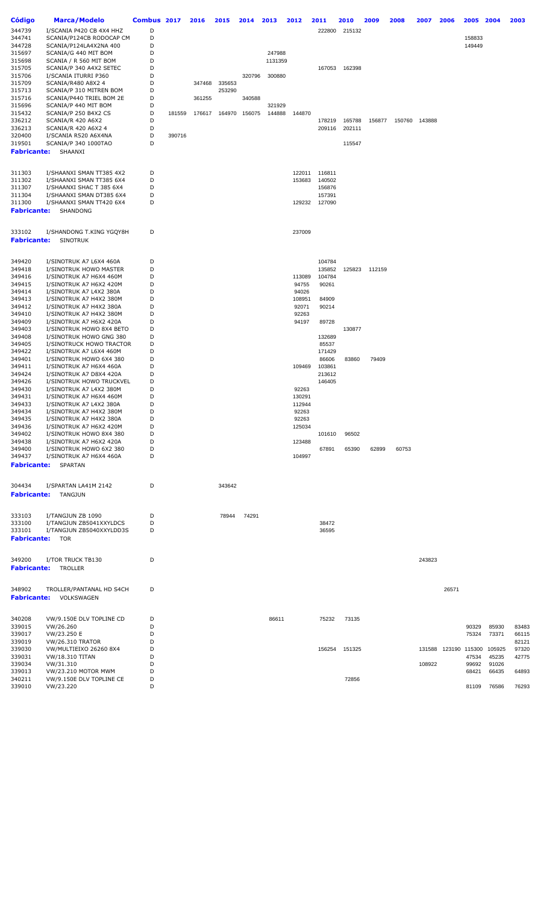| Código | Marca/Modelo | Combus | 2017 | 2016 | 2015 | 2014 | 2013 | 2012 | 2011 | 2010 | 2009 | 2008 | 2007 | 2006 | 2005 | 2004 | 2003 |
|---|---|---|---|---|---|---|---|---|---|---|---|---|---|---|---|---|---|
| 344739 | I/SCANIA P420 CB 4X4 HHZ | D | | | | | | | 222800 | 215132 | | | | | | | |
| 344741 | SCANIA/P124CB RODOCAP CM | D | | | | | | | | | | | | | 158833 | | |
| 344728 | SCANIA/P124LA4X2NA 400 | D | | | | | | | | | | | | | 149449 | | |
| 315697 | SCANIA/G 440 MIT BOM | D | | | | | 247988 | | | | | | | | | | |
| 315698 | SCANIA / R 560 MIT BOM | D | | | | | 1131359 | | | | | | | | | | |
| 315705 | SCANIA/P 340 A4X2 SETEC | D | | | | | | | 167053 | 162398 | | | | | | | |
| 315706 | I/SCANIA ITURRI P360 | D | | | | 320796 | 300880 | | | | | | | | | | |
| 315709 | SCANIA/R480 A8X2 4 | D | | 347468 | 335653 | | | | | | | | | | | | |
| 315713 | SCANIA/P 310 MITREN BOM | D | | | 253290 | | | | | | | | | | | | |
| 315716 | SCANIA/P440 TRIEL BOM 2E | D | | 361255 | | 340588 | | | | | | | | | | | |
| 315696 | SCANIA/P 440 MIT BOM | D | | | | | 321929 | | | | | | | | | | |
| 315432 | SCANIA/P 250 B4X2 CS | D | 181559 | 176617 | 164970 | 156075 | 144888 | 144870 | | | | | | | | | |
| 336212 | SCANIA/R 420 A6X2 | D | | | | | | | 178219 | 165788 | 156877 | 150760 | 143888 | | | | |
| 336213 | SCANIA/R 420 A6X2 4 | D | | | | | | | 209116 | 202111 | | | | | | | |
| 320400 | I/SCANIA R520 A6X4NA | D | 390716 | | | | | | | | | | | | | | |
| 319501 | SCANIA/P 340 1000TAO | D | | | | | | | | 115547 | | | | | | | |
| **Fabricante:** | SHAANXI | | | | | | | | | | | | | | | | |
| 311303 | I/SHAANXI SMAN TT385 4X2 | D | | | | | | 122011 | 116811 | | | | | | | | |
| 311302 | I/SHAANXI SMAN TT385 6X4 | D | | | | | | 153683 | 140502 | | | | | | | | |
| 311307 | I/SHAANXI SHAC T 385 6X4 | D | | | | | | | 156876 | | | | | | | | |
| 311304 | I/SHAANXI SMAN DT385 6X4 | D | | | | | | | 157391 | | | | | | | | |
| 311300 | I/SHAANXI SMAN TT420 6X4 | D | | | | | | 129232 | 127090 | | | | | | | | |
| **Fabricante:** | SHANDONG | | | | | | | | | | | | | | | | |
| 333102 | I/SHANDONG T.KING YGQY8H | D | | | | | | 237009 | | | | | | | | | |
| **Fabricante:** | SINOTRUK | | | | | | | | | | | | | | | | |
| 349420 | I/SINOTRUK A7 L6X4 460A | D | | | | | | | 104784 | | | | | | | | |
| 349418 | I/SINOTRUK HOWO MASTER | D | | | | | | | 135852 | 125823 | 112159 | | | | | | |
| 349416 | I/SINOTRUK A7 H6X4 460M | D | | | | | | 113089 | 104784 | | | | | | | | |
| 349415 | I/SINOTRUK A7 H6X2 420M | D | | | | | | 94755 | 90261 | | | | | | | | |
| 349414 | I/SINOTRUK A7 L4X2 380A | D | | | | | | 94026 | | | | | | | | | |
| 349413 | I/SINOTRUK A7 H4X2 380M | D | | | | | | 108951 | 84909 | | | | | | | | |
| 349412 | I/SINOTRUK A7 H4X2 380A | D | | | | | | 92071 | 90214 | | | | | | | | |
| 349410 | I/SINOTRUK A7 H4X2 380M | D | | | | | | 92263 | | | | | | | | | |
| 349409 | I/SINOTRUK A7 H6X2 420A | D | | | | | | 94197 | 89728 | | | | | | | | |
| 349403 | I/SINOTRUK HOWO 8X4 BETO | D | | | | | | | | 130877 | | | | | | | |
| 349408 | I/SINOTRUK HOWO GNG 380 | D | | | | | | | 132689 | | | | | | | | |
| 349405 | I/SINOTRUCK HOWO TRACTOR | D | | | | | | | 85537 | | | | | | | | |
| 349422 | I/SINOTRUK A7 L6X4 460M | D | | | | | | | 171429 | | | | | | | | |
| 349401 | I/SINOTRUK HOWO 6X4 380 | D | | | | | | | 86606 | 83860 | 79409 | | | | | | |
| 349411 | I/SINOTRUK A7 H6X4 460A | D | | | | | | 109469 | 103861 | | | | | | | | |
| 349424 | I/SINOTRUK A7 D8X4 420A | D | | | | | | | 213612 | | | | | | | | |
| 349426 | I/SINOTRUK HOWO TRUCKVEL | D | | | | | | | 146405 | | | | | | | | |
| 349430 | I/SINOTRUK A7 L4X2 380M | D | | | | | | 92263 | | | | | | | | | |
| 349431 | I/SINOTRUK A7 H6X4 460M | D | | | | | | 130291 | | | | | | | | | |
| 349433 | I/SINOTRUK A7 L4X2 380A | D | | | | | | 112944 | | | | | | | | | |
| 349434 | I/SINOTRUK A7 H4X2 380M | D | | | | | | 92263 | | | | | | | | | |
| 349435 | I/SINOTRUK A7 H4X2 380A | D | | | | | | 92263 | | | | | | | | | |
| 349436 | I/SINOTRUK A7 H6X2 420M | D | | | | | | 125034 | | | | | | | | | |
| 349402 | I/SINOTRUK HOWO 8X4 380 | D | | | | | | | 101610 | 96502 | | | | | | | |
| 349438 | I/SINOTRUK A7 H6X2 420A | D | | | | | | 123488 | | | | | | | | | |
| 349400 | I/SINOTRUK HOWO 6X2 380 | D | | | | | | | 67891 | 65390 | 62899 | 60753 | | | | | |
| 349437 | I/SINOTRUK A7 H6X4 460A | D | | | | | | 104997 | | | | | | | | | |
| **Fabricante:** | SPARTAN | | | | | | | | | | | | | | | | |
| 304434 | I/SPARTAN LA41M 2142 | D | | | 343642 | | | | | | | | | | | | |
| **Fabricante:** | TANGJUN | | | | | | | | | | | | | | | | |
| 333103 | I/TANGJUN ZB 1090 | D | | | 78944 | 74291 | | | | | | | | | | | |
| 333100 | I/TANGJUN ZB5041XXYLDCS | D | | | | | | | 38472 | | | | | | | | |
| 333101 | I/TANGJUN ZB5040XXYLDD3S | D | | | | | | | 36595 | | | | | | | | |
| **Fabricante:** | TOR | | | | | | | | | | | | | | | | |
| 349200 | I/TOR TRUCK TB130 | D | | | | | | | | | | | 243823 | | | | |
| **Fabricante:** | TROLLER | | | | | | | | | | | | | | | | |
| 348902 | TROLLER/PANTANAL HD S4CH | D | | | | | | | | | | | | 26571 | | | |
| **Fabricante:** | VOLKSWAGEN | | | | | | | | | | | | | | | | |
| 340208 | VW/9.150E DLV TOPLINE CD | D | | | | | 86611 | | 75232 | 73135 | | | | | | | |
| 339015 | VW/26.260 | D | | | | | | | | | | | | | 90329 | 85930 | 83483 |
| 339017 | VW/23.250 E | D | | | | | | | | | | | | | 75324 | 73371 | 66115 |
| 339019 | VW/26.310 TRATOR | D | | | | | | | | | | | | | | | 82121 |
| 339030 | VW/MULTIEIXO 26260 8X4 | D | | | | | | | 156254 | 151325 | | | 131588 | 123190 | 115300 | 105925 | 97320 |
| 339031 | VW/18.310 TITAN | D | | | | | | | | | | | | | 47534 | 45235 | 42775 |
| 339034 | VW/31.310 | D | | | | | | | | | | | 108922 | | 99692 | 91026 | |
| 339013 | VW/23.210 MOTOR MWM | D | | | | | | | | | | | | | 68421 | 66435 | 64893 |
| 340211 | VW/9.150E DLV TOPLINE CE | D | | | | | | | | 72856 | | | | | | | |
| 339010 | VW/23.220 | D | | | | | | | | | | | | | 81109 | 76586 | 76293 |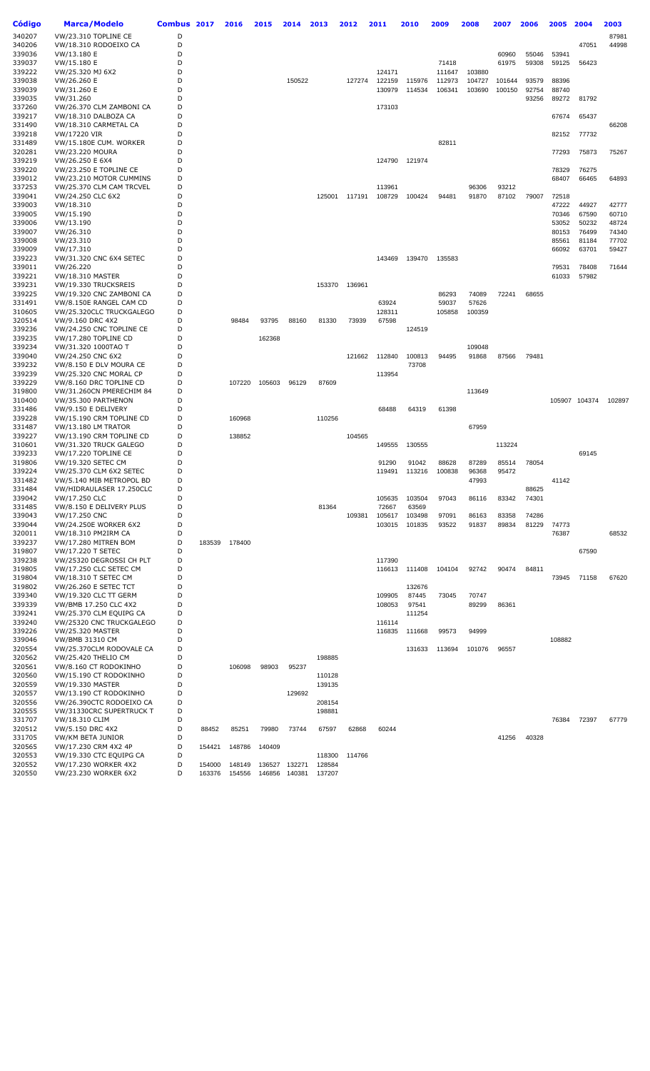| Código | Marca/Modelo | Combus | 2017 | 2016 | 2015 | 2014 | 2013 | 2012 | 2011 | 2010 | 2009 | 2008 | 2007 | 2006 | 2005 | 2004 | 2003 |
|---|---|---|---|---|---|---|---|---|---|---|---|---|---|---|---|---|---|
| 340207 | VW/23.310 TOPLINE CE | D | | | | | | | | | | | | | | | 87981 |
| 340206 | VW/18.310 RODOEIXO CA | D | | | | | | | | | | | | | | 47051 | 44998 |
| 339036 | VW/13.180 E | D | | | | | | | | | | | 60960 | 55046 | 53941 | | |
| 339037 | VW/15.180 E | D | | | | | | | | | 71418 | | 61975 | 59308 | 59125 | 56423 | |
| 339222 | VW/25.320 MJ 6X2 | D | | | | | | | 124171 | | 111647 | 103880 | | | | | |
| 339038 | VW/26.260 E | D | | | | 150522 | | 127274 | 122159 | 115976 | 112973 | 104727 | 101644 | 93579 | 88396 | | |
| 339039 | VW/31.260 E | D | | | | | | | 130979 | 114534 | 106341 | 103690 | 100150 | 92754 | 88740 | | |
| 339035 | VW/31.260 | D | | | | | | | | | | | | 93256 | 89272 | 81792 | |
| 337260 | VW/26.370 CLM ZAMBONI CA | D | | | | | | | 173103 | | | | | | | | |
| 339217 | VW/18.310 DALBOZA CA | D | | | | | | | | | | | | | 67674 | 65437 | |
| 331490 | VW/18.310 CARMETAL CA | D | | | | | | | | | | | | | | | 66208 |
| 339218 | VW/17220 VIR | D | | | | | | | | | | | | | 82152 | 77732 | |
| 331489 | VW/15.180E CUM. WORKER | D | | | | | | | | | 82811 | | | | | | |
| 320281 | VW/23.220 MOURA | D | | | | | | | | | | | | | 77293 | 75873 | 75267 |
| 339219 | VW/26.250 E 6X4 | D | | | | | | | 124790 | 121974 | | | | | | | |
| 339220 | VW/23.250 E TOPLINE CE | D | | | | | | | | | | | | | 78329 | 76275 | |
| 339012 | VW/23.210 MOTOR CUMMINS | D | | | | | | | | | | | | | 68407 | 66465 | 64893 |
| 337253 | VW/25.370 CLM CAM TRCVEL | D | | | | | | | 113961 | | | 96306 | 93212 | | | | |
| 339041 | VW/24.250 CLC 6X2 | D | | | | | 125001 | 117191 | 108729 | 100424 | 94481 | 91870 | 87102 | 79007 | 72518 | | |
| 339003 | VW/18.310 | D | | | | | | | | | | | | | 47222 | 44927 | 42777 |
| 339005 | VW/15.190 | D | | | | | | | | | | | | | 70346 | 67590 | 60710 |
| 339006 | VW/13.190 | D | | | | | | | | | | | | | 53052 | 50232 | 48724 |
| 339007 | VW/26.310 | D | | | | | | | | | | | | | 80153 | 76499 | 74340 |
| 339008 | VW/23.310 | D | | | | | | | | | | | | | 85561 | 81184 | 77702 |
| 339009 | VW/17.310 | D | | | | | | | | | | | | | 66092 | 63701 | 59427 |
| 339223 | VW/31.320 CNC 6X4 SETEC | D | | | | | | | 143469 | 139470 | 135583 | | | | | | |
| 339011 | VW/26.220 | D | | | | | | | | | | | | | 79531 | 78408 | 71644 |
| 339221 | VW/18.310 MASTER | D | | | | | | | | | | | | | 61033 | 57982 | |
| 339231 | VW/19.330 TRUCKSREIS | D | | | | | 153370 | 136961 | | | | | | | | | |
| 339225 | VW/19.320 CNC ZAMBONI CA | D | | | | | | | | | 86293 | 74089 | 72241 | 68655 | | | |
| 331491 | VW/8.150E RANGEL CAM CD | D | | | | | | | 63924 | | 59037 | 57626 | | | | | |
| 310605 | VW/25.320CLC TRUCKGALEGO | D | | | | | | | 128311 | | 105858 | 100359 | | | | | |
| 320514 | VW/9.160 DRC 4X2 | D | | 98484 | 93795 | 88160 | 81330 | 73939 | 67598 | | | | | | | | |
| 339236 | VW/24.250 CNC TOPLINE CE | D | | | | | | | | 124519 | | | | | | | |
| 339235 | VW/17.280 TOPLINE CD | D | | | 162368 | | | | | | | | | | | | |
| 339234 | VW/31.320 1000TAO T | D | | | | | | | | | | 109048 | | | | | |
| 339040 | VW/24.250 CNC 6X2 | D | | | | | | 121662 | 112840 | 100813 | 94495 | 91868 | 87566 | 79481 | | | |
| 339232 | VW/8.150 E DLV MOURA CE | D | | | | | | | | 73708 | | | | | | | |
| 339239 | VW/25.320 CNC MORAL CP | D | | | | | | | 113954 | | | | | | | | |
| 339229 | VW/8.160 DRC TOPLINE CD | D | | 107220 | 105603 | 96129 | 87609 | | | | | | | | | | |
| 319800 | VW/31.260CN PMERECHIM 84 | D | | | | | | | | | | 113649 | | | | | |
| 310400 | VW/35.300 PARTHENON | D | | | | | | | | | | | | | 105907 | 104374 | 102897 |
| 331486 | VW/9.150 E DELIVERY | D | | | | | | | 68488 | 64319 | 61398 | | | | | | |
| 339228 | VW/15.190 CRM TOPLINE CD | D | | 160968 | | | 110256 | | | | | | | | | | |
| 331487 | VW/13.180 LM TRATOR | D | | | | | | | | | | 67959 | | | | | |
| 339227 | VW/13.190 CRM TOPLINE CD | D | | 138852 | | | | 104565 | | | | | | | | | |
| 310601 | VW/31.320 TRUCK GALEGO | D | | | | | | | 149555 | 130555 | | | 113224 | | | | |
| 339233 | VW/17.220 TOPLINE CE | D | | | | | | | | | | | | | | 69145 | |
| 319806 | VW/19.320 SETEC CM | D | | | | | | | 91290 | 91042 | 88628 | 87289 | 85514 | 78054 | | | |
| 339224 | VW/25.370 CLM 6X2 SETEC | D | | | | | | | 119491 | 113216 | 100838 | 96368 | 95472 | | | | |
| 331482 | VW/5.140 MIB METROPOL BD | D | | | | | | | | | | 47993 | | | 41142 | | |
| 331484 | VW/HIDRAULASER 17.250CLC | D | | | | | | | | | | | | 88625 | | | |
| 339042 | VW/17.250 CLC | D | | | | | | | 105635 | 103504 | 97043 | 86116 | 83342 | 74301 | | | |
| 331485 | VW/8.150 E DELIVERY PLUS | D | | | | | 81364 | | 72667 | 63569 | | | | | | | |
| 339043 | VW/17.250 CNC | D | | | | | | 109381 | 105617 | 103498 | 97091 | 86163 | 83358 | 74286 | | | |
| 339044 | VW/24.250E WORKER 6X2 | D | | | | | | | 103015 | 101835 | 93522 | 91837 | 89834 | 81229 | 74773 | | |
| 320011 | VW/18.310 PM2IRM CA | D | | | | | | | | | | | | | 76387 | | 68532 |
| 339237 | VW/17.280 MITREN BOM | D | 183539 | 178400 | | | | | | | | | | | | | |
| 319807 | VW/17.220 T SETEC | D | | | | | | | | | | | | | | 67590 | |
| 339238 | VW/25320 DEGROSSI CH PLT | D | | | | | | | 117390 | | | | | | | | |
| 319805 | VW/17.250 CLC SETEC CM | D | | | | | | | 116613 | 111408 | 104104 | 92742 | 90474 | 84811 | | | |
| 319804 | VW/18.310 T SETEC CM | D | | | | | | | | | | | | | 73945 | 71158 | 67620 |
| 319802 | VW/26.260 E SETEC TCT | D | | | | | | | | 132676 | | | | | | | |
| 339340 | VW/19.320 CLC TT GERM | D | | | | | | | 109905 | 87445 | 73045 | 70747 | | | | | |
| 339339 | VW/BMB 17.250 CLC 4X2 | D | | | | | | | 108053 | 97541 | | 89299 | 86361 | | | | |
| 339241 | VW/25.370 CLM EQUIPG CA | D | | | | | | | | 111254 | | | | | | | |
| 339240 | VW/25320 CNC TRUCKGALEGO | D | | | | | | | 116114 | | | | | | | | |
| 339226 | VW/25.320 MASTER | D | | | | | | | 116835 | 111668 | 99573 | 94999 | | | | | |
| 339046 | VW/BMB 31310 CM | D | | | | | | | | | | | | | 108882 | | |
| 320554 | VW/25.370CLM RODOVALE CA | D | | | | | | | | 131633 | 113694 | 101076 | 96557 | | | | |
| 320562 | VW/25.420 THELIO CM | D | | | | | 198885 | | | | | | | | | | |
| 320561 | VW/8.160 CT RODOKINHO | D | | 106098 | 98903 | 95237 | | | | | | | | | | | |
| 320560 | VW/15.190 CT RODOKINHO | D | | | | | 110128 | | | | | | | | | | |
| 320559 | VW/19.330 MASTER | D | | | | | 139135 | | | | | | | | | | |
| 320557 | VW/13.190 CT RODOKINHO | D | | | | 129692 | | | | | | | | | | | |
| 320556 | VW/26.390CTC RODOEIXO CA | D | | | | | 208154 | | | | | | | | | | |
| 320555 | VW/31330CRC SUPERTRUCK T | D | | | | | 198881 | | | | | | | | | | |
| 331707 | VW/18.310 CLIM | D | | | | | | | | | | | | | 76384 | 72397 | 67779 |
| 320512 | VW/5.150 DRC 4X2 | D | 88452 | 85251 | 79980 | 73744 | 67597 | 62868 | 60244 | | | | | | | | |
| 331705 | VW/KM BETA JUNIOR | D | | | | | | | | | | | 41256 | 40328 | | | |
| 320565 | VW/17.230 CRM 4X2 4P | D | 154421 | 148786 | 140409 | | | | | | | | | | | | |
| 320553 | VW/19.330 CTC EQUIPG CA | D | | | | | 118300 | 114766 | | | | | | | | | |
| 320552 | VW/17.230 WORKER 4X2 | D | 154000 | 148149 | 136527 | 132271 | 128584 | | | | | | | | | | |
| 320550 | VW/23.230 WORKER 6X2 | D | 163376 | 154556 | 146856 | 140381 | 137207 | | | | | | | | | | |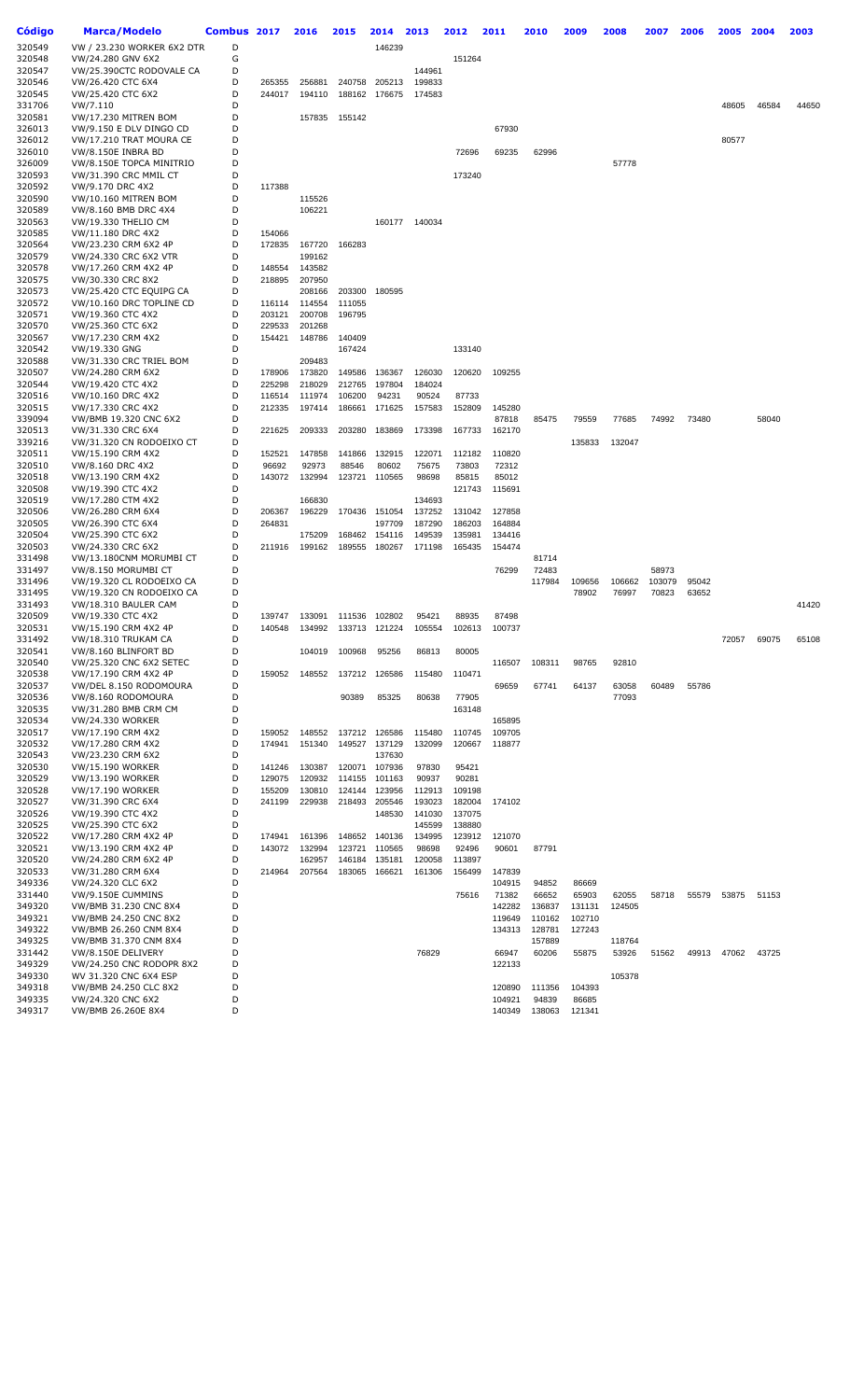| Código | Marca/Modelo | Combus | 2017 | 2016 | 2015 | 2014 | 2013 | 2012 | 2011 | 2010 | 2009 | 2008 | 2007 | 2006 | 2005 | 2004 | 2003 |
|---|---|---|---|---|---|---|---|---|---|---|---|---|---|---|---|---|---|
| 320549 | VW / 23.230 WORKER 6X2 DTR | D | | | | 146239 | | | | | | | | | | | |
| 320548 | VW/24.280 GNV 6X2 | G | | | | | | 151264 | | | | | | | | | |
| 320547 | VW/25.390CTC RODOVALE CA | D | | | | | 144961 | | | | | | | | | | |
| 320546 | VW/26.420 CTC 6X4 | D | 265355 | 256881 | 240758 | 205213 | 199833 | | | | | | | | | | |
| 320545 | VW/25.420 CTC 6X2 | D | 244017 | 194110 | 188162 | 176675 | 174583 | | | | | | | | | | |
| 331706 | VW/7.110 | D | | | | | | | | | | | | | 48605 | 46584 | 44650 |
| 320581 | VW/17.230 MITREN BOM | D | | 157835 | 155142 | | | | | | | | | | | | |
| 326013 | VW/9.150 E DLV DINGO CD | D | | | | | | | 67930 | | | | | | | | |
| 326012 | VW/17.210 TRAT MOURA CE | D | | | | | | | | | | | | | 80577 | | |
| 326010 | VW/8.150E INBRA BD | D | | | | | | 72696 | 69235 | 62996 | | | | | | | |
| 326009 | VW/8.150E TOPCA MINITRIO | D | | | | | | | | | | 57778 | | | | | |
| 320593 | VW/31.390 CRC MMIL CT | D | | | | | | 173240 | | | | | | | | | |
| 320592 | VW/9.170 DRC 4X2 | D | 117388 | | | | | | | | | | | | | | |
| 320590 | VW/10.160 MITREN BOM | D | | 115526 | | | | | | | | | | | | | |
| 320589 | VW/8.160 BMB DRC 4X4 | D | | 106221 | | | | | | | | | | | | | |
| 320563 | VW/19.330 THELIO CM | D | | | | 160177 | 140034 | | | | | | | | | | |
| 320585 | VW/11.180 DRC 4X2 | D | 154066 | | | | | | | | | | | | | | |
| 320564 | VW/23.230 CRM 6X2 4P | D | 172835 | 167720 | 166283 | | | | | | | | | | | | |
| 320579 | VW/24.330 CRC 6X2 VTR | D | | 199162 | | | | | | | | | | | | | |
| 320578 | VW/17.260 CRM 4X2 4P | D | 148554 | 143582 | | | | | | | | | | | | | |
| 320575 | VW/30.330 CRC 8X2 | D | 218895 | 207950 | | | | | | | | | | | | | |
| 320573 | VW/25.420 CTC EQUIPG CA | D | | 208166 | 203300 | 180595 | | | | | | | | | | | |
| 320572 | VW/10.160 DRC TOPLINE CD | D | 116114 | 114554 | 111055 | | | | | | | | | | | | |
| 320571 | VW/19.360 CTC 4X2 | D | 203121 | 200708 | 196795 | | | | | | | | | | | | |
| 320570 | VW/25.360 CTC 6X2 | D | 229533 | 201268 | | | | | | | | | | | | | |
| 320567 | VW/17.230 CRM 4X2 | D | 154421 | 148786 | 140409 | | | | | | | | | | | | |
| 320542 | VW/19.330 GNG | D | | | 167424 | | | 133140 | | | | | | | | | |
| 320588 | VW/31.330 CRC TRIEL BOM | D | | 209483 | | | | | | | | | | | | | |
| 320507 | VW/24.280 CRM 6X2 | D | 178906 | 173820 | 149586 | 136367 | 126030 | 120620 | 109255 | | | | | | | | |
| 320544 | VW/19.420 CTC 4X2 | D | 225298 | 218029 | 212765 | 197804 | 184024 | | | | | | | | | | |
| 320516 | VW/10.160 DRC 4X2 | D | 116514 | 111974 | 106200 | 94231 | 90524 | 87733 | | | | | | | | | |
| 320515 | VW/17.330 CRC 4X2 | D | 212335 | 197414 | 186661 | 171625 | 157583 | 152809 | 145280 | | | | | | | | |
| 339094 | VW/BMB 19.320 CNC 6X2 | D | | | | | | | 87818 | 85475 | 79559 | 77685 | 74992 | 73480 | | 58040 | |
| 320513 | VW/31.330 CRC 6X4 | D | 221625 | 209333 | 203280 | 183869 | 173398 | 167733 | 162170 | | | | | | | | |
| 339216 | VW/31.320 CN RODOEIXO CT | D | | | | | | | | | 135833 | 132047 | | | | | |
| 320511 | VW/15.190 CRM 4X2 | D | 152521 | 147858 | 141866 | 132915 | 122071 | 112182 | 110820 | | | | | | | | |
| 320510 | VW/8.160 DRC 4X2 | D | 96692 | 92973 | 88546 | 80602 | 75675 | 73803 | 72312 | | | | | | | | |
| 320518 | VW/13.190 CRM 4X2 | D | 143072 | 132994 | 123721 | 110565 | 98698 | 85815 | 85012 | | | | | | | | |
| 320508 | VW/19.390 CTC 4X2 | D | | | | | | 121743 | 115691 | | | | | | | | |
| 320519 | VW/17.280 CTM 4X2 | D | | 166830 | | | 134693 | | | | | | | | | | |
| 320506 | VW/26.280 CRM 6X4 | D | 206367 | 196229 | 170436 | 151054 | 137252 | 131042 | 127858 | | | | | | | | |
| 320505 | VW/26.390 CTC 6X4 | D | 264831 | | | 197709 | 187290 | 186203 | 164884 | | | | | | | | |
| 320504 | VW/25.390 CTC 6X2 | D | | 175209 | 168462 | 154116 | 149539 | 135981 | 134416 | | | | | | | | |
| 320503 | VW/24.330 CRC 6X2 | D | 211916 | 199162 | 189555 | 180267 | 171198 | 165435 | 154474 | | | | | | | | |
| 331498 | VW/13.180CNM MORUMBI CT | D | | | | | | | | 81714 | | | | | | | |
| 331497 | VW/8.150 MORUMBI CT | D | | | | | | | 76299 | 72483 | | | 58973 | | | | |
| 331496 | VW/19.320 CL RODOEIXO CA | D | | | | | | | | 117984 | 109656 | 106662 | 103079 | 95042 | | | |
| 331495 | VW/19.320 CN RODOEIXO CA | D | | | | | | | | | 78902 | 76997 | 70823 | 63652 | | | |
| 331493 | VW/18.310 BAULER CAM | D | | | | | | | | | | | | | | | 41420 |
| 320509 | VW/19.330 CTC 4X2 | D | 139747 | 133091 | 111536 | 102802 | 95421 | 88935 | 87498 | | | | | | | | |
| 320531 | VW/15.190 CRM 4X2 4P | D | 140548 | 134992 | 133713 | 121224 | 105554 | 102613 | 100737 | | | | | | | | |
| 331492 | VW/18.310 TRUKAM CA | D | | | | | | | | | | | | | 72057 | 69075 | 65108 |
| 320541 | VW/8.160 BLINFORT BD | D | | 104019 | 100968 | 95256 | 86813 | 80005 | | | | | | | | | |
| 320540 | VW/25.320 CNC 6X2 SETEC | D | | | | | | | 116507 | 108311 | 98765 | 92810 | | | | | |
| 320538 | VW/17.190 CRM 4X2 4P | D | 159052 | 148552 | 137212 | 126586 | 115480 | 110471 | | | | | | | | | |
| 320537 | VW/DEL 8.150 RODOMOURA | D | | | | | | | 69659 | 67741 | 64137 | 63058 | 60489 | 55786 | | | |
| 320536 | VW/8.160 RODOMOURA | D | | | 90389 | 85325 | 80638 | 77905 | | | | 77093 | | | | | |
| 320535 | VW/31.280 BMB CRM CM | D | | | | | | 163148 | | | | | | | | | |
| 320534 | VW/24.330 WORKER | D | | | | | | | 165895 | | | | | | | | |
| 320517 | VW/17.190 CRM 4X2 | D | 159052 | 148552 | 137212 | 126586 | 115480 | 110745 | 109705 | | | | | | | | |
| 320532 | VW/17.280 CRM 4X2 | D | 174941 | 151340 | 149527 | 137129 | 132099 | 120667 | 118877 | | | | | | | | |
| 320543 | VW/23.230 CRM 6X2 | D | | | | 137630 | | | | | | | | | | | |
| 320530 | VW/15.190 WORKER | D | 141246 | 130387 | 120071 | 107936 | 97830 | 95421 | | | | | | | | | |
| 320529 | VW/13.190 WORKER | D | 129075 | 120932 | 114155 | 101163 | 90937 | 90281 | | | | | | | | | |
| 320528 | VW/17.190 WORKER | D | 155209 | 130810 | 124144 | 123956 | 112913 | 109198 | | | | | | | | | |
| 320527 | VW/31.390 CRC 6X4 | D | 241199 | 229938 | 218493 | 205546 | 193023 | 182004 | 174102 | | | | | | | | |
| 320526 | VW/19.390 CTC 4X2 | D | | | | 148530 | 141030 | 137075 | | | | | | | | | |
| 320525 | VW/25.390 CTC 6X2 | D | | | | | 145599 | 138880 | | | | | | | | | |
| 320522 | VW/17.280 CRM 4X2 4P | D | 174941 | 161396 | 148652 | 140136 | 134995 | 123912 | 121070 | | | | | | | | |
| 320521 | VW/13.190 CRM 4X2 4P | D | 143072 | 132994 | 123721 | 110565 | 98698 | 92496 | 90601 | 87791 | | | | | | | |
| 320520 | VW/24.280 CRM 6X2 4P | D | | 162957 | 146184 | 135181 | 120058 | 113897 | | | | | | | | | |
| 320533 | VW/31.280 CRM 6X4 | D | 214964 | 207564 | 183065 | 166621 | 161306 | 156499 | 147839 | | | | | | | | |
| 349336 | VW/24.320 CLC 6X2 | D | | | | | | | 104915 | 94852 | 86669 | | | | | | |
| 331440 | VW/9.150E CUMMINS | D | | | | | | 75616 | 71382 | 66652 | 65903 | 62055 | 58718 | 55579 | 53875 | 51153 | |
| 349320 | VW/BMB 31.230 CNC 8X4 | D | | | | | | | 142282 | 136837 | 131131 | 124505 | | | | | |
| 349321 | VW/BMB 24.250 CNC 8X2 | D | | | | | | | 119649 | 110162 | 102710 | | | | | | |
| 349322 | VW/BMB 26.260 CNM 8X4 | D | | | | | | | 134313 | 128781 | 127243 | | | | | | |
| 349325 | VW/BMB 31.370 CNM 8X4 | D | | | | | | | | 157889 | | 118764 | | | | | |
| 331442 | VW/8.150E DELIVERY | D | | | | | 76829 | | 66947 | 60206 | 55875 | 53926 | 51562 | 49913 | 47062 | 43725 | |
| 349329 | VW/24.250 CNC RODOPR 8X2 | D | | | | | | | 122133 | | | | | | | | |
| 349330 | WV 31.320 CNC 6X4 ESP | D | | | | | | | | | | 105378 | | | | | |
| 349318 | VW/BMB 24.250 CLC 8X2 | D | | | | | | | 120890 | 111356 | 104393 | | | | | | |
| 349335 | VW/24.320 CNC 6X2 | D | | | | | | | 104921 | 94839 | 86685 | | | | | | |
| 349317 | VW/BMB 26.260E 8X4 | D | | | | | | | 140349 | 138063 | 121341 | | | | | | |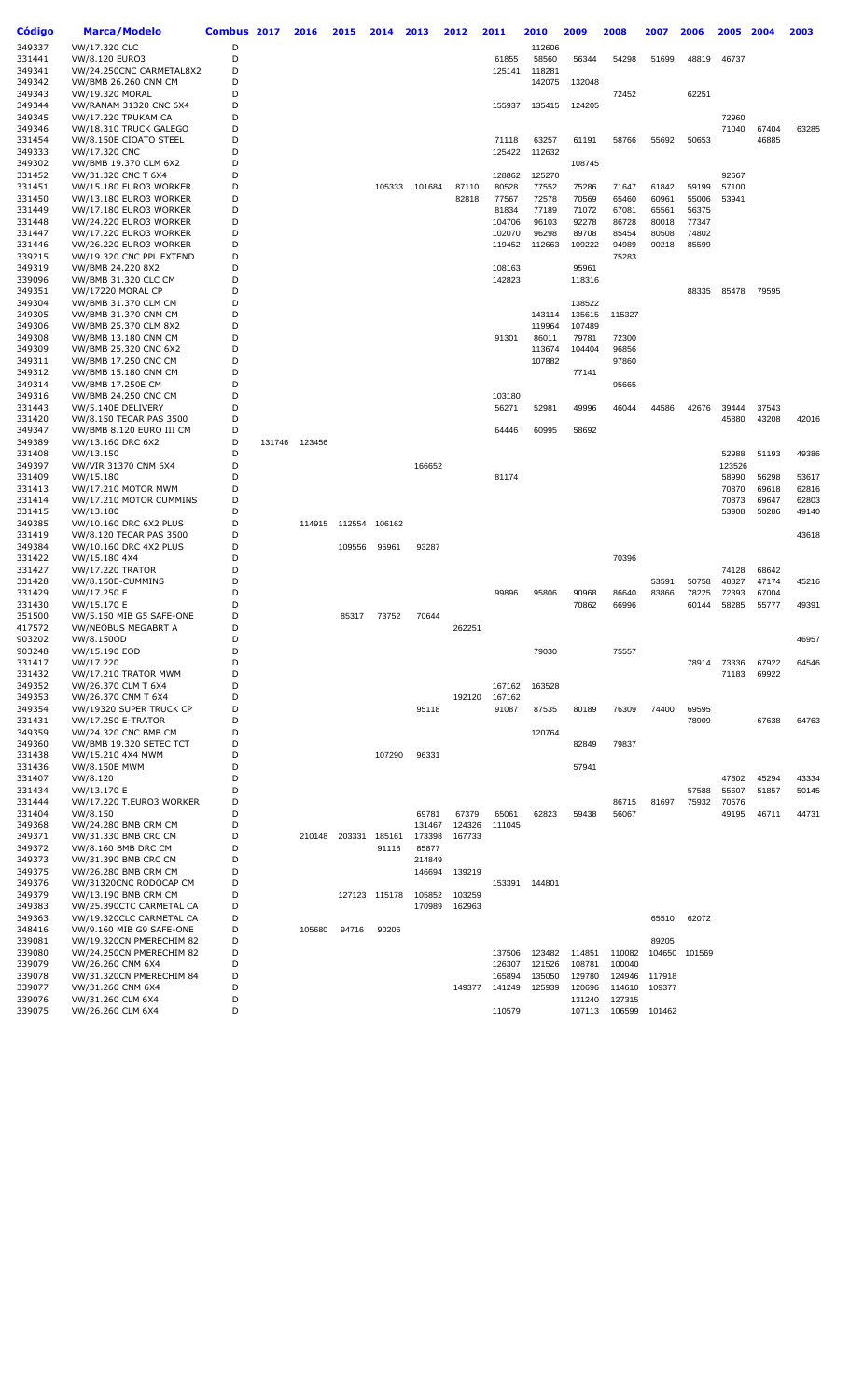| Código | Marca/Modelo | Combus | 2017 | 2016 | 2015 | 2014 | 2013 | 2012 | 2011 | 2010 | 2009 | 2008 | 2007 | 2006 | 2005 | 2004 | 2003 |
|---|---|---|---|---|---|---|---|---|---|---|---|---|---|---|---|---|---|
| 349337 | VW/17.320 CLC | D | | | | | | | | 112606 | | | | | | | |
| 331441 | VW/8.120 EURO3 | D | | | | | | | 61855 | 58560 | 56344 | 54298 | 51699 | 48819 | 46737 | | |
| 349341 | VW/24.250CNC CARMETAL8X2 | D | | | | | | | 125141 | 118281 | | | | | | | |
| 349342 | VW/BMB 26.260 CNM CM | D | | | | | | | | 142075 | 132048 | | | | | | |
| 349343 | VW/19.320 MORAL | D | | | | | | | | | | 72452 | | 62251 | | | |
| 349344 | VW/RANAM 31320 CNC 6X4 | D | | | | | | | 155937 | 135415 | 124205 | | | | | | |
| 349345 | VW/17.220 TRUKAM CA | D | | | | | | | | | | | | | 72960 | | |
| 349346 | VW/18.310 TRUCK GALEGO | D | | | | | | | | | | | | | 71040 | 67404 | 63285 |
| 331454 | VW/8.150E CIOATO STEEL | D | | | | | | | 71118 | 63257 | 61191 | 58766 | 55692 | 50653 | | 46885 | |
| 349333 | VW/17.320 CNC | D | | | | | | | 125422 | 112632 | | | | | | | |
| 349302 | VW/BMB 19.370 CLM 6X2 | D | | | | | | | | | 108745 | | | | | | |
| 331452 | VW/31.320 CNC T 6X4 | D | | | | | | | 128862 | 125270 | | | | | 92667 | | |
| 331451 | VW/15.180 EURO3 WORKER | D | | | | 105333 | 101684 | 87110 | 80528 | 77552 | 75286 | 71647 | 61842 | 59199 | 57100 | | |
| 331450 | VW/13.180 EURO3 WORKER | D | | | | | | 82818 | 77567 | 72578 | 70569 | 65460 | 60961 | 55006 | 53941 | | |
| 331449 | VW/17.180 EURO3 WORKER | D | | | | | | | 81834 | 77189 | 71072 | 67081 | 65561 | 56375 | | | |
| 331448 | VW/24.220 EURO3 WORKER | D | | | | | | | 104706 | 96103 | 92278 | 86728 | 80018 | 77347 | | | |
| 331447 | VW/17.220 EURO3 WORKER | D | | | | | | | 102070 | 96298 | 89708 | 85454 | 80508 | 74802 | | | |
| 331446 | VW/26.220 EURO3 WORKER | D | | | | | | | 119452 | 112663 | 109222 | 94989 | 90218 | 85599 | | | |
| 339215 | VW/19.320 CNC PPL EXTEND | D | | | | | | | | | | 75283 | | | | | |
| 349319 | VW/BMB 24.220 8X2 | D | | | | | | | 108163 | | 95961 | | | | | | |
| 339096 | VW/BMB 31.320 CLC CM | D | | | | | | | 142823 | | 118316 | | | | | | |
| 349351 | VW/17220 MORAL CP | D | | | | | | | | | | | | 88335 | 85478 | 79595 | |
| 349304 | VW/BMB 31.370 CLM CM | D | | | | | | | | | 138522 | | | | | | |
| 349305 | VW/BMB 31.370 CNM CM | D | | | | | | | | 143114 | 135615 | 115327 | | | | | |
| 349306 | VW/BMB 25.370 CLM 8X2 | D | | | | | | | | 119964 | 107489 | | | | | | |
| 349308 | VW/BMB 13.180 CNM CM | D | | | | | | | 91301 | 86011 | 79781 | 72300 | | | | | |
| 349309 | VW/BMB 25.320 CNC 6X2 | D | | | | | | | | 113674 | 104404 | 96856 | | | | | |
| 349311 | VW/BMB 17.250 CNC CM | D | | | | | | | | 107882 | | 97860 | | | | | |
| 349312 | VW/BMB 15.180 CNM CM | D | | | | | | | | | 77141 | | | | | | |
| 349314 | VW/BMB 17.250E CM | D | | | | | | | | | | 95665 | | | | | |
| 349316 | VW/BMB 24.250 CNC CM | D | | | | | | | 103180 | | | | | | | | |
| 331443 | VW/5.140E DELIVERY | D | | | | | | | 56271 | 52981 | 49996 | 46044 | 44586 | 42676 | 39444 | 37543 | |
| 331420 | VW/8.150 TECAR PAS 3500 | D | | | | | | | | | | | | | 45880 | 43208 | 42016 |
| 349347 | VW/BMB 8.120 EURO III CM | D | | | | | | | 64446 | 60995 | 58692 | | | | | | |
| 349389 | VW/13.160 DRC 6X2 | D | 131746 | 123456 | | | | | | | | | | | | | |
| 331408 | VW/13.150 | D | | | | | | | | | | | | | 52988 | 51193 | 49386 |
| 349397 | VW/VIR 31370 CNM 6X4 | D | | | | | 166652 | | | | | | | | 123526 | | |
| 331409 | VW/15.180 | D | | | | | | | 81174 | | | | | | 58990 | 56298 | 53617 |
| 331413 | VW/17.210 MOTOR MWM | D | | | | | | | | | | | | | 70870 | 69618 | 62816 |
| 331414 | VW/17.210 MOTOR CUMMINS | D | | | | | | | | | | | | | 70873 | 69647 | 62803 |
| 331415 | VW/13.180 | D | | | | | | | | | | | | | 53908 | 50286 | 49140 |
| 349385 | VW/10.160 DRC 6X2 PLUS | D | | 114915 | 112554 | 106162 | | | | | | | | | | | |
| 331419 | VW/8.120 TECAR PAS 3500 | D | | | | | | | | | | | | | | | 43618 |
| 349384 | VW/10.160 DRC 4X2 PLUS | D | | | 109556 | 95961 | 93287 | | | | | | | | | | |
| 331422 | VW/15.180 4X4 | D | | | | | | | | | | 70396 | | | | | |
| 331427 | VW/17.220 TRATOR | D | | | | | | | | | | | | | 74128 | 68642 | |
| 331428 | VW/8.150E-CUMMINS | D | | | | | | | | | | | 53591 | 50758 | 48827 | 47174 | 45216 |
| 331429 | VW/17.250 E | D | | | | | | | 99896 | 95806 | 90968 | 86640 | 83866 | 78225 | 72393 | 67004 | |
| 331430 | VW/15.170 E | D | | | | | | | | | 70862 | 66996 | | 60144 | 58285 | 55777 | 49391 |
| 351500 | VW/5.150 MIB G5 SAFE-ONE | D | | | 85317 | 73752 | 70644 | | | | | | | | | | |
| 417572 | VW/NEOBUS MEGABRT A | D | | | | | | 262251 | | | | | | | | | |
| 903202 | VW/8.150OD | D | | | | | | | | | | | | | | | 46957 |
| 903248 | VW/15.190 EOD | D | | | | | | | | 79030 | | 75557 | | | | | |
| 331417 | VW/17.220 | D | | | | | | | | | | | | 78914 | 73336 | 67922 | 64546 |
| 331432 | VW/17.210 TRATOR MWM | D | | | | | | | | | | | | | 71183 | 69922 | |
| 349352 | VW/26.370 CLM T 6X4 | D | | | | | | | 167162 | 163528 | | | | | | | |
| 349353 | VW/26.370 CNM T 6X4 | D | | | | | | 192120 | 167162 | | | | | | | | |
| 349354 | VW/19320 SUPER TRUCK CP | D | | | | | 95118 | | 91087 | 87535 | 80189 | 76309 | 74400 | 69595 | | | |
| 331431 | VW/17.250 E-TRATOR | D | | | | | | | | | | | | 78909 | | 67638 | 64763 |
| 349359 | VW/24.320 CNC BMB CM | D | | | | | | | | 120764 | | | | | | | |
| 349360 | VW/BMB 19.320 SETEC TCT | D | | | | | | | | | 82849 | 79837 | | | | | |
| 331438 | VW/15.210 4X4 MWM | D | | | | 107290 | 96331 | | | | | | | | | | |
| 331436 | VW/8.150E MWM | D | | | | | | | | | 57941 | | | | | | |
| 331407 | VW/8.120 | D | | | | | | | | | | | | | 47802 | 45294 | 43334 |
| 331434 | VW/13.170 E | D | | | | | | | | | | | | 57588 | 55607 | 51857 | 50145 |
| 331444 | VW/17.220 T.EURO3 WORKER | D | | | | | | | | | | 86715 | 81697 | 75932 | 70576 | | |
| 331404 | VW/8.150 | D | | | | | 69781 | 67379 | 65061 | 62823 | 59438 | 56067 | | | 49195 | 46711 | 44731 |
| 349368 | VW/24.280 BMB CRM CM | D | | | | | 131467 | 124326 | 111045 | | | | | | | | |
| 349371 | VW/31.330 BMB CRC CM | D | | 210148 | 203331 | 185161 | 173398 | 167733 | | | | | | | | | |
| 349372 | VW/8.160 BMB DRC CM | D | | | | 91118 | 85877 | | | | | | | | | | |
| 349373 | VW/31.390 BMB CRC CM | D | | | | | 214849 | | | | | | | | | | |
| 349375 | VW/26.280 BMB CRM CM | D | | | | | 146694 | 139219 | | | | | | | | | |
| 349376 | VW/31320CNC RODOCAP CM | D | | | | | | | 153391 | 144801 | | | | | | | |
| 349379 | VW/13.190 BMB CRM CM | D | | | 127123 | 115178 | 105852 | 103259 | | | | | | | | | |
| 349383 | VW/25.390CTC CARMETAL CA | D | | | | | 170989 | 162963 | | | | | | | | | |
| 349363 | VW/19.320CLC CARMETAL CA | D | | | | | | | | | | | 65510 | 62072 | | | |
| 348416 | VW/9.160 MIB G9 SAFE-ONE | D | | 105680 | 94716 | 90206 | | | | | | | | | | | |
| 339081 | VW/19.320CNM PMERECHIM 82 | D | | | | | | | | | | | 89205 | | | | |
| 339080 | VW/24.250CNM PMERECHIM 82 | D | | | | | | | 137506 | 123482 | 114851 | 110082 | 104650 | 101569 | | | |
| 339079 | VW/26.260 CNM 6X4 | D | | | | | | | 126307 | 121526 | 108781 | 100040 | | | | | |
| 339078 | VW/31.320CN PMERECHIM 84 | D | | | | | | | 165894 | 135050 | 129780 | 124946 | 117918 | | | | |
| 339077 | VW/31.260 CNM 6X4 | D | | | | | | 149377 | 141249 | 125939 | 120696 | 114610 | 109377 | | | | |
| 339076 | VW/31.260 CLM 6X4 | D | | | | | | | | | 131240 | 127315 | | | | | |
| 339075 | VW/26.260 CLM 6X4 | D | | | | | | | 110579 | | 107113 | 106599 | 101462 | | | | |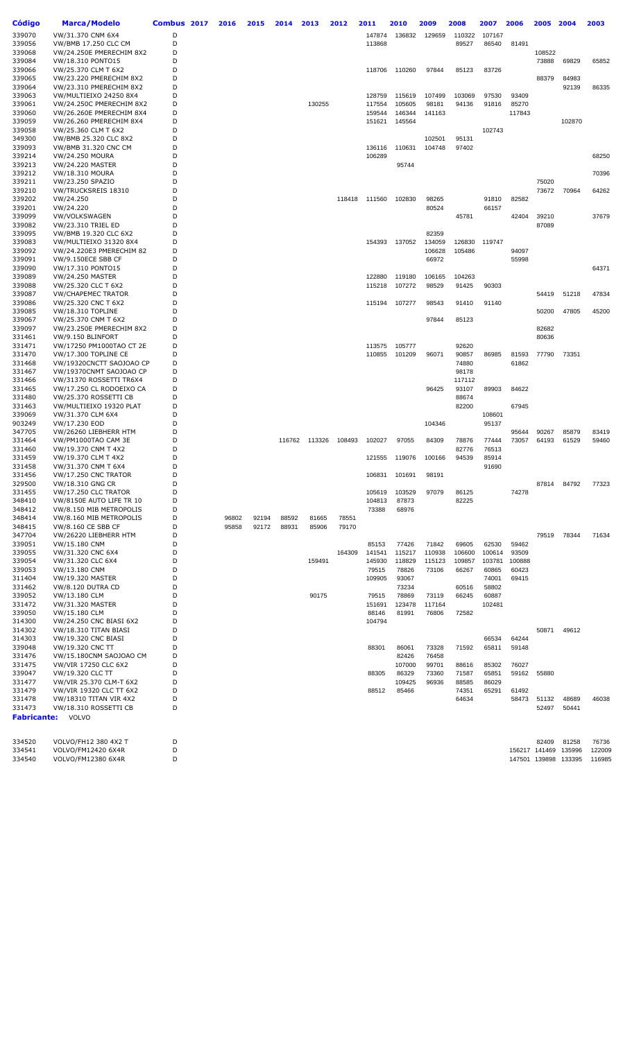| Código | Marca/Modelo | Combus | 2017 | 2016 | 2015 | 2014 | 2013 | 2012 | 2011 | 2010 | 2009 | 2008 | 2007 | 2006 | 2005 | 2004 | 2003 |
|---|---|---|---|---|---|---|---|---|---|---|---|---|---|---|---|---|---|
| 339070 | VW/31.370 CNM 6X4 | D | | | | | | | 147874 | 136832 | 129659 | 110322 | 107167 | | | | |
| 339056 | VW/BMB 17.250 CLC CM | D | | | | | | | 113868 | | | 89527 | 86540 | 81491 | | | |
| 339068 | VW/24.250E PMERECHIM 8X2 | D | | | | | | | | | | | | | 108522 | | |
| 339084 | VW/18.310 PONTO15 | D | | | | | | | | | | | | | 73888 | 69829 | 65852 |
| 339066 | VW/25.370 CLM T 6X2 | D | | | | | | | 118706 | 110260 | 97844 | 85123 | 83726 | | | | |
| 339065 | VW/23.220 PMERECHIM 8X2 | D | | | | | | | | | | | | | 88379 | 84983 | |
| 339064 | VW/23.310 PMERECHIM 8X2 | D | | | | | | | | | | | | | | 92139 | 86335 |
| 339063 | VW/MULTIEIXO 24250 8X4 | D | | | | | | | 128759 | 115619 | 107499 | 103069 | 97530 | 93409 | | | |
| 339061 | VW/24.250C PMERECHIM 8X2 | D | | | | | 130255 | | 117554 | 105605 | 98181 | 94136 | 91816 | 85270 | | | |
| 339060 | VW/26.260E PMERECHIM 8X4 | D | | | | | | | 159544 | 146344 | 141163 | | | 117843 | | | |
| 339059 | VW/26.260 PMERECHIM 8X4 | D | | | | | | | 151621 | 145564 | | | | | | 102870 | |
| 339058 | VW/25.360 CLM T 6X2 | D | | | | | | | | | | | 102743 | | | | |
| 349300 | VW/BMB 25.320 CLC 8X2 | D | | | | | | | | | 102501 | 95131 | | | | | |
| 339093 | VW/BMB 31.320 CNC CM | D | | | | | | | 136116 | 110631 | 104748 | 97402 | | | | | |
| 339214 | VW/24.250 MOURA | D | | | | | | | 106289 | | | | | | | | 68250 |
| 339213 | VW/24.220 MASTER | D | | | | | | | | 95744 | | | | | | | |
| 339212 | VW/18.310 MOURA | D | | | | | | | | | | | | | | | 70396 |
| 339211 | VW/23.250 SPAZIO | D | | | | | | | | | | | | | 75020 | | |
| 339210 | VW/TRUCKSREIS 18310 | D | | | | | | | | | | | | | 73672 | 70964 | 64262 |
| 339202 | VW/24.250 | D | | | | | | 118418 | 111560 | 102830 | 98265 | | 91810 | 82582 | | | |
| 339201 | VW/24.220 | D | | | | | | | | | 80524 | | 66157 | | | | |
| 339099 | VW/VOLKSWAGEN | D | | | | | | | | | | 45781 | | 42404 | 39210 | | 37679 |
| 339082 | VW/23.310 TRIEL ED | D | | | | | | | | | | | | | 87089 | | |
| 339095 | VW/BMB 19.320 CLC 6X2 | D | | | | | | | | | 82359 | | | | | | |
| 339083 | VW/MULTIEIXO 31320 8X4 | D | | | | | | | 154393 | 137052 | 134059 | 126830 | 119747 | | | | |
| 339092 | VW/24.220E3 PMERECHIM 82 | D | | | | | | | | | 106628 | 105486 | | 94097 | | | |
| 339091 | VW/9.150ECE SBB CF | D | | | | | | | | | 66972 | | | 55998 | | | |
| 339090 | VW/17.310 PONTO15 | D | | | | | | | | | | | | | | | 64371 |
| 339089 | VW/24.250 MASTER | D | | | | | | | 122880 | 119180 | 106165 | 104263 | | | | | |
| 339088 | VW/25.320 CLC T 6X2 | D | | | | | | | 115218 | 107272 | 98529 | 91425 | 90303 | | | | |
| 339087 | VW/CHAPEMEC TRATOR | D | | | | | | | | | | | | | 54419 | 51218 | 47834 |
| 339086 | VW/25.320 CNC T 6X2 | D | | | | | | | 115194 | 107277 | 98543 | 91410 | 91140 | | | | |
| 339085 | VW/18.310 TOPLINE | D | | | | | | | | | | | | | 50200 | 47805 | 45200 |
| 339067 | VW/25.370 CNM T 6X2 | D | | | | | | | | | 97844 | 85123 | | | | | |
| 339097 | VW/23.250E PMERECHIM 8X2 | D | | | | | | | | | | | | | 82682 | | |
| 331461 | VW/9.150 BLINFORT | D | | | | | | | | | | | | | 80636 | | |
| 331471 | VW/17250 PM1000TAO CT 2E | D | | | | | | | 113575 | 105777 | | 92620 | | | | | |
| 331470 | VW/17.300 TOPLINE CE | D | | | | | | | 110855 | 101209 | 96071 | 90857 | 86985 | 81593 | 77790 | 73351 | |
| 331468 | VW/19320CNCTT SAOJOAO CP | D | | | | | | | | | | 74880 | | 61862 | | | |
| 331467 | VW/19370CNMT SAOJOAO CP | D | | | | | | | | | | 98178 | | | | | |
| 331466 | VW/31370 ROSSETTI TR6X4 | D | | | | | | | | | | 117112 | | | | | |
| 331465 | VW/17.250 CL RODOEIXO CA | D | | | | | | | | | 96425 | 93107 | 89903 | 84622 | | | |
| 331480 | VW/25.370 ROSSETTI CB | D | | | | | | | | | | 88674 | | | | | |
| 331463 | VW/MULTIEIXO 19320 PLAT | D | | | | | | | | | | 82200 | | 67945 | | | |
| 339069 | VW/31.370 CLM 6X4 | D | | | | | | | | | | | 108601 | | | | |
| 903249 | VW/17.230 EOD | D | | | | | | | | | 104346 | | 95137 | | | | |
| 347705 | VW/26260 LIEBHERR HTM | D | | | | | | | | | | | | 95644 | 90267 | 85879 | 83419 |
| 331464 | VW/PM1000TAO CAM 3E | D | | | | 116762 | 113326 | 108493 | 102027 | 97055 | 84309 | 78876 | 77444 | 73057 | 64193 | 61529 | 59460 |
| 331460 | VW/19.370 CNM T 4X2 | D | | | | | | | | | | 82776 | 76513 | | | | |
| 331459 | VW/19.370 CLM T 4X2 | D | | | | | | | 121555 | 119076 | 100166 | 94539 | 85914 | | | | |
| 331458 | VW/31.370 CNM T 6X4 | D | | | | | | | | | | | 91690 | | | | |
| 331456 | VW/17.250 CNC TRATOR | D | | | | | | | 106831 | 101691 | 98191 | | | | | | |
| 329500 | VW/18.310 GNG CR | D | | | | | | | | | | | | | 87814 | 84792 | 77323 |
| 331455 | VW/17.250 CLC TRATOR | D | | | | | | | 105619 | 103529 | 97079 | 86125 | | 74278 | | | |
| 348410 | VW/8150E AUTO LIFE TR 10 | D | | | | | | | 104813 | 87873 | | 82225 | | | | | |
| 348412 | VW/8.150 MIB METROPOLIS | D | | | | | | | 73388 | 68976 | | | | | | | |
| 348414 | VW/8.160 MIB METROPOLIS | D | | 96802 | 92194 | 88592 | 81665 | 78551 | | | | | | | | | |
| 348415 | VW/8.160 CE SBB CF | D | | 95858 | 92172 | 88931 | 85906 | 79170 | | | | | | | | | |
| 347704 | VW/26220 LIEBHERR HTM | D | | | | | | | | | | | | | 79519 | 78344 | 71634 |
| 339051 | VW/15.180 CNM | D | | | | | | | 85153 | 77426 | 71842 | 69605 | 62530 | 59462 | | | |
| 339055 | VW/31.320 CNC 6X4 | D | | | | | | 164309 | 141541 | 115217 | 110938 | 106600 | 100614 | 93509 | | | |
| 339054 | VW/31.320 CLC 6X4 | D | | | | | 159491 | | 145930 | 118829 | 115123 | 109857 | 103781 | 100888 | | | |
| 339053 | VW/13.180 CNM | D | | | | | | | 79515 | 78826 | 73106 | 66267 | 60865 | 60423 | | | |
| 331404 | VW/19.320 MASTER | D | | | | | | | 109905 | 93067 | | | 74001 | 69415 | | | |
| 331462 | VW/8.120 DUTRA CD | D | | | | | | | | 73234 | | 60516 | 58802 | | | | |
| 339052 | VW/13.180 CLM | D | | | | | 90175 | | 79515 | 78869 | 73119 | 66245 | 60887 | | | | |
| 331472 | VW/31.320 MASTER | D | | | | | | | 151691 | 123478 | 117164 | | 102481 | | | | |
| 339050 | VW/15.180 CLM | D | | | | | | | 88146 | 81991 | 76806 | 72582 | | | | | |
| 314300 | VW/24.250 CLC BIASI 6X2 | D | | | | | | | 104794 | | | | | | | | |
| 314302 | VW/18.310 TITAN BIASI | D | | | | | | | | | | | | | 50871 | 49612 | |
| 314303 | VW/19.320 CNC BIASI | D | | | | | | | | | | | 66534 | 64244 | | | |
| 339048 | VW/19.320 CNC TT | D | | | | | | | 88301 | 86061 | 73328 | 71592 | 65811 | 59148 | | | |
| 331476 | VW/15.180CNM SAOJOAO CM | D | | | | | | | | 82426 | 76458 | | | | | | |
| 331475 | VW/VIR 17250 CLC 6X2 | D | | | | | | | | 107000 | 99701 | 88616 | 85302 | 76027 | | | |
| 339047 | VW/19.320 CLC TT | D | | | | | | | 88305 | 86329 | 73360 | 71587 | 65851 | 59162 | 55880 | | |
| 331477 | VW/VIR 25.370 CLM-T 6X2 | D | | | | | | | | 109425 | 96936 | 88585 | 86029 | | | | |
| 331479 | VW/VIR 19320 CLC TT 6X2 | D | | | | | | | 88512 | 85466 | | 74351 | 65291 | 61492 | | | |
| 331478 | VW/18310 TITAN VIR 4X2 | D | | | | | | | | | | 64634 | | 58473 | 51132 | 48689 | 46038 |
| 331473 | VW/18.310 ROSSETTI CB | D | | | | | | | | | | | | | 52497 | 50441 | |

**Fabricante:** VOLVO

| Código | Marca/Modelo | Combus | 2017 | 2016 | 2015 | 2014 | 2013 | 2012 | 2011 | 2010 | 2009 | 2008 | 2007 | 2006 | 2005 | 2004 | 2003 |
|---|---|---|---|---|---|---|---|---|---|---|---|---|---|---|---|---|---|
| 334520 | VOLVO/FH12 380 4X2 T | D | | | | | | | | | | | | | 82409 | 81258 | 76736 |
| 334541 | VOLVO/FM12420 6X4R | D | | | | | | | | | | | | 156217 | 141469 | 135996 | 122009 |
| 334540 | VOLVO/FM12380 6X4R | D | | | | | | | | | | | | 147501 | 139898 | 133395 | 116985 |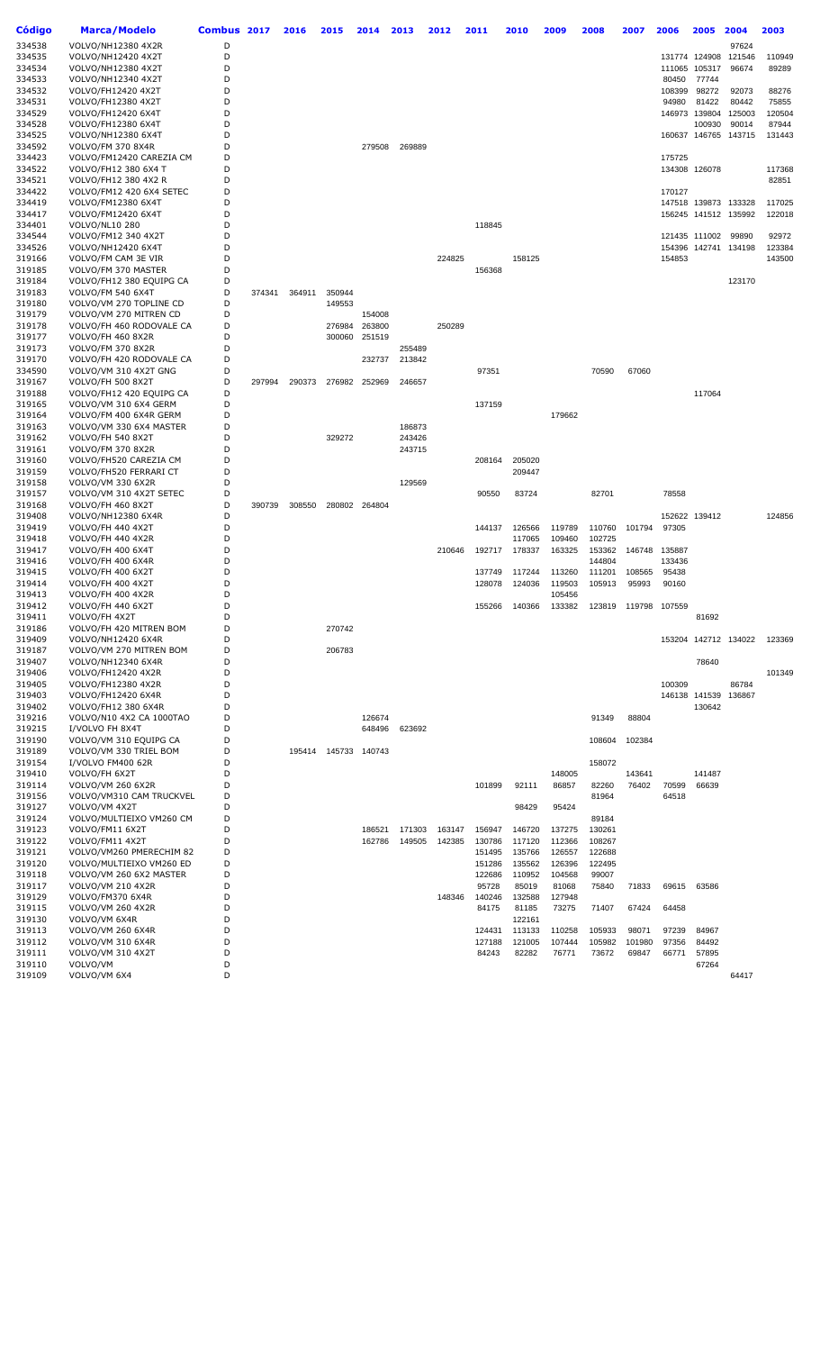| Código | Marca/Modelo | Combus | 2017 | 2016 | 2015 | 2014 | 2013 | 2012 | 2011 | 2010 | 2009 | 2008 | 2007 | 2006 | 2005 | 2004 | 2003 |
|---|---|---|---|---|---|---|---|---|---|---|---|---|---|---|---|---|---|
| 334538 | VOLVO/NH12380 4X2R | D | | | | | | | | | | | | | | 97624 | |
| 334535 | VOLVO/NH12420 4X2T | D | | | | | | | | | | | | 131774 | 124908 | 121546 | 110949 |
| 334534 | VOLVO/NH12380 4X2T | D | | | | | | | | | | | | 111065 | 105317 | 96674 | 89289 |
| 334533 | VOLVO/NH12340 4X2T | D | | | | | | | | | | | | 80450 | 77744 | | |
| 334532 | VOLVO/FH12420 4X2T | D | | | | | | | | | | | | 108399 | 98272 | 92073 | 88276 |
| 334531 | VOLVO/FH12380 4X2T | D | | | | | | | | | | | | 94980 | 81422 | 80442 | 75855 |
| 334529 | VOLVO/FH12420 6X4T | D | | | | | | | | | | | | 146973 | 139804 | 125003 | 120504 |
| 334528 | VOLVO/FH12380 6X4T | D | | | | | | | | | | | | | 100930 | 90014 | 87944 |
| 334525 | VOLVO/NH12380 6X4T | D | | | | | | | | | | | | 160637 | 146765 | 143715 | 131443 |
| 334592 | VOLVO/FM 370 8X4R | D | | | | 279508 | 269889 | | | | | | | | | | |
| 334423 | VOLVO/FM12420 CAREZIA CM | D | | | | | | | | | | | | 175725 | | | |
| 334522 | VOLVO/FH12 380 6X4 T | D | | | | | | | | | | | | 134308 | 126078 | | 117368 |
| 334521 | VOLVO/FH12 380 4X2 R | D | | | | | | | | | | | | | | | 82851 |
| 334422 | VOLVO/FM12 420 6X4 SETEC | D | | | | | | | | | | | | 170127 | | | |
| 334419 | VOLVO/FM12380 6X4T | D | | | | | | | | | | | | 147518 | 139873 | 133328 | 117025 |
| 334417 | VOLVO/FM12420 6X4T | D | | | | | | | | | | | | 156245 | 141512 | 135992 | 122018 |
| 334401 | VOLVO/NL10 280 | D | | | | | | | 118845 | | | | | | | | |
| 334544 | VOLVO/FM12 340 4X2T | D | | | | | | | | | | | | 121435 | 111002 | 99890 | 92972 |
| 334526 | VOLVO/NH12420 6X4T | D | | | | | | | | | | | | 154396 | 142741 | 134198 | 123384 |
| 319166 | VOLVO/FM CAM 3E VIR | D | | | | | | 224825 | | 158125 | | | | 154853 | | | 143500 |
| 319185 | VOLVO/FM 370 MASTER | D | | | | | | | 156368 | | | | | | | | |
| 319184 | VOLVO/FH12 380 EQUIPG CA | D | | | | | | | | | | | | | | 123170 | |
| 319183 | VOLVO/FM 540 6X4T | D | 374341 | 364911 | 350944 | | | | | | | | | | | | |
| 319180 | VOLVO/VM 270 TOPLINE CD | D | | | 149553 | | | | | | | | | | | | |
| 319179 | VOLVO/VM 270 MITREN CD | D | | | | 154008 | | | | | | | | | | | |
| 319178 | VOLVO/FH 460 RODOVALE CA | D | | | 276984 | 263800 | | 250289 | | | | | | | | | |
| 319177 | VOLVO/FH 460 8X2R | D | | | 300060 | 251519 | | | | | | | | | | | |
| 319173 | VOLVO/FM 370 8X2R | D | | | | | 255489 | | | | | | | | | | |
| 319170 | VOLVO/FH 420 RODOVALE CA | D | | | | 232737 | 213842 | | | | | | | | | | |
| 334590 | VOLVO/VM 310 4X2T GNG | D | | | | | | | 97351 | | | 70590 | 67060 | | | | |
| 319167 | VOLVO/FH 500 8X2T | D | 297994 | 290373 | 276982 | 252969 | 246657 | | | | | | | | | | |
| 319188 | VOLVO/FH12 420 EQUIPG CA | D | | | | | | | | | | | | | 117064 | | |
| 319165 | VOLVO/VM 310 6X4 GERM | D | | | | | | | 137159 | | | | | | | | |
| 319164 | VOLVO/FM 400 6X4R GERM | D | | | | | | | | | 179662 | | | | | | |
| 319163 | VOLVO/VM 330 6X4 MASTER | D | | | | | 186873 | | | | | | | | | | |
| 319162 | VOLVO/FH 540 8X2T | D | | | 329272 | | 243426 | | | | | | | | | | |
| 319161 | VOLVO/FM 370 8X2R | D | | | | | 243715 | | | | | | | | | | |
| 319160 | VOLVO/FH520 CAREZIA CM | D | | | | | | | 208164 | 205020 | | | | | | | |
| 319159 | VOLVO/FH520 FERRARI CT | D | | | | | | | | 209447 | | | | | | | |
| 319158 | VOLVO/VM 330 6X2R | D | | | | | 129569 | | | | | | | | | | |
| 319157 | VOLVO/VM 310 4X2T SETEC | D | | | | | | | 90550 | 83724 | | 82701 | | 78558 | | | |
| 319168 | VOLVO/FH 460 8X2T | D | 390739 | 308550 | 280802 | 264804 | | | | | | | | | | | |
| 319408 | VOLVO/NH12380 6X4R | D | | | | | | | | | | | | 152622 | 139412 | | 124856 |
| 319419 | VOLVO/FH 440 4X2T | D | | | | | | | 144137 | 126566 | 119789 | 110760 | 101794 | 97305 | | | |
| 319418 | VOLVO/FH 440 4X2R | D | | | | | | | | 117065 | 109460 | 102725 | | | | | |
| 319417 | VOLVO/FH 400 6X4T | D | | | | | | 210646 | 192717 | 178337 | 163325 | 153362 | 146748 | 135887 | | | |
| 319416 | VOLVO/FH 400 6X4R | D | | | | | | | | | | 144804 | | 133436 | | | |
| 319415 | VOLVO/FH 400 6X2T | D | | | | | | | 137749 | 117244 | 113260 | 111201 | 108565 | 95438 | | | |
| 319414 | VOLVO/FH 400 4X2T | D | | | | | | | 128078 | 124036 | 119503 | 105913 | 95993 | 90160 | | | |
| 319413 | VOLVO/FH 400 4X2R | D | | | | | | | | | 105456 | | | | | | |
| 319412 | VOLVO/FH 440 6X2T | D | | | | | | | 155266 | 140366 | 133382 | 123819 | 119798 | 107559 | | | |
| 319411 | VOLVO/FH 4X2T | D | | | | | | | | | | | | | 81692 | | |
| 319186 | VOLVO/FH 420 MITREN BOM | D | | | 270742 | | | | | | | | | | | | |
| 319409 | VOLVO/NH12420 6X4R | D | | | | | | | | | | | | 153204 | 142712 | 134022 | 123369 |
| 319187 | VOLVO/VM 270 MITREN BOM | D | | | 206783 | | | | | | | | | | | | |
| 319407 | VOLVO/NH12340 6X4R | D | | | | | | | | | | | | | 78640 | | |
| 319406 | VOLVO/FH12420 4X2R | D | | | | | | | | | | | | | | | 101349 |
| 319405 | VOLVO/FH12380 4X2R | D | | | | | | | | | | | | 100309 | | 86784 | |
| 319403 | VOLVO/FH12420 6X4R | D | | | | | | | | | | | | 146138 | 141539 | 136867 | |
| 319402 | VOLVO/FH12 380 6X4R | D | | | | | | | | | | | | | 130642 | | |
| 319216 | VOLVO/N10 4X2 CA 1000TAO | D | | | | 126674 | | | | | | 91349 | 88804 | | | | |
| 319215 | I/VOLVO FH 8X4T | D | | | | 648496 | 623692 | | | | | | | | | | |
| 319190 | VOLVO/VM 310 EQUIPG CA | D | | | | | | | | | | 108604 | 102384 | | | | |
| 319189 | VOLVO/VM 330 TRIEL BOM | D | | 195414 | 145733 | 140743 | | | | | | | | | | | |
| 319154 | I/VOLVO FM400 62R | D | | | | | | | | | | 158072 | | | | | |
| 319410 | VOLVO/FH 6X2T | D | | | | | | | | | 148005 | | 143641 | | 141487 | | |
| 319114 | VOLVO/VM 260 6X2R | D | | | | | | | 101899 | 92111 | 86857 | 82260 | 76402 | 70599 | 66639 | | |
| 319156 | VOLVO/VM310 CAM TRUCKVEL | D | | | | | | | | | | 81964 | | 64518 | | | |
| 319127 | VOLVO/VM 4X2T | D | | | | | | | | 98429 | 95424 | | | | | | |
| 319124 | VOLVO/MULTIEIXO VM260 CM | D | | | | | | | | | | 89184 | | | | | |
| 319123 | VOLVO/FM11 6X2T | D | | | | 186521 | 171303 | 163147 | 156947 | 146720 | 137275 | 130261 | | | | | |
| 319122 | VOLVO/FM11 4X2T | D | | | | 162786 | 149505 | 142385 | 130786 | 117120 | 112366 | 108267 | | | | | |
| 319121 | VOLVO/VM260 PMERECHIM 82 | D | | | | | | | 151495 | 135766 | 126557 | 122688 | | | | | |
| 319120 | VOLVO/MULTIEIXO VM260 ED | D | | | | | | | 151286 | 135562 | 126396 | 122495 | | | | | |
| 319118 | VOLVO/VM 260 6X2 MASTER | D | | | | | | | 122686 | 110952 | 104568 | 99007 | | | | | |
| 319117 | VOLVO/VM 210 4X2R | D | | | | | | | 95728 | 85019 | 81068 | 75840 | 71833 | 69615 | 63586 | | |
| 319129 | VOLVO/FM370 6X4R | D | | | | | | 148346 | 140246 | 132588 | 127948 | | | | | | |
| 319115 | VOLVO/VM 260 4X2R | D | | | | | | | 84175 | 81185 | 73275 | 71407 | 67424 | 64458 | | | |
| 319130 | VOLVO/VM 6X4R | D | | | | | | | | 122161 | | | | | | | |
| 319113 | VOLVO/VM 260 6X4R | D | | | | | | | 124431 | 113133 | 110258 | 105933 | 98071 | 97239 | 84967 | | |
| 319112 | VOLVO/VM 310 6X4R | D | | | | | | | 127188 | 121005 | 107444 | 105982 | 101980 | 97356 | 84492 | | |
| 319111 | VOLVO/VM 310 4X2T | D | | | | | | | 84243 | 82282 | 76771 | 73672 | 69847 | 66771 | 57895 | | |
| 319110 | VOLVO/VM | D | | | | | | | | | | | | | 67264 | | |
| 319109 | VOLVO/VM 6X4 | D | | | | | | | | | | | | | | 64417 | |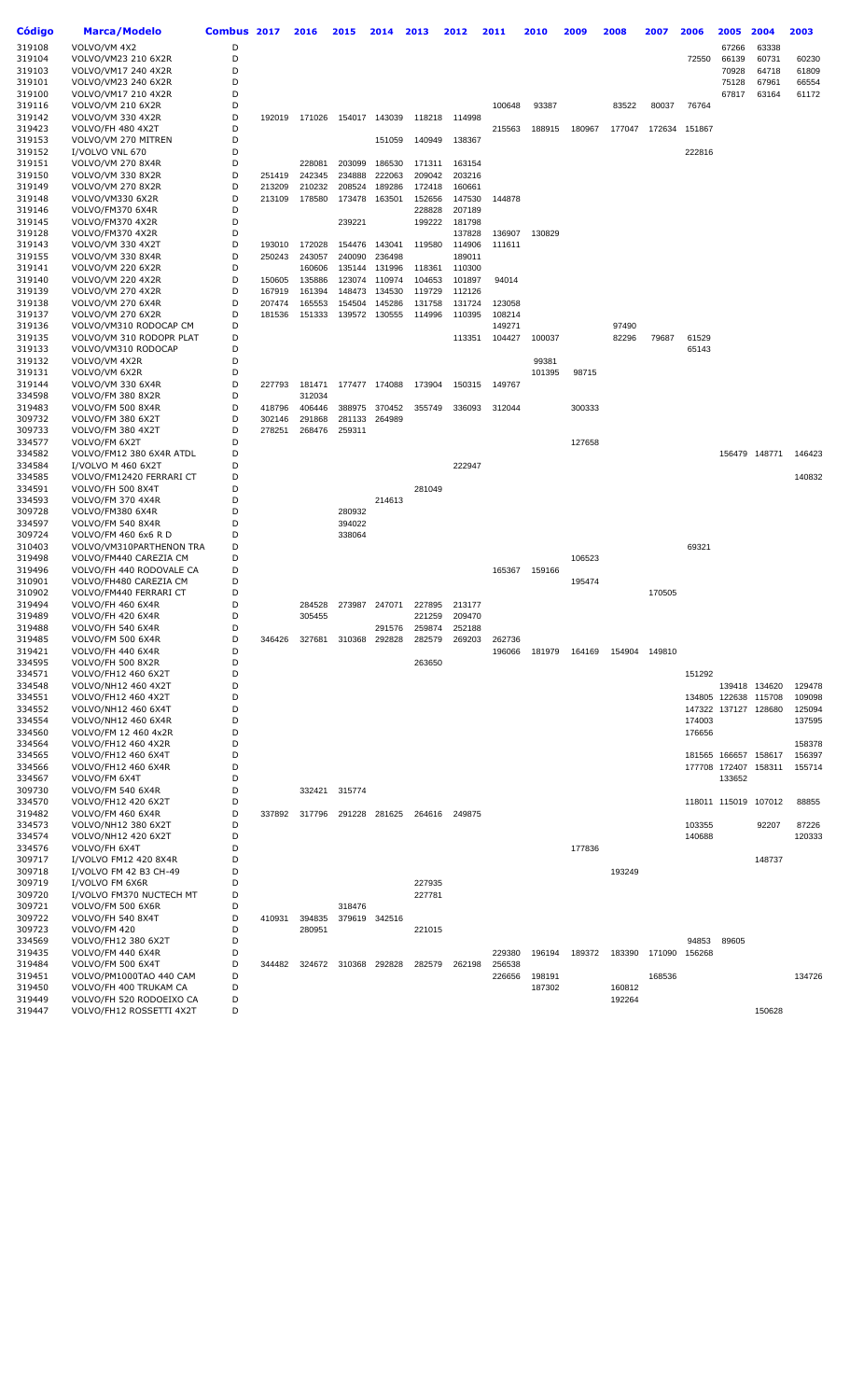| Código | Marca/Modelo | Combus | 2017 | 2016 | 2015 | 2014 | 2013 | 2012 | 2011 | 2010 | 2009 | 2008 | 2007 | 2006 | 2005 | 2004 | 2003 |
|---|---|---|---|---|---|---|---|---|---|---|---|---|---|---|---|---|---|
| 319108 | VOLVO/VM 4X2 | D | | | | | | | | | | | | | 67266 | 63338 | |
| 319104 | VOLVO/VM23 210 6X2R | D | | | | | | | | | | | | 72550 | 66139 | 60731 | 60230 |
| 319103 | VOLVO/VM17 240 4X2R | D | | | | | | | | | | | | | 70928 | 64718 | 61809 |
| 319101 | VOLVO/VM23 240 6X2R | D | | | | | | | | | | | | | 75128 | 67961 | 66554 |
| 319100 | VOLVO/VM17 210 4X2R | D | | | | | | | | | | | | | 67817 | 63164 | 61172 |
| 319116 | VOLVO/VM 210 6X2R | D | | | | | | | 100648 | 93387 | | 83522 | 80037 | 76764 | | | |
| 319142 | VOLVO/VM 330 4X2R | D | 192019 | 171026 | 154017 | 143039 | 118218 | 114998 | | | | | | | | | |
| 319423 | VOLVO/FH 480 4X2T | D | | | | | | | 215563 | 188915 | 180967 | 177047 | 172634 | 151867 | | | |
| 319153 | VOLVO/VM 270 MITREN | D | | | | 151059 | 140949 | 138367 | | | | | | | | | |
| 319152 | I/VOLVO VNL 670 | D | | | | | | | | | | | | 222816 | | | |
| 319151 | VOLVO/VM 270 8X4R | D | | 228081 | 203099 | 186530 | 171311 | 163154 | | | | | | | | | |
| 319150 | VOLVO/VM 330 8X2R | D | 251419 | 242345 | 234888 | 222063 | 209042 | 203216 | | | | | | | | | |
| 319149 | VOLVO/VM 270 8X2R | D | 213209 | 210232 | 208524 | 189286 | 172418 | 160661 | | | | | | | | | |
| 319148 | VOLVO/VM330 6X2R | D | 213109 | 178580 | 173478 | 163501 | 152656 | 147530 | 144878 | | | | | | | | |
| 319146 | VOLVO/FM370 6X4R | D | | | | | 228828 | 207189 | | | | | | | | | |
| 319145 | VOLVO/FM370 4X2R | D | | | 239221 | | 199222 | 181798 | | | | | | | | | |
| 319128 | VOLVO/FM370 4X2R | D | | | | | | 137828 | 136907 | 130829 | | | | | | | |
| 319143 | VOLVO/VM 330 4X2T | D | 193010 | 172028 | 154476 | 143041 | 119580 | 114906 | 111611 | | | | | | | | |
| 319155 | VOLVO/VM 330 8X4R | D | 250243 | 243057 | 240090 | 236498 | | 189011 | | | | | | | | | |
| 319141 | VOLVO/VM 220 6X2R | D | | 160606 | 135144 | 131996 | 118361 | 110300 | | | | | | | | | |
| 319140 | VOLVO/VM 220 4X2R | D | 150605 | 135886 | 123074 | 110974 | 104653 | 101897 | 94014 | | | | | | | | |
| 319139 | VOLVO/VM 270 4X2R | D | 167919 | 161394 | 148473 | 134530 | 119729 | 112126 | | | | | | | | | |
| 319138 | VOLVO/VM 270 6X4R | D | 207474 | 165553 | 154504 | 145286 | 131758 | 131724 | 123058 | | | | | | | | |
| 319137 | VOLVO/VM 270 6X2R | D | 181536 | 151333 | 139572 | 130555 | 114996 | 110395 | 108214 | | | | | | | | |
| 319136 | VOLVO/VM310 RODOCAP CM | D | | | | | | | 149271 | | | 97490 | | | | | |
| 319135 | VOLVO/VM 310 RODOPR PLAT | D | | | | | | 113351 | 104427 | 100037 | | 82296 | 79687 | 61529 | | | |
| 319133 | VOLVO/VM310 RODOCAP | D | | | | | | | | | | | | 65143 | | | |
| 319132 | VOLVO/VM 4X2R | D | | | | | | | | 99381 | | | | | | | |
| 319131 | VOLVO/VM 6X2R | D | | | | | | | | 101395 | 98715 | | | | | | |
| 319144 | VOLVO/VM 330 6X4R | D | 227793 | 181471 | 177477 | 174088 | 173904 | 150315 | 149767 | | | | | | | | |
| 334598 | VOLVO/FM 380 8X2R | D | | 312034 | | | | | | | | | | | | | |
| 319483 | VOLVO/FM 500 8X4R | D | 418796 | 406446 | 388975 | 370452 | 355749 | 336093 | 312044 | | 300333 | | | | | | |
| 309732 | VOLVO/FM 380 6X2T | D | 302146 | 291868 | 281133 | 264989 | | | | | | | | | | | |
| 309733 | VOLVO/FM 380 4X2T | D | 278251 | 268476 | 259311 | | | | | | | | | | | | |
| 334577 | VOLVO/FM 6X2T | D | | | | | | | | | 127658 | | | | | | |
| 334582 | VOLVO/FM12 380 6X4R ATDL | D | | | | | | | | | | | | | 156479 | 148771 | 146423 |
| 334584 | I/VOLVO M 460 6X2T | D | | | | | | 222947 | | | | | | | | | |
| 334585 | VOLVO/FM12420 FERRARI CT | D | | | | | | | | | | | | | | | 140832 |
| 334591 | VOLVO/FH 500 8X4T | D | | | | | 281049 | | | | | | | | | | |
| 334593 | VOLVO/FM 370 4X4R | D | | | | 214613 | | | | | | | | | | | |
| 309728 | VOLVO/FM380 6X4R | D | | | 280932 | | | | | | | | | | | | |
| 334597 | VOLVO/FM 540 8X4R | D | | | 394022 | | | | | | | | | | | | |
| 309724 | VOLVO/FM 460 6x6 R D | D | | | 338064 | | | | | | | | | | | | |
| 310403 | VOLVO/VM310PARTHENON TRA | D | | | | | | | | | | | | 69321 | | | |
| 319498 | VOLVO/FM440 CAREZIA CM | D | | | | | | | | | 106523 | | | | | | |
| 319496 | VOLVO/FH 440 RODOVALE CA | D | | | | | | | 165367 | 159166 | | | | | | | |
| 310901 | VOLVO/FH480 CAREZIA CM | D | | | | | | | | | 195474 | | | | | | |
| 310902 | VOLVO/FM440 FERRARI CT | D | | | | | | | | | | | 170505 | | | | |
| 319494 | VOLVO/FH 460 6X4R | D | | 284528 | 273987 | 247071 | 227895 | 213177 | | | | | | | | | |
| 319489 | VOLVO/FH 420 6X4R | D | | 305455 | | | 221259 | 209470 | | | | | | | | | |
| 319488 | VOLVO/FH 540 6X4R | D | | | | 291576 | 259874 | 252188 | | | | | | | | | |
| 319485 | VOLVO/FM 500 6X4R | D | 346426 | 327681 | 310368 | 292828 | 282579 | 269203 | 262736 | | | | | | | | |
| 319421 | VOLVO/FH 440 6X4R | D | | | | | | | 196066 | 181979 | 164169 | 154904 | 149810 | | | | |
| 334595 | VOLVO/FH 500 8X2R | D | | | | | 263650 | | | | | | | | | | |
| 334571 | VOLVO/FH12 460 6X2T | D | | | | | | | | | | | | 151292 | | | |
| 334548 | VOLVO/NH12 460 4X2T | D | | | | | | | | | | | | | 139418 | 134620 | 129478 |
| 334551 | VOLVO/FH12 460 4X2T | D | | | | | | | | | | | | 134805 | 122638 | 115708 | 109098 |
| 334552 | VOLVO/NH12 460 6X4T | D | | | | | | | | | | | | 147322 | 137127 | 128680 | 125094 |
| 334554 | VOLVO/NH12 460 6X4R | D | | | | | | | | | | | | 174003 | | | 137595 |
| 334560 | VOLVO/FM 12 460 4x2R | D | | | | | | | | | | | | 176656 | | | |
| 334564 | VOLVO/FH12 460 4X2R | D | | | | | | | | | | | | | | | 158378 |
| 334565 | VOLVO/FH12 460 6X4T | D | | | | | | | | | | | | 181565 | 166657 | 158617 | 156397 |
| 334566 | VOLVO/FH12 460 6X4R | D | | | | | | | | | | | | 177708 | 172407 | 158311 | 155714 |
| 334567 | VOLVO/FM 6X4T | D | | | | | | | | | | | | | 133652 | | |
| 309730 | VOLVO/FM 540 6X4R | D | | 332421 | 315774 | | | | | | | | | | | | |
| 334570 | VOLVO/FH12 420 6X2T | D | | | | | | | | | | | | 118011 | 115019 | 107012 | 88855 |
| 319482 | VOLVO/FH 460 6X4R | D | 337892 | 317796 | 291228 | 281625 | 264616 | 249875 | | | | | | | | | |
| 334573 | VOLVO/NH12 380 6X2T | D | | | | | | | | | | | | 103355 | | 92207 | 87226 |
| 334574 | VOLVO/NH12 420 6X2T | D | | | | | | | | | | | | 140688 | | | 120333 |
| 334576 | VOLVO/FH 6X4T | D | | | | | | | | | 177836 | | | | | | |
| 309717 | I/VOLVO FM12 420 8X4R | D | | | | | | | | | | | | | | 148737 | |
| 309718 | I/VOLVO FM 42 B3 CH-49 | D | | | | | | | | | | 193249 | | | | | |
| 309719 | I/VOLVO FM 6X6R | D | | | | | 227935 | | | | | | | | | | |
| 309720 | I/VOLVO FM370 NUCTECH MT | D | | | | | 227781 | | | | | | | | | | |
| 309721 | VOLVO/FM 500 6X6R | D | | | 318476 | | | | | | | | | | | | |
| 309722 | VOLVO/FH 540 8X4T | D | 410931 | 394835 | 379619 | 342516 | | | | | | | | | | | |
| 309723 | VOLVO/FM 420 | D | | 280951 | | | 221015 | | | | | | | | | | |
| 334569 | VOLVO/FH12 380 6X2T | D | | | | | | | | | | | | 94853 | 89605 | | |
| 319435 | VOLVO/FM 440 6X4R | D | | | | | | | 229380 | 196194 | 189372 | 183390 | 171090 | 156268 | | | |
| 319484 | VOLVO/FM 500 6X4T | D | 344482 | 324672 | 310368 | 292828 | 282579 | 262198 | 256538 | | | | | | | | |
| 319451 | VOLVO/PM1000TAO 440 CAM | D | | | | | | | 226656 | 198191 | | | 168536 | | | | 134726 |
| 319450 | VOLVO/FH 400 TRUKAM CA | D | | | | | | | | 187302 | | 160812 | | | | | |
| 319449 | VOLVO/FH 520 RODOEIXO CA | D | | | | | | | | | | 192264 | | | | | |
| 319447 | VOLVO/FH12 ROSSETTI 4X2T | D | | | | | | | | | | | | | | 150628 | |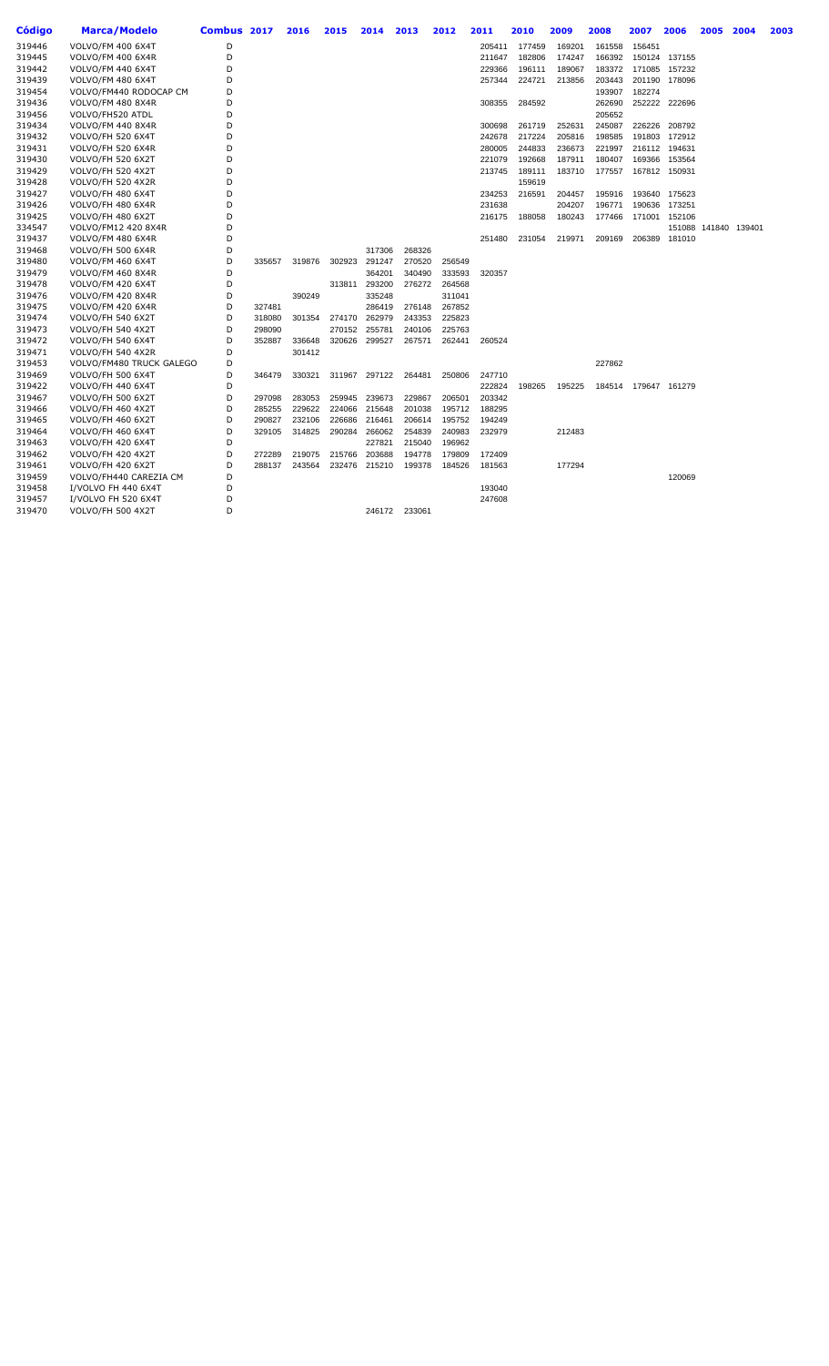| Código | Marca/Modelo | Combus | 2017 | 2016 | 2015 | 2014 | 2013 | 2012 | 2011 | 2010 | 2009 | 2008 | 2007 | 2006 | 2005 | 2004 | 2003 |
|---|---|---|---|---|---|---|---|---|---|---|---|---|---|---|---|---|---|
| 319446 | VOLVO/FM 400 6X4T | D | | | | | | | 205411 | 177459 | 169201 | 161558 | 156451 | | | | |
| 319445 | VOLVO/FM 400 6X4R | D | | | | | | | 211647 | 182806 | 174247 | 166392 | 150124 | 137155 | | | |
| 319442 | VOLVO/FM 440 6X4T | D | | | | | | | 229366 | 196111 | 189067 | 183372 | 171085 | 157232 | | | |
| 319439 | VOLVO/FM 480 6X4T | D | | | | | | | 257344 | 224721 | 213856 | 203443 | 201190 | 178096 | | | |
| 319454 | VOLVO/FM440 RODOCAP CM | D | | | | | | | | | | 193907 | 182274 | | | | |
| 319436 | VOLVO/FM 480 8X4R | D | | | | | | | 308355 | 284592 | | 262690 | 252222 | 222696 | | | |
| 319456 | VOLVO/FH520 ATDL | D | | | | | | | | | | 205652 | | | | | |
| 319434 | VOLVO/FM 440 8X4R | D | | | | | | | 300698 | 261719 | 252631 | 245087 | 226226 | 208792 | | | |
| 319432 | VOLVO/FH 520 6X4T | D | | | | | | | 242678 | 217224 | 205816 | 198585 | 191803 | 172912 | | | |
| 319431 | VOLVO/FH 520 6X4R | D | | | | | | | 280005 | 244833 | 236673 | 221997 | 216112 | 194631 | | | |
| 319430 | VOLVO/FH 520 6X2T | D | | | | | | | 221079 | 192668 | 187911 | 180407 | 169366 | 153564 | | | |
| 319429 | VOLVO/FH 520 4X2T | D | | | | | | | 213745 | 189111 | 183710 | 177557 | 167812 | 150931 | | | |
| 319428 | VOLVO/FH 520 4X2R | D | | | | | | | | 159619 | | | | | | | |
| 319427 | VOLVO/FH 480 6X4T | D | | | | | | | 234253 | 216591 | 204457 | 195916 | 193640 | 175623 | | | |
| 319426 | VOLVO/FH 480 6X4R | D | | | | | | | 231638 | | 204207 | 196771 | 190636 | 173251 | | | |
| 319425 | VOLVO/FH 480 6X2T | D | | | | | | | 216175 | 188058 | 180243 | 177466 | 171001 | 152106 | | | |
| 334547 | VOLVO/FM12 420 8X4R | D | | | | | | | | | | | | 151088 | 141840 | 139401 | |
| 319437 | VOLVO/FM 480 6X4R | D | | | | | | | 251480 | 231054 | 219971 | 209169 | 206389 | 181010 | | | |
| 319468 | VOLVO/FH 500 6X4R | D | | | | 317306 | 268326 | | | | | | | | | | |
| 319480 | VOLVO/FM 460 6X4T | D | 335657 | 319876 | 302923 | 291247 | 270520 | 256549 | | | | | | | | | |
| 319479 | VOLVO/FM 460 8X4R | D | | | | 364201 | 340490 | 333593 | 320357 | | | | | | | | |
| 319478 | VOLVO/FM 420 6X4T | D | | | 313811 | 293200 | 276272 | 264568 | | | | | | | | | |
| 319476 | VOLVO/FM 420 8X4R | D | | 390249 | | 335248 | | 311041 | | | | | | | | | |
| 319475 | VOLVO/FM 420 6X4R | D | 327481 | | | 286419 | 276148 | 267852 | | | | | | | | | |
| 319474 | VOLVO/FH 540 6X2T | D | 318080 | 301354 | 274170 | 262979 | 243353 | 225823 | | | | | | | | | |
| 319473 | VOLVO/FH 540 4X2T | D | 298090 | | 270152 | 255781 | 240106 | 225763 | | | | | | | | | |
| 319472 | VOLVO/FH 540 6X4T | D | 352887 | 336648 | 320626 | 299527 | 267571 | 262441 | 260524 | | | | | | | | |
| 319471 | VOLVO/FH 540 4X2R | D | | 301412 | | | | | | | | | | | | | |
| 319453 | VOLVO/FM480 TRUCK GALEGO | D | | | | | | | | | | 227862 | | | | | |
| 319469 | VOLVO/FH 500 6X4T | D | 346479 | 330321 | 311967 | 297122 | 264481 | 250806 | 247710 | | | | | | | | |
| 319422 | VOLVO/FH 440 6X4T | D | | | | | | | 222824 | 198265 | 195225 | 184514 | 179647 | 161279 | | | |
| 319467 | VOLVO/FH 500 6X2T | D | 297098 | 283053 | 259945 | 239673 | 229867 | 206501 | 203342 | | | | | | | | |
| 319466 | VOLVO/FH 460 4X2T | D | 285255 | 229622 | 224066 | 215648 | 201038 | 195712 | 188295 | | | | | | | | |
| 319465 | VOLVO/FH 460 6X2T | D | 290827 | 232106 | 226686 | 216461 | 206614 | 195752 | 194249 | | | | | | | | |
| 319464 | VOLVO/FH 460 6X4T | D | 329105 | 314825 | 290284 | 266062 | 254839 | 240983 | 232979 | | 212483 | | | | | | |
| 319463 | VOLVO/FH 420 6X4T | D | | | | 227821 | 215040 | 196962 | | | | | | | | | |
| 319462 | VOLVO/FH 420 4X2T | D | 272289 | 219075 | 215766 | 203688 | 194778 | 179809 | 172409 | | | | | | | | |
| 319461 | VOLVO/FH 420 6X2T | D | 288137 | 243564 | 232476 | 215210 | 199378 | 184526 | 181563 | | 177294 | | | | | | |
| 319459 | VOLVO/FH440 CAREZIA CM | D | | | | | | | | | | | | 120069 | | | |
| 319458 | I/VOLVO FH 440 6X4T | D | | | | | | | 193040 | | | | | | | | |
| 319457 | I/VOLVO FH 520 6X4T | D | | | | | | | 247608 | | | | | | | | |
| 319470 | VOLVO/FH 500 4X2T | D | | | | 246172 | 233061 | | | | | | | | | | |